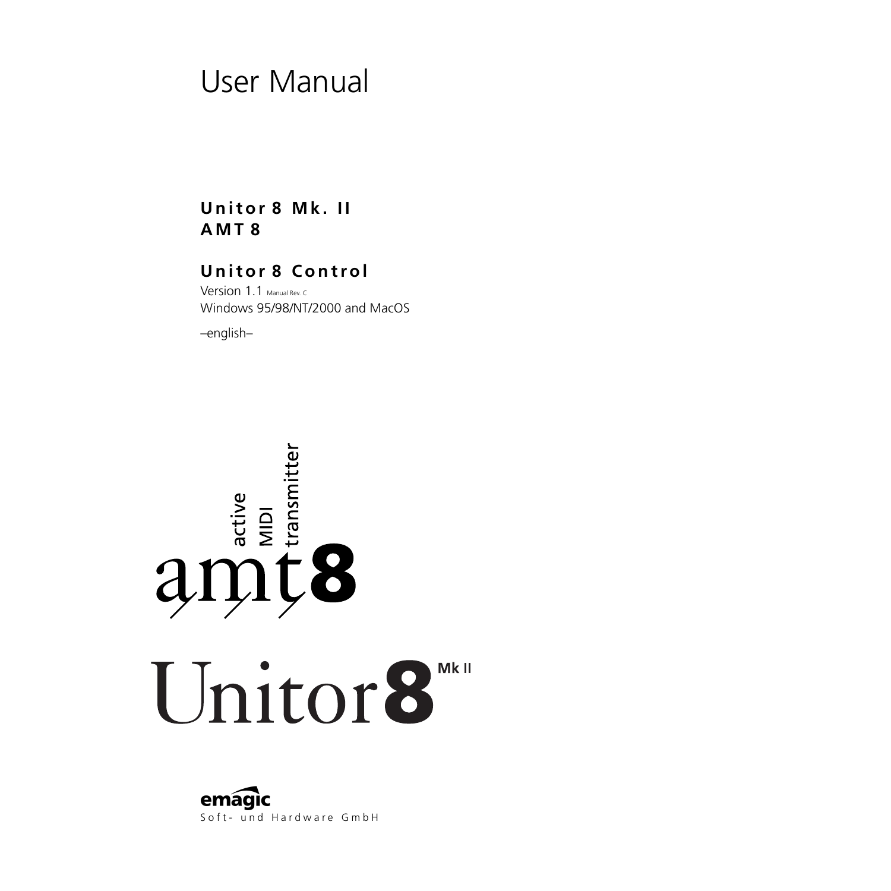# User Manual

**Unitor 8 Mk. II**
**AMT 8**

**Unitor 8 Control**

Version 1.1 Manual Rev. C
Windows 95/98/NT/2000 and MacOS

–english–

active MIDI transmitter

amt8

Unitor8 Mk II

emagic
Soft- und Hardware GmbH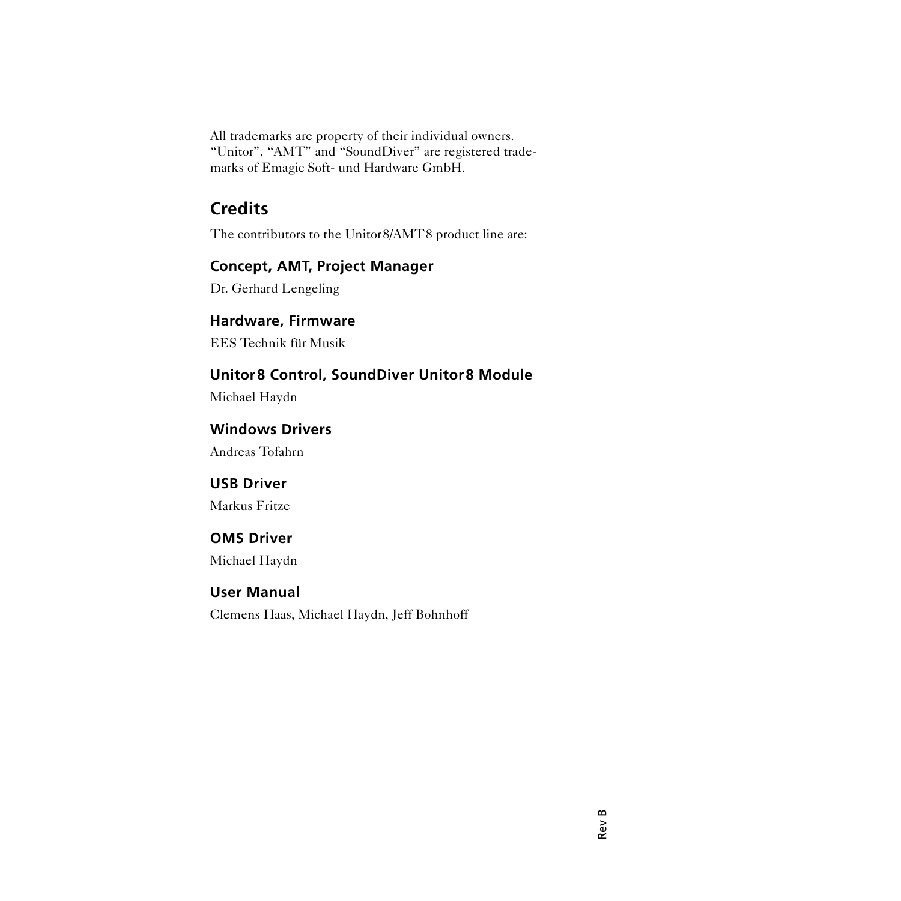All trademarks are property of their individual owners. "Unitor", "AMT" and "SoundDiver" are registered trademarks of Emagic Soft- und Hardware GmbH.

## Credits

The contributors to the Unitor8/AMT8 product line are:

### Concept, AMT, Project Manager

Dr. Gerhard Lengeling

### Hardware, Firmware

EES Technik für Musik

### Unitor8 Control, SoundDiver Unitor8 Module

Michael Haydn

### Windows Drivers

Andreas Tofahrn

### USB Driver

Markus Fritze

### OMS Driver

Michael Haydn

### User Manual

Clemens Haas, Michael Haydn, Jeff Bohnhoff

Rev B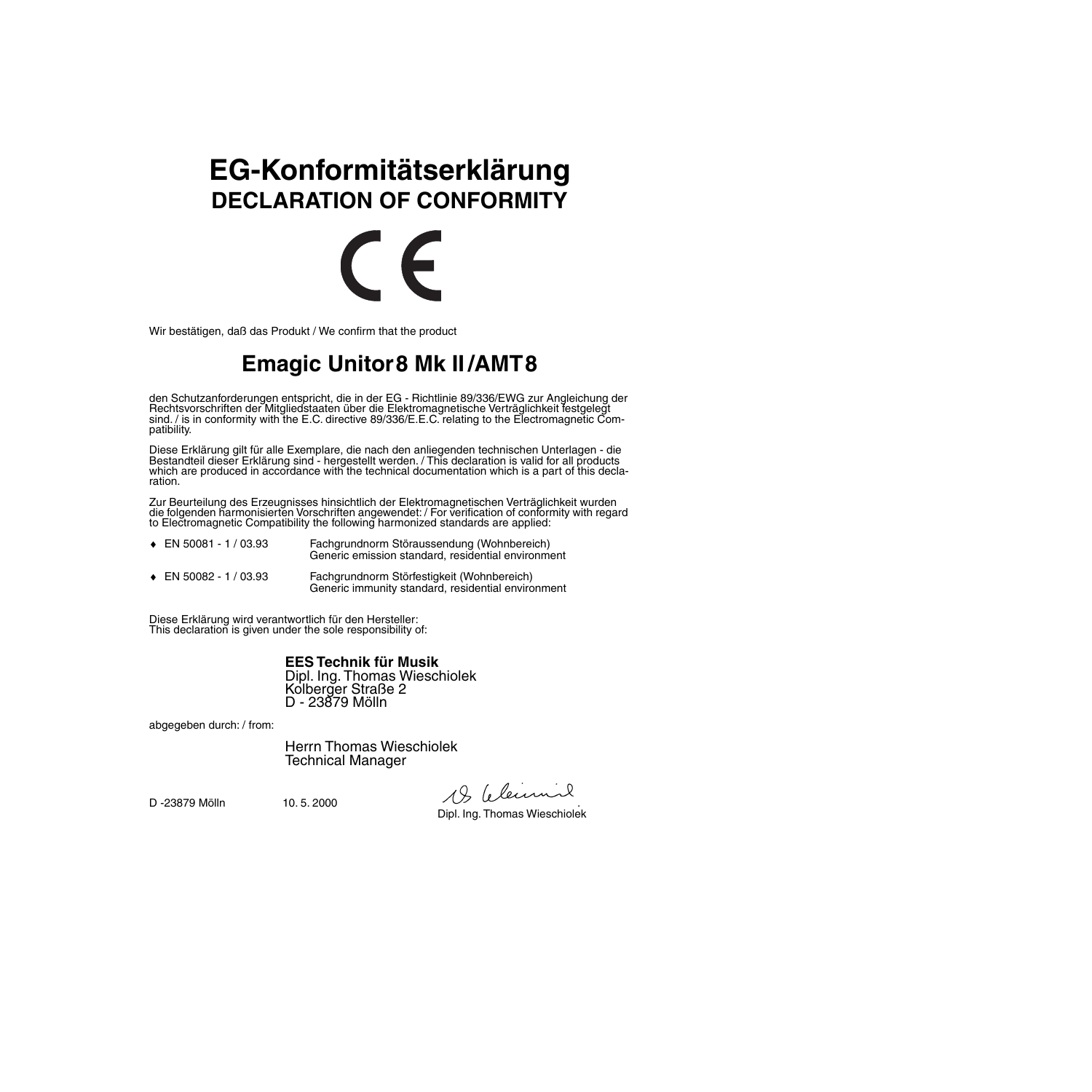# EG-Konformitätserklärung
## DECLARATION OF CONFORMITY

CE

Wir bestätigen, daß das Produkt / We confirm that the product

## Emagic Unitor8 Mk II/AMT8

den Schutzanforderungen entspricht, die in der EG - Richtlinie 89/336/EWG zur Angleichung der Rechtsvorschriften der Mitgliedstaaten über die Elektromagnetische Verträglichkeit festgelegt sind. / is in conformity with the E.C. directive 89/336/E.E.C. relating to the Electromagnetic Compatibility.

Diese Erklärung gilt für alle Exemplare, die nach den anliegenden technischen Unterlagen - die Bestandteil dieser Erklärung sind - hergestellt werden. / This declaration is valid for all products which are produced in accordance with the technical documentation which is a part of this declaration.

Zur Beurteilung des Erzeugnisses hinsichtlich der Elektromagnetischen Verträglichkeit wurden die folgenden harmonisierten Vorschriften angewendet: / For verification of conformity with regard to Electromagnetic Compatibility the following harmonized standards are applied:

- EN 50081 - 1 / 03.93 — Fachgrundnorm Störaussendung (Wohnbereich)
  Generic emission standard, residential environment
- EN 50082 - 1 / 03.93 — Fachgrundnorm Störfestigkeit (Wohnbereich)
  Generic immunity standard, residential environment

Diese Erklärung wird verantwortlich für den Hersteller:
This declaration is given under the sole responsibility of:

**EES Technik für Musik**
Dipl. Ing. Thomas Wieschiolek
Kolberger Straße 2
D - 23879 Mölln

abgegeben durch: / from:

Herrn Thomas Wieschiolek
Technical Manager

D -23879 Mölln 10. 5. 2000

Dipl. Ing. Thomas Wieschiolek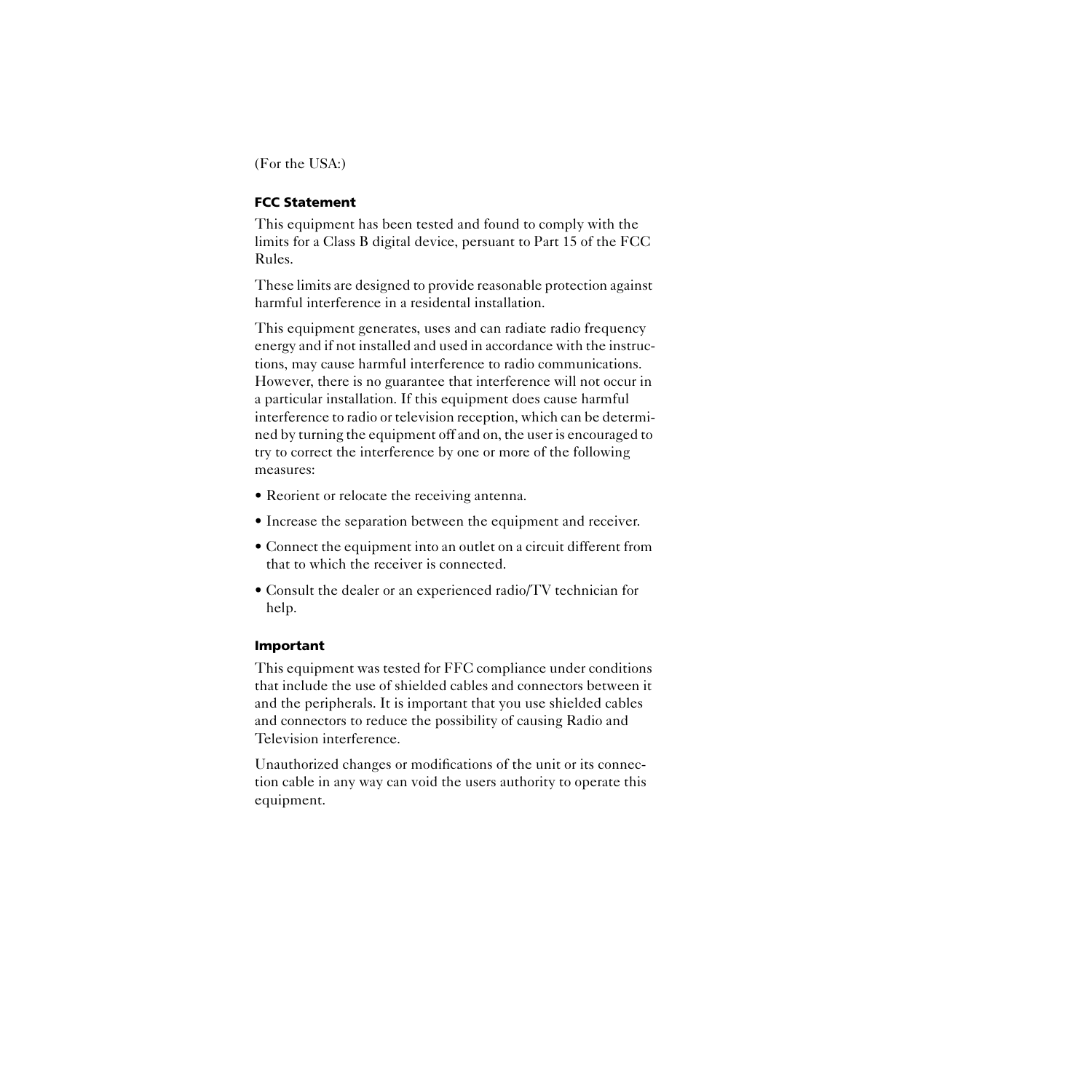(For the USA:)

### FCC Statement

This equipment has been tested and found to comply with the limits for a Class B digital device, persuant to Part 15 of the FCC Rules.

These limits are designed to provide reasonable protection against harmful interference in a residental installation.

This equipment generates, uses and can radiate radio frequency energy and if not installed and used in accordance with the instructions, may cause harmful interference to radio communications. However, there is no guarantee that interference will not occur in a particular installation. If this equipment does cause harmful interference to radio or television reception, which can be determined by turning the equipment off and on, the user is encouraged to try to correct the interference by one or more of the following measures:

- Reorient or relocate the receiving antenna.
- Increase the separation between the equipment and receiver.
- Connect the equipment into an outlet on a circuit different from that to which the receiver is connected.
- Consult the dealer or an experienced radio/TV technician for help.

### Important

This equipment was tested for FFC compliance under conditions that include the use of shielded cables and connectors between it and the peripherals. It is important that you use shielded cables and connectors to reduce the possibility of causing Radio and Television interference.

Unauthorized changes or modifications of the unit or its connection cable in any way can void the users authority to operate this equipment.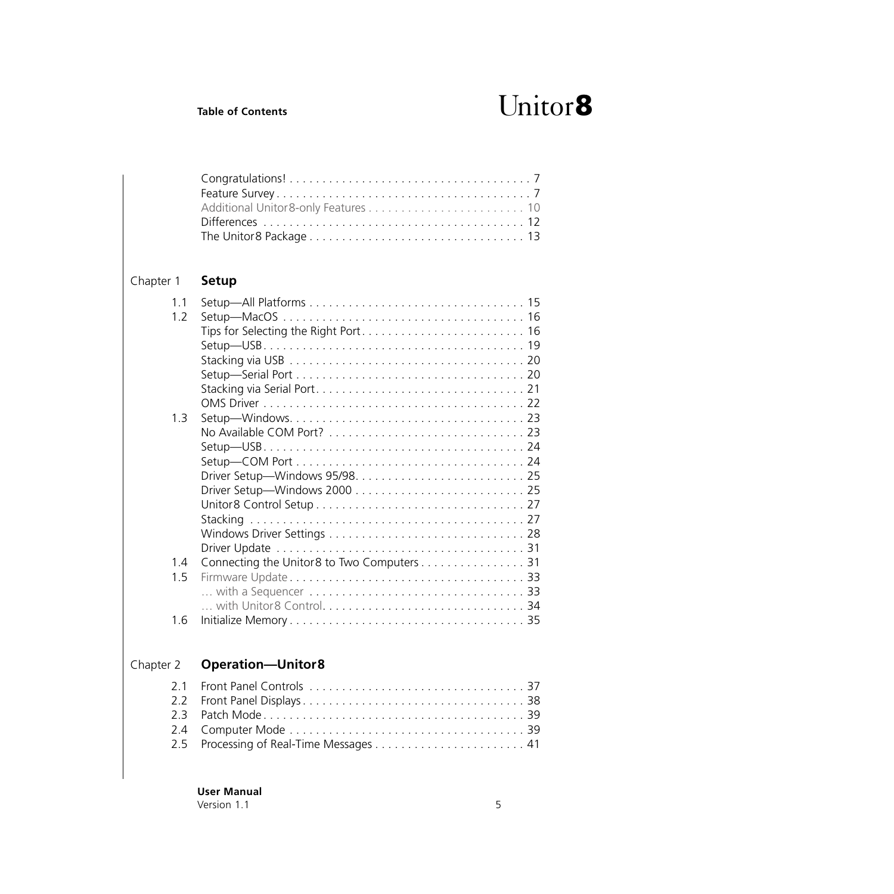Table of Contents

Congratulations! . . . . . . . . . . . . . . . . . . . . . . . . . . . . . . . . . . . . . 7
Feature Survey . . . . . . . . . . . . . . . . . . . . . . . . . . . . . . . . . . . . . . . 7
Additional Unitor8-only Features . . . . . . . . . . . . . . . . . . . . . . . . 10
Differences . . . . . . . . . . . . . . . . . . . . . . . . . . . . . . . . . . . . . . . . 12
The Unitor8 Package . . . . . . . . . . . . . . . . . . . . . . . . . . . . . . . . 13

## Chapter 1 Setup

1.1 Setup—All Platforms . . . . . . . . . . . . . . . . . . . . . . . . . . . . . . . . 15
1.2 Setup—MacOS . . . . . . . . . . . . . . . . . . . . . . . . . . . . . . . . . . . . . 16
Tips for Selecting the Right Port . . . . . . . . . . . . . . . . . . . . . . . . . 16
Setup—USB . . . . . . . . . . . . . . . . . . . . . . . . . . . . . . . . . . . . . . . . 19
Stacking via USB . . . . . . . . . . . . . . . . . . . . . . . . . . . . . . . . . . . . 20
Setup—Serial Port . . . . . . . . . . . . . . . . . . . . . . . . . . . . . . . . . . . 20
Stacking via Serial Port . . . . . . . . . . . . . . . . . . . . . . . . . . . . . . . . 21
OMS Driver . . . . . . . . . . . . . . . . . . . . . . . . . . . . . . . . . . . . . . . . 22
1.3 Setup—Windows. . . . . . . . . . . . . . . . . . . . . . . . . . . . . . . . . . . . 23
No Available COM Port? . . . . . . . . . . . . . . . . . . . . . . . . . . . . . . 23
Setup—USB . . . . . . . . . . . . . . . . . . . . . . . . . . . . . . . . . . . . . . . . 24
Setup—COM Port . . . . . . . . . . . . . . . . . . . . . . . . . . . . . . . . . . . 24
Driver Setup—Windows 95/98. . . . . . . . . . . . . . . . . . . . . . . . . . 25
Driver Setup—Windows 2000 . . . . . . . . . . . . . . . . . . . . . . . . . . 25
Unitor8 Control Setup . . . . . . . . . . . . . . . . . . . . . . . . . . . . . . . . 27
Stacking . . . . . . . . . . . . . . . . . . . . . . . . . . . . . . . . . . . . . . . . . . 27
Windows Driver Settings . . . . . . . . . . . . . . . . . . . . . . . . . . . . . . 28
Driver Update . . . . . . . . . . . . . . . . . . . . . . . . . . . . . . . . . . . . . . 31
1.4 Connecting the Unitor8 to Two Computers . . . . . . . . . . . . . . . . 31
1.5 Firmware Update . . . . . . . . . . . . . . . . . . . . . . . . . . . . . . . . . . . . 33
… with a Sequencer . . . . . . . . . . . . . . . . . . . . . . . . . . . . . . . . . 33
… with Unitor8 Control. . . . . . . . . . . . . . . . . . . . . . . . . . . . . . . 34
1.6 Initialize Memory . . . . . . . . . . . . . . . . . . . . . . . . . . . . . . . . . . . . 35

## Chapter 2 Operation—Unitor8

2.1 Front Panel Controls . . . . . . . . . . . . . . . . . . . . . . . . . . . . . . . . . 37
2.2 Front Panel Displays . . . . . . . . . . . . . . . . . . . . . . . . . . . . . . . . . . 38
2.3 Patch Mode . . . . . . . . . . . . . . . . . . . . . . . . . . . . . . . . . . . . . . . . 39
2.4 Computer Mode . . . . . . . . . . . . . . . . . . . . . . . . . . . . . . . . . . . . . 39
2.5 Processing of Real-Time Messages . . . . . . . . . . . . . . . . . . . . . . . 41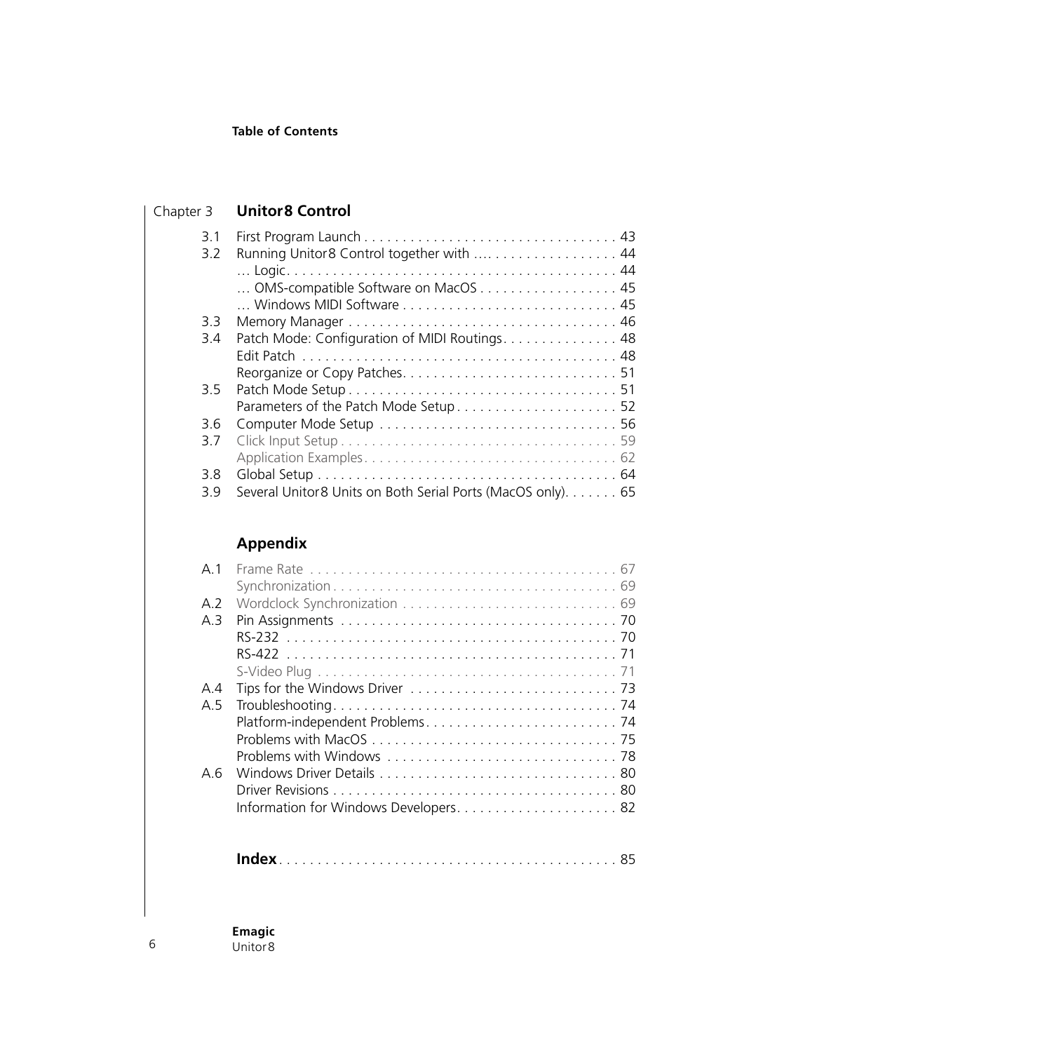## Chapter 3 Unitor8 Control

| | | |
|---|---|---|
| 3.1 | First Program Launch | 43 |
| 3.2 | Running Unitor8 Control together with … | 44 |
| | … Logic | 44 |
| | … OMS-compatible Software on MacOS | 45 |
| | … Windows MIDI Software | 45 |
| 3.3 | Memory Manager | 46 |
| 3.4 | Patch Mode: Configuration of MIDI Routings | 48 |
| | Edit Patch | 48 |
| | Reorganize or Copy Patches | 51 |
| 3.5 | Patch Mode Setup | 51 |
| | Parameters of the Patch Mode Setup | 52 |
| 3.6 | Computer Mode Setup | 56 |
| 3.7 | Click Input Setup | 59 |
| | Application Examples | 62 |
| 3.8 | Global Setup | 64 |
| 3.9 | Several Unitor8 Units on Both Serial Ports (MacOS only) | 65 |

## Appendix

| | | |
|---|---|---|
| A.1 | Frame Rate | 67 |
| | Synchronization | 69 |
| A.2 | Wordclock Synchronization | 69 |
| A.3 | Pin Assignments | 70 |
| | RS-232 | 70 |
| | RS-422 | 71 |
| | S-Video Plug | 71 |
| A.4 | Tips for the Windows Driver | 73 |
| A.5 | Troubleshooting | 74 |
| | Platform-independent Problems | 74 |
| | Problems with MacOS | 75 |
| | Problems with Windows | 78 |
| A.6 | Windows Driver Details | 80 |
| | Driver Revisions | 80 |
| | Information for Windows Developers | 82 |

**Index** . . . . . . . . . . 85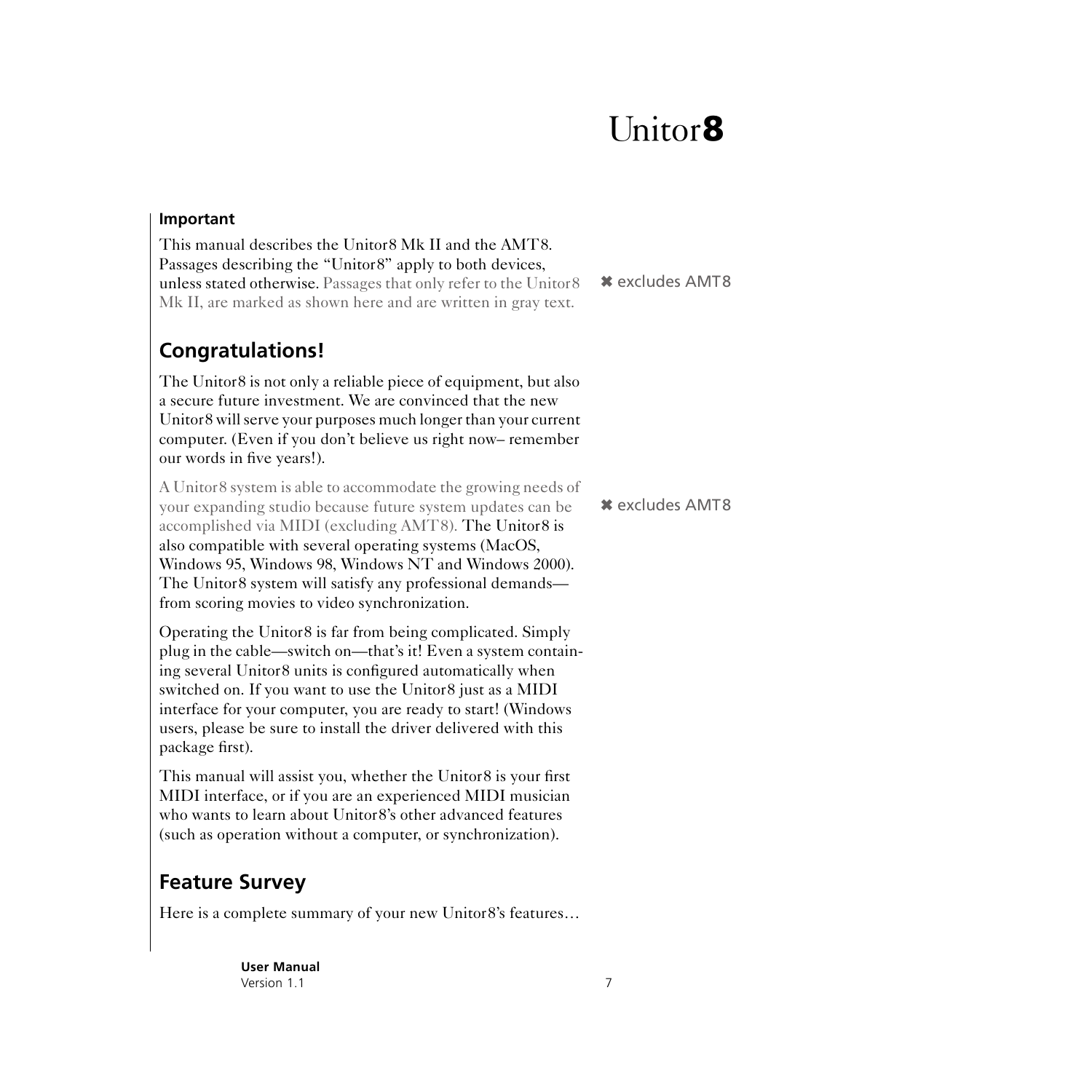# Unitor8

**Important**

This manual describes the Unitor8 Mk II and the AMT8. Passages describing the "Unitor8" apply to both devices, unless stated otherwise. Passages that only refer to the Unitor8 Mk II, are marked as shown here and are written in gray text.

✖ excludes AMT8

## Congratulations!

The Unitor8 is not only a reliable piece of equipment, but also a secure future investment. We are convinced that the new Unitor8 will serve your purposes much longer than your current computer. (Even if you don't believe us right now– remember our words in five years!).

A Unitor8 system is able to accommodate the growing needs of your expanding studio because future system updates can be accomplished via MIDI (excluding AMT8). The Unitor8 is also compatible with several operating systems (MacOS, Windows 95, Windows 98, Windows NT and Windows 2000). The Unitor8 system will satisfy any professional demands—from scoring movies to video synchronization.

✖ excludes AMT8

Operating the Unitor8 is far from being complicated. Simply plug in the cable—switch on—that's it! Even a system containing several Unitor8 units is configured automatically when switched on. If you want to use the Unitor8 just as a MIDI interface for your computer, you are ready to start! (Windows users, please be sure to install the driver delivered with this package first).

This manual will assist you, whether the Unitor8 is your first MIDI interface, or if you are an experienced MIDI musician who wants to learn about Unitor8's other advanced features (such as operation without a computer, or synchronization).

## Feature Survey

Here is a complete summary of your new Unitor8's features…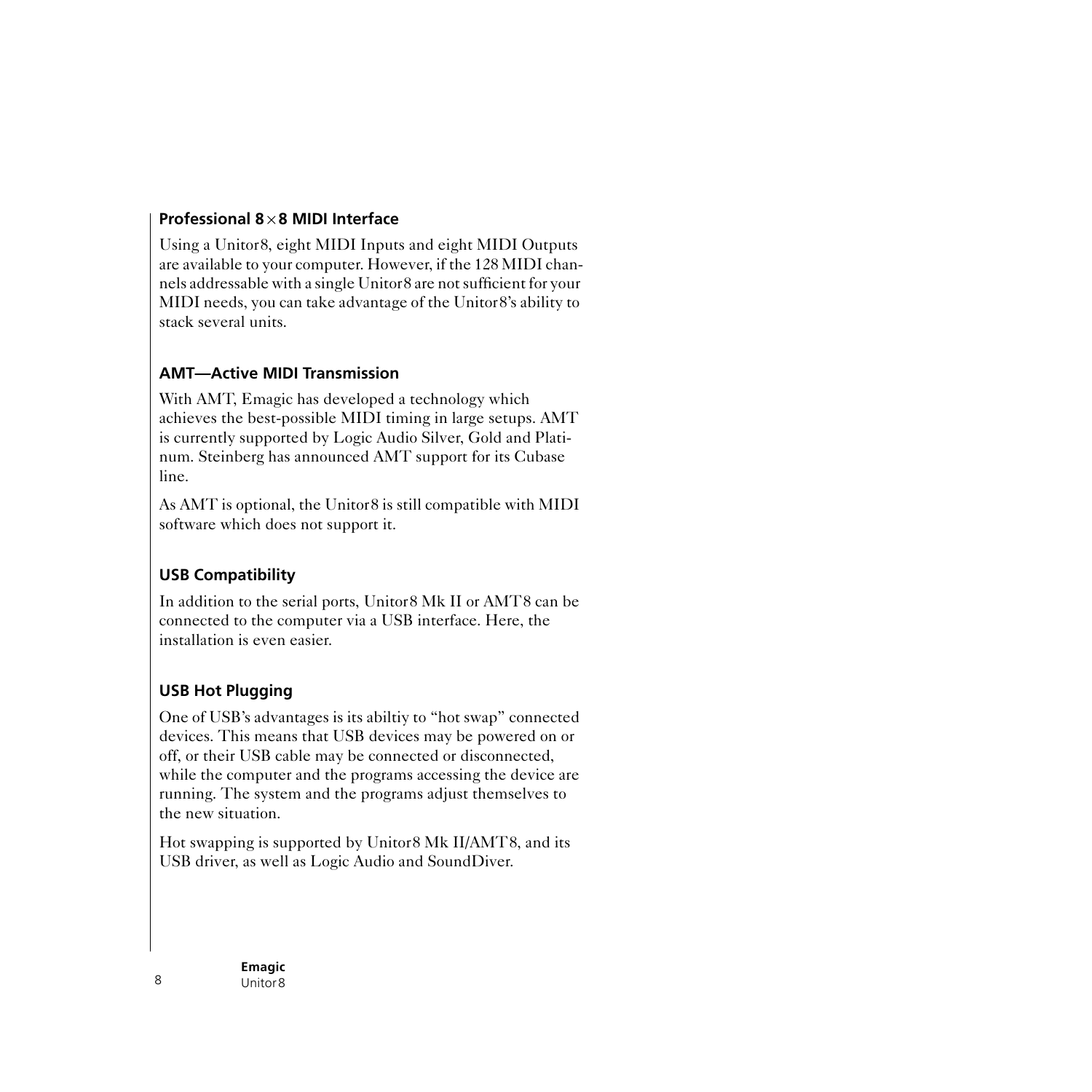### Professional 8 × 8 MIDI Interface

Using a Unitor8, eight MIDI Inputs and eight MIDI Outputs are available to your computer. However, if the 128 MIDI channels addressable with a single Unitor8 are not sufficient for your MIDI needs, you can take advantage of the Unitor8's ability to stack several units.

### AMT—Active MIDI Transmission

With AMT, Emagic has developed a technology which achieves the best-possible MIDI timing in large setups. AMT is currently supported by Logic Audio Silver, Gold and Platinum. Steinberg has announced AMT support for its Cubase line.

As AMT is optional, the Unitor8 is still compatible with MIDI software which does not support it.

### USB Compatibility

In addition to the serial ports, Unitor8 Mk II or AMT8 can be connected to the computer via a USB interface. Here, the installation is even easier.

### USB Hot Plugging

One of USB's advantages is its abiltiy to "hot swap" connected devices. This means that USB devices may be powered on or off, or their USB cable may be connected or disconnected, while the computer and the programs accessing the device are running. The system and the programs adjust themselves to the new situation.

Hot swapping is supported by Unitor8 Mk II/AMT8, and its USB driver, as well as Logic Audio and SoundDiver.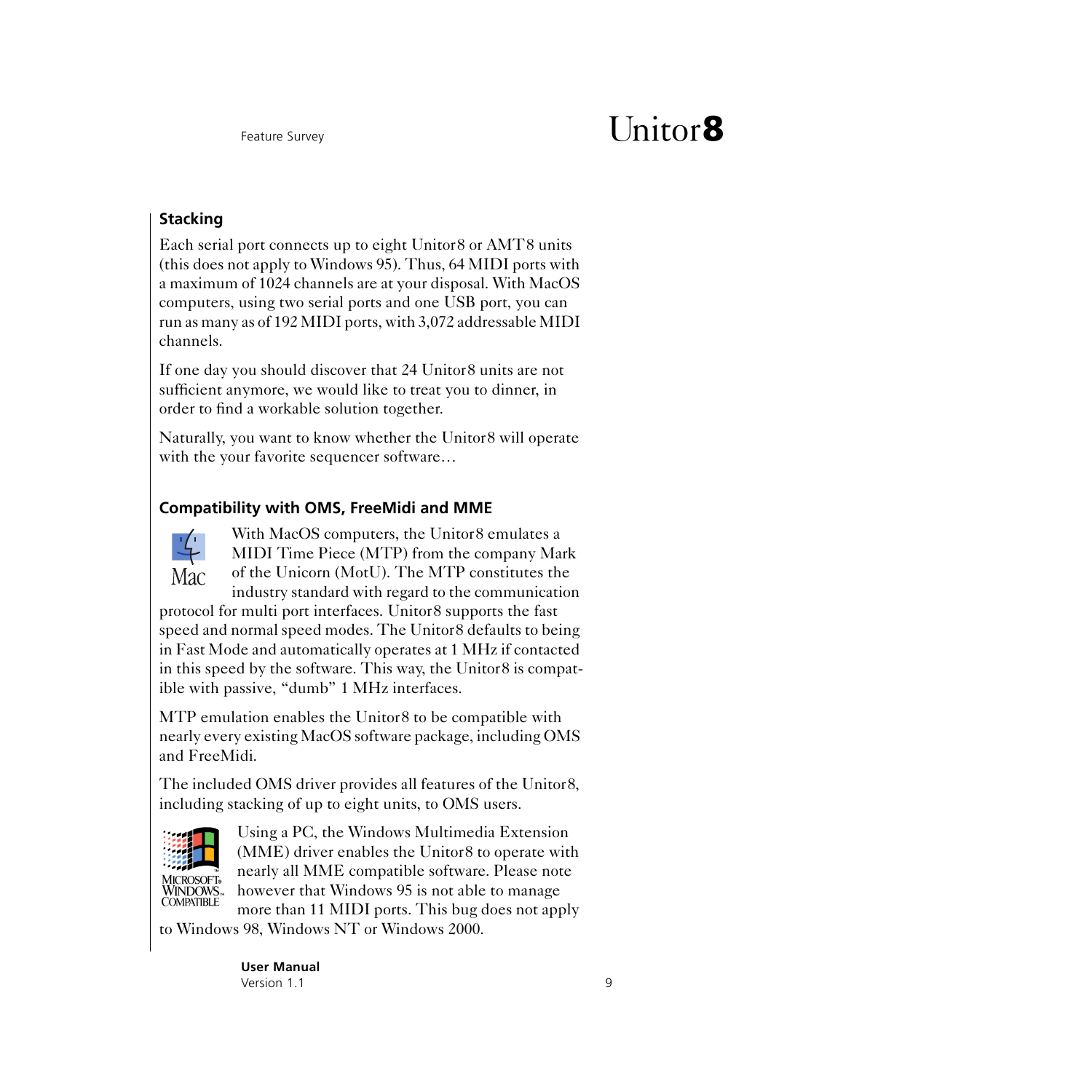## Stacking

Each serial port connects up to eight Unitor8 or AMT8 units (this does not apply to Windows 95). Thus, 64 MIDI ports with a maximum of 1024 channels are at your disposal. With MacOS computers, using two serial ports and one USB port, you can run as many as of 192 MIDI ports, with 3,072 addressable MIDI channels.

If one day you should discover that 24 Unitor8 units are not sufficient anymore, we would like to treat you to dinner, in order to find a workable solution together.

Naturally, you want to know whether the Unitor8 will operate with the your favorite sequencer software…

## Compatibility with OMS, FreeMidi and MME

With MacOS computers, the Unitor8 emulates a MIDI Time Piece (MTP) from the company Mark of the Unicorn (MotU). The MTP constitutes the industry standard with regard to the communication protocol for multi port interfaces. Unitor8 supports the fast speed and normal speed modes. The Unitor8 defaults to being in Fast Mode and automatically operates at 1 MHz if contacted in this speed by the software. This way, the Unitor8 is compatible with passive, “dumb” 1 MHz interfaces.

MTP emulation enables the Unitor8 to be compatible with nearly every existing MacOS software package, including OMS and FreeMidi.

The included OMS driver provides all features of the Unitor8, including stacking of up to eight units, to OMS users.

Using a PC, the Windows Multimedia Extension (MME) driver enables the Unitor8 to operate with nearly all MME compatible software. Please note however that Windows 95 is not able to manage more than 11 MIDI ports. This bug does not apply to Windows 98, Windows NT or Windows 2000.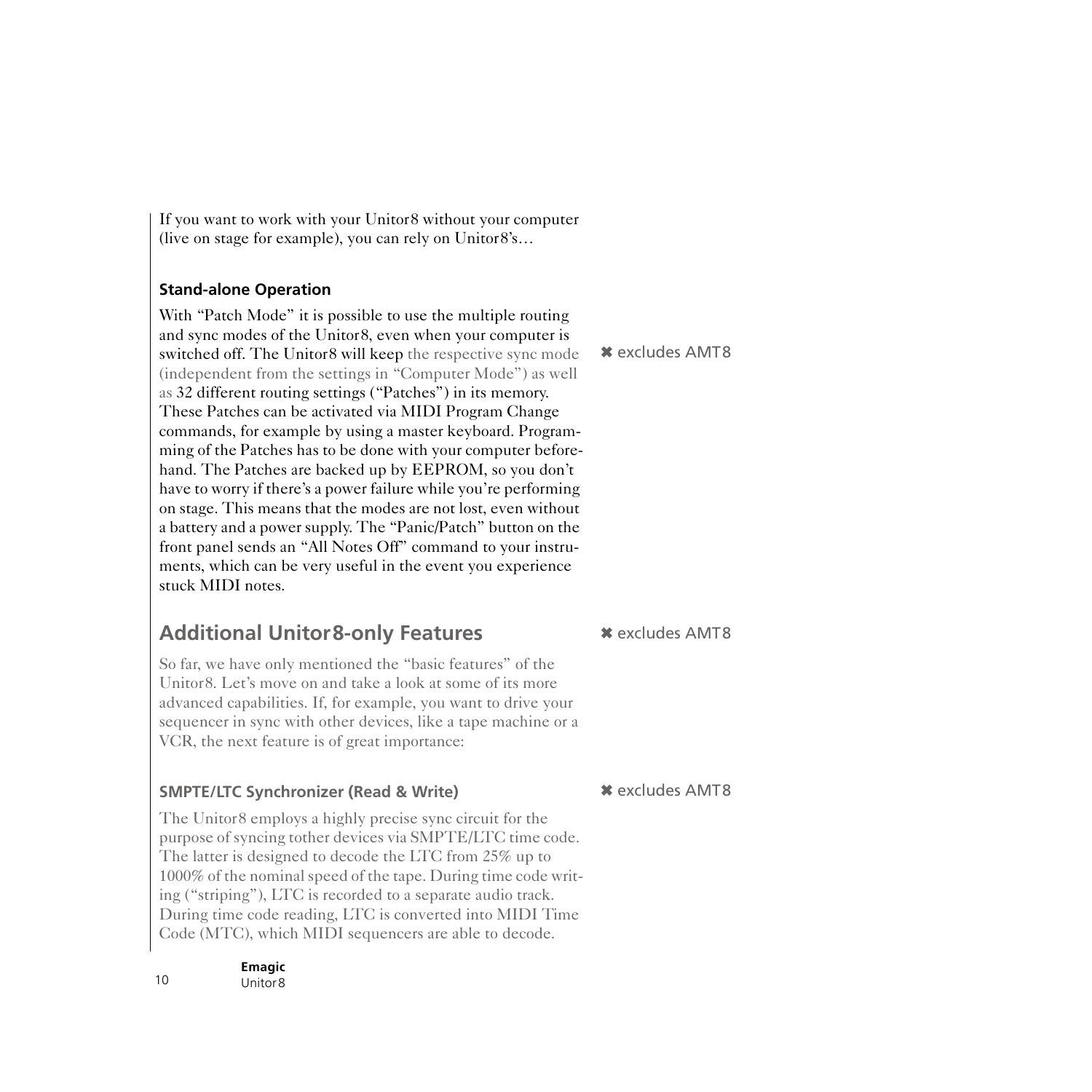If you want to work with your Unitor8 without your computer (live on stage for example), you can rely on Unitor8's…

### Stand-alone Operation

With "Patch Mode" it is possible to use the multiple routing and sync modes of the Unitor8, even when your computer is switched off. The Unitor8 will keep the respective sync mode (independent from the settings in "Computer Mode") as well as 32 different routing settings ("Patches") in its memory. These Patches can be activated via MIDI Program Change commands, for example by using a master keyboard. Programming of the Patches has to be done with your computer beforehand. The Patches are backed up by EEPROM, so you don't have to worry if there's a power failure while you're performing on stage. This means that the modes are not lost, even without a battery and a power supply. The "Panic/Patch" button on the front panel sends an "All Notes Off" command to your instruments, which can be very useful in the event you experience stuck MIDI notes.

✖ excludes AMT8

## Additional Unitor8-only Features

✖ excludes AMT8

So far, we have only mentioned the "basic features" of the Unitor8. Let's move on and take a look at some of its more advanced capabilities. If, for example, you want to drive your sequencer in sync with other devices, like a tape machine or a VCR, the next feature is of great importance:

### SMPTE/LTC Synchronizer (Read & Write)

✖ excludes AMT8

The Unitor8 employs a highly precise sync circuit for the purpose of syncing tother devices via SMPTE/LTC time code. The latter is designed to decode the LTC from 25% up to 1000% of the nominal speed of the tape. During time code writing ("striping"), LTC is recorded to a separate audio track. During time code reading, LTC is converted into MIDI Time Code (MTC), which MIDI sequencers are able to decode.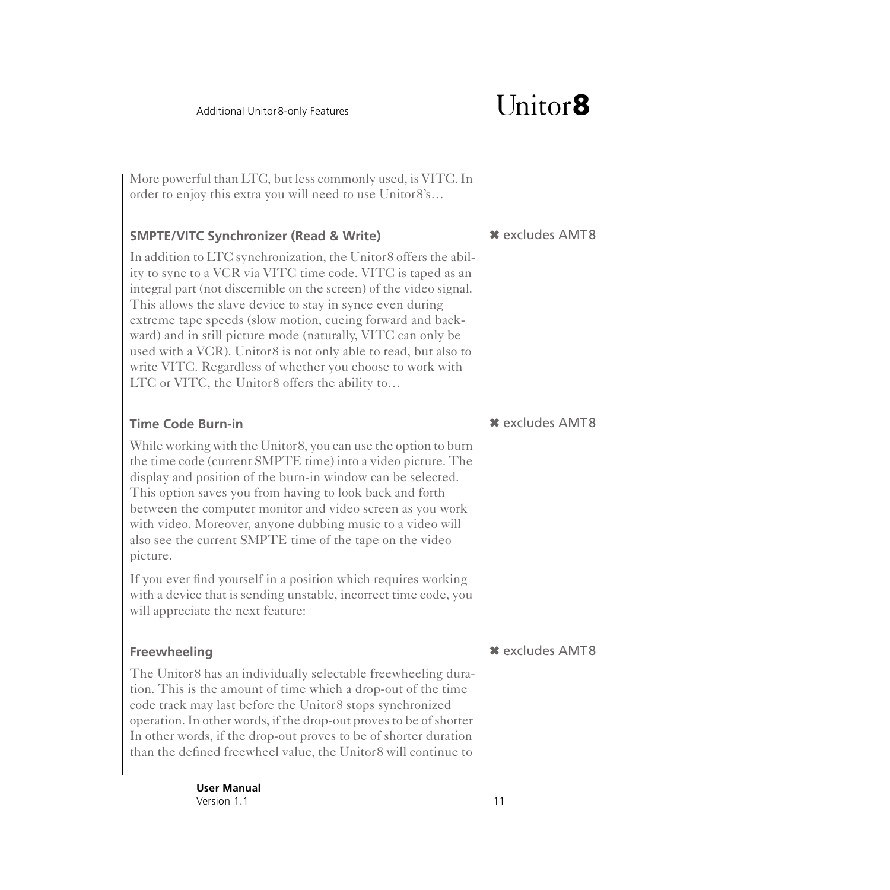More powerful than LTC, but less commonly used, is VITC. In order to enjoy this extra you will need to use Unitor8's…

### SMPTE/VITC Synchronizer (Read & Write)

✖ excludes AMT8

In addition to LTC synchronization, the Unitor8 offers the ability to sync to a VCR via VITC time code. VITC is taped as an integral part (not discernible on the screen) of the video signal. This allows the slave device to stay in synce even during extreme tape speeds (slow motion, cueing forward and backward) and in still picture mode (naturally, VITC can only be used with a VCR). Unitor8 is not only able to read, but also to write VITC. Regardless of whether you choose to work with LTC or VITC, the Unitor8 offers the ability to…

### Time Code Burn-in

✖ excludes AMT8

While working with the Unitor8, you can use the option to burn the time code (current SMPTE time) into a video picture. The display and position of the burn-in window can be selected. This option saves you from having to look back and forth between the computer monitor and video screen as you work with video. Moreover, anyone dubbing music to a video will also see the current SMPTE time of the tape on the video picture.

If you ever find yourself in a position which requires working with a device that is sending unstable, incorrect time code, you will appreciate the next feature:

### Freewheeling

✖ excludes AMT8

The Unitor8 has an individually selectable freewheeling duration. This is the amount of time which a drop-out of the time code track may last before the Unitor8 stops synchronized operation. In other words, if the drop-out proves to be of shorter In other words, if the drop-out proves to be of shorter duration than the defined freewheel value, the Unitor8 will continue to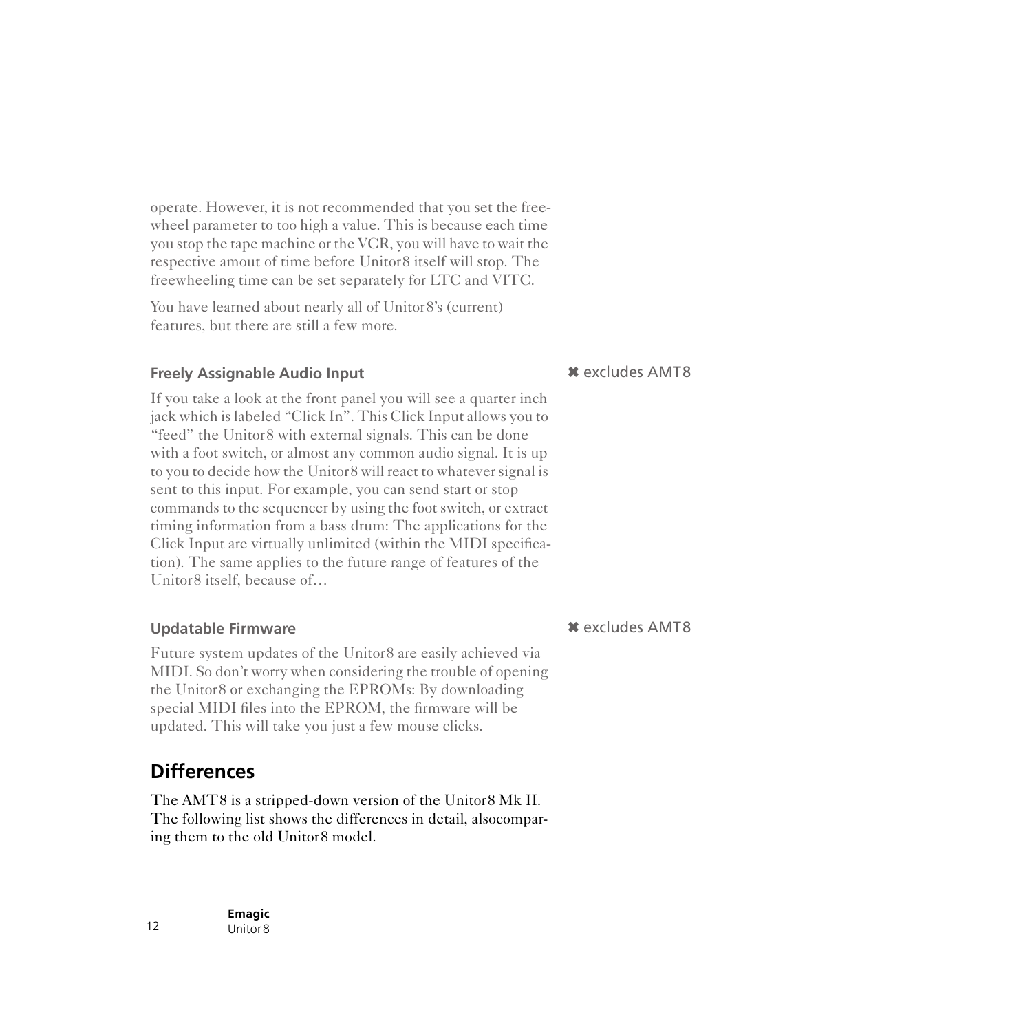operate. However, it is not recommended that you set the freewheel parameter to too high a value. This is because each time you stop the tape machine or the VCR, you will have to wait the respective amout of time before Unitor8 itself will stop. The freewheeling time can be set separately for LTC and VITC.

You have learned about nearly all of Unitor8's (current) features, but there are still a few more.

### Freely Assignable Audio Input

✖ excludes AMT8

If you take a look at the front panel you will see a quarter inch jack which is labeled "Click In". This Click Input allows you to "feed" the Unitor8 with external signals. This can be done with a foot switch, or almost any common audio signal. It is up to you to decide how the Unitor8 will react to whatever signal is sent to this input. For example, you can send start or stop commands to the sequencer by using the foot switch, or extract timing information from a bass drum: The applications for the Click Input are virtually unlimited (within the MIDI specification). The same applies to the future range of features of the Unitor8 itself, because of…

### Updatable Firmware

✖ excludes AMT8

Future system updates of the Unitor8 are easily achieved via MIDI. So don't worry when considering the trouble of opening the Unitor8 or exchanging the EPROMs: By downloading special MIDI files into the EPROM, the firmware will be updated. This will take you just a few mouse clicks.

## Differences

The AMT8 is a stripped-down version of the Unitor8 Mk II. The following list shows the differences in detail, alsocomparing them to the old Unitor8 model.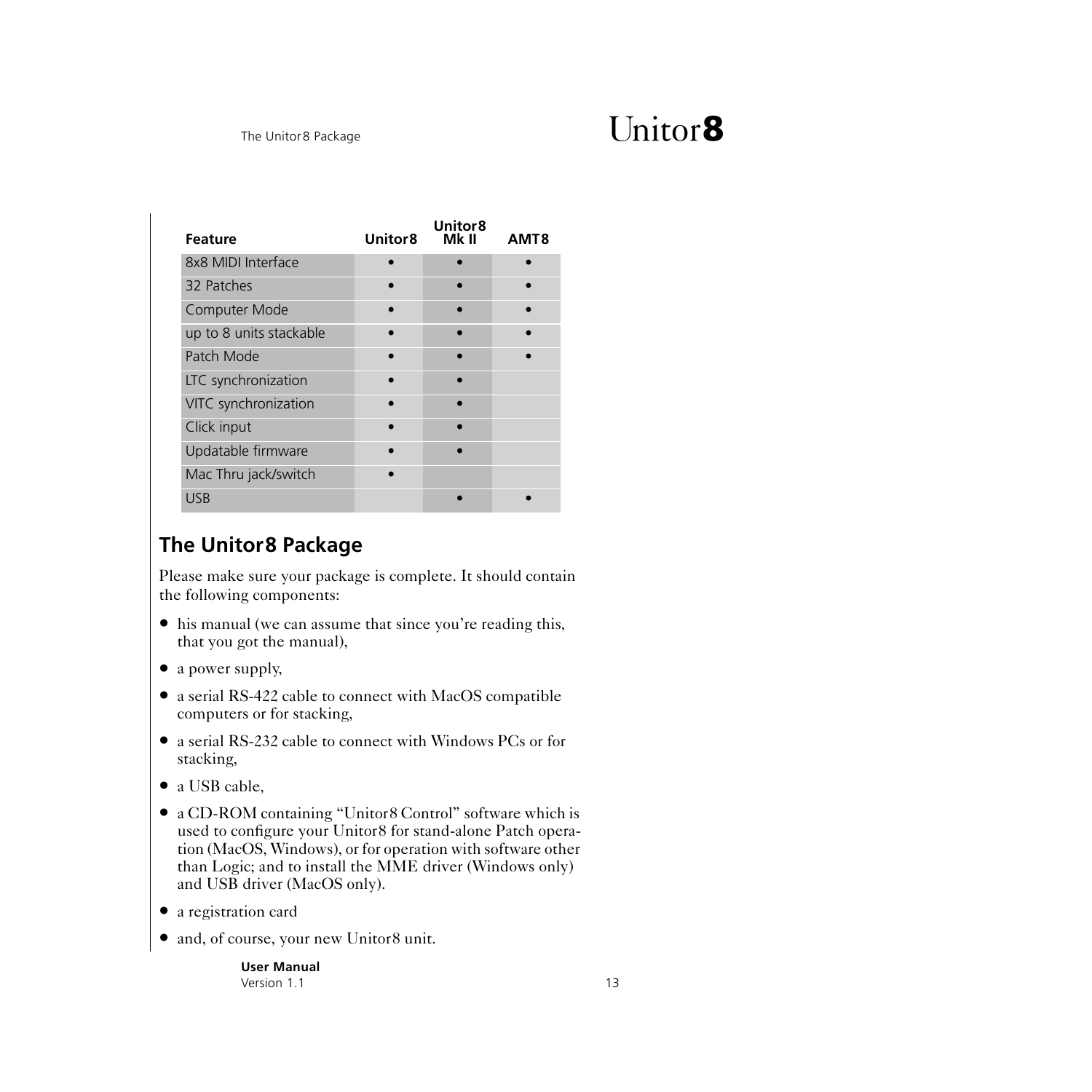| Feature | Unitor8 | Unitor8 Mk II | AMT8 |
|---|---|---|---|
| 8x8 MIDI Interface | • | • | • |
| 32 Patches | • | • | • |
| Computer Mode | • | • | • |
| up to 8 units stackable | • | • | • |
| Patch Mode | • | • | • |
| LTC synchronization | • | • | |
| VITC synchronization | • | • | |
| Click input | • | • | |
| Updatable firmware | • | • | |
| Mac Thru jack/switch | • | | |
| USB | | • | • |

## The Unitor8 Package

Please make sure your package is complete. It should contain the following components:

- his manual (we can assume that since you're reading this, that you got the manual),
- a power supply,
- a serial RS-422 cable to connect with MacOS compatible computers or for stacking,
- a serial RS-232 cable to connect with Windows PCs or for stacking,
- a USB cable,
- a CD-ROM containing "Unitor8 Control" software which is used to configure your Unitor8 for stand-alone Patch operation (MacOS, Windows), or for operation with software other than Logic; and to install the MME driver (Windows only) and USB driver (MacOS only).
- a registration card
- and, of course, your new Unitor8 unit.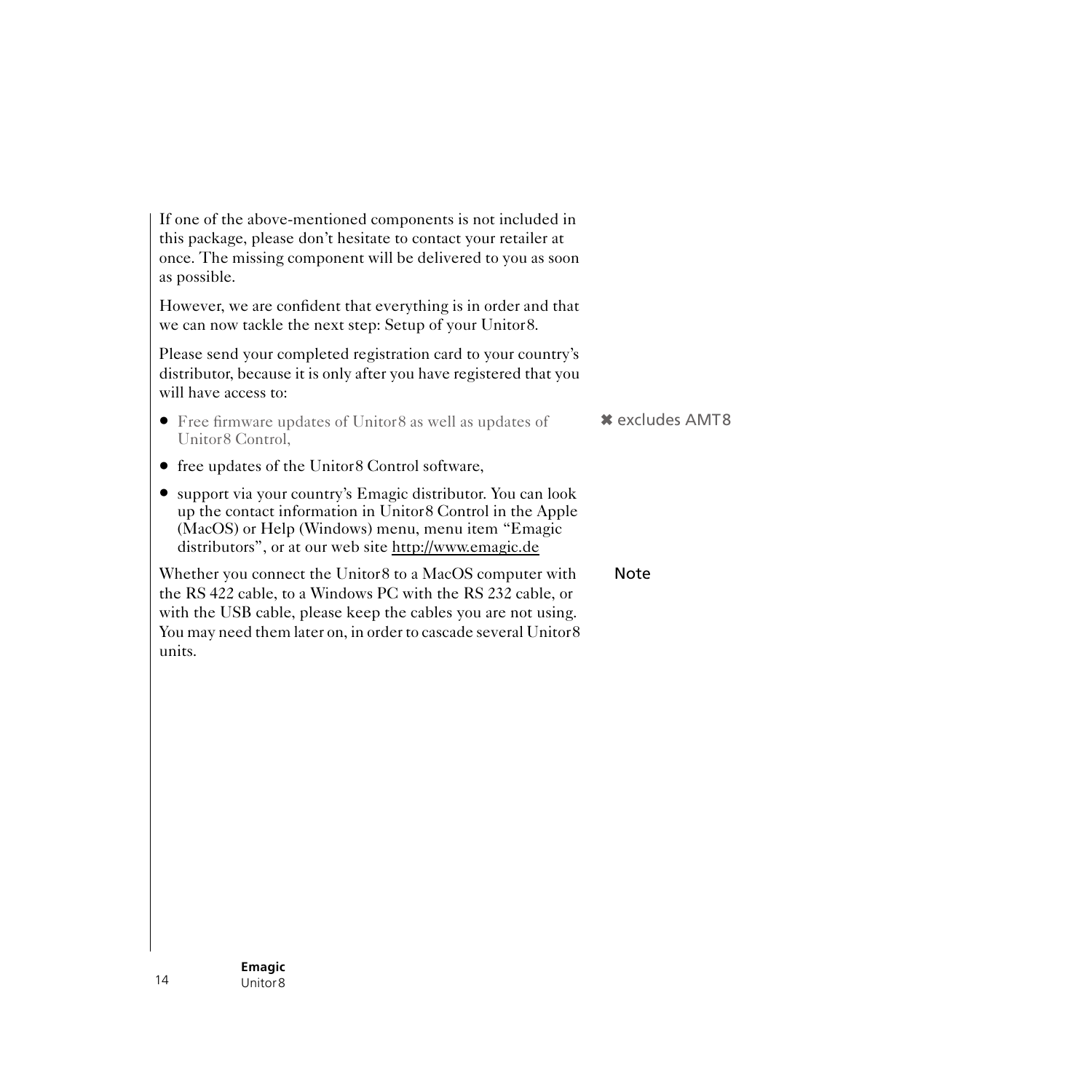If one of the above-mentioned components is not included in this package, please don't hesitate to contact your retailer at once. The missing component will be delivered to you as soon as possible.

However, we are confident that everything is in order and that we can now tackle the next step: Setup of your Unitor8.

Please send your completed registration card to your country's distributor, because it is only after you have registered that you will have access to:

- Free firmware updates of Unitor8 as well as updates of Unitor8 Control,

  ✖ excludes AMT8

- free updates of the Unitor8 Control software,
- support via your country's Emagic distributor. You can look up the contact information in Unitor8 Control in the Apple (MacOS) or Help (Windows) menu, menu item "Emagic distributors", or at our web site http://www.emagic.de

Note

Whether you connect the Unitor8 to a MacOS computer with the RS 422 cable, to a Windows PC with the RS 232 cable, or with the USB cable, please keep the cables you are not using. You may need them later on, in order to cascade several Unitor8 units.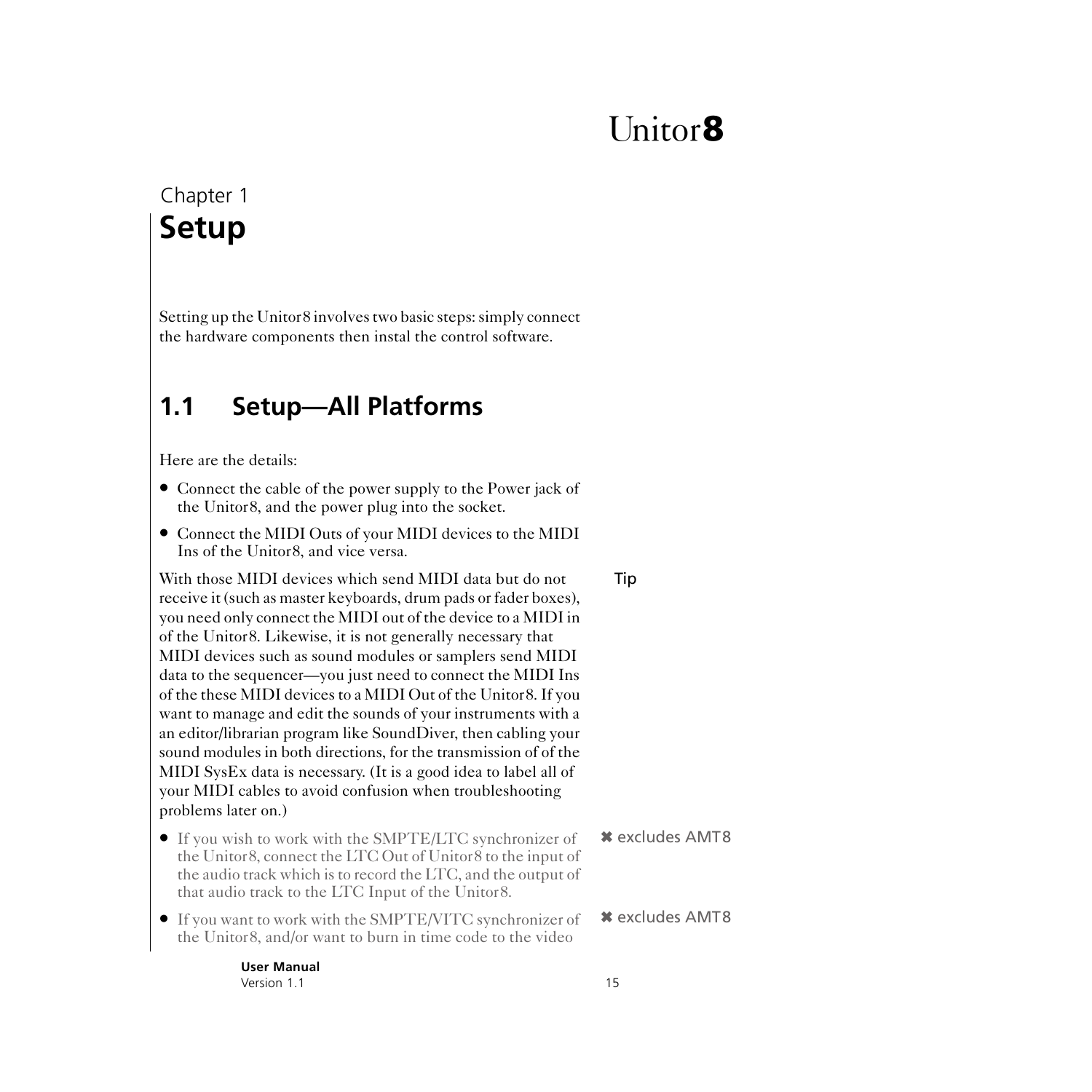Chapter 1

# Setup

Setting up the Unitor8 involves two basic steps: simply connect the hardware components then instal the control software.

## 1.1 Setup—All Platforms

Here are the details:

- Connect the cable of the power supply to the Power jack of the Unitor8, and the power plug into the socket.
- Connect the MIDI Outs of your MIDI devices to the MIDI Ins of the Unitor8, and vice versa.

Tip

With those MIDI devices which send MIDI data but do not receive it (such as master keyboards, drum pads or fader boxes), you need only connect the MIDI out of the device to a MIDI in of the Unitor8. Likewise, it is not generally necessary that MIDI devices such as sound modules or samplers send MIDI data to the sequencer—you just need to connect the MIDI Ins of the these MIDI devices to a MIDI Out of the Unitor8. If you want to manage and edit the sounds of your instruments with a an editor/librarian program like SoundDiver, then cabling your sound modules in both directions, for the transmission of of the MIDI SysEx data is necessary. (It is a good idea to label all of your MIDI cables to avoid confusion when troubleshooting problems later on.)

- If you wish to work with the SMPTE/LTC synchronizer of the Unitor8, connect the LTC Out of Unitor8 to the input of the audio track which is to record the LTC, and the output of that audio track to the LTC Input of the Unitor8. ✖ excludes AMT8
- If you want to work with the SMPTE/VITC synchronizer of the Unitor8, and/or want to burn in time code to the video ✖ excludes AMT8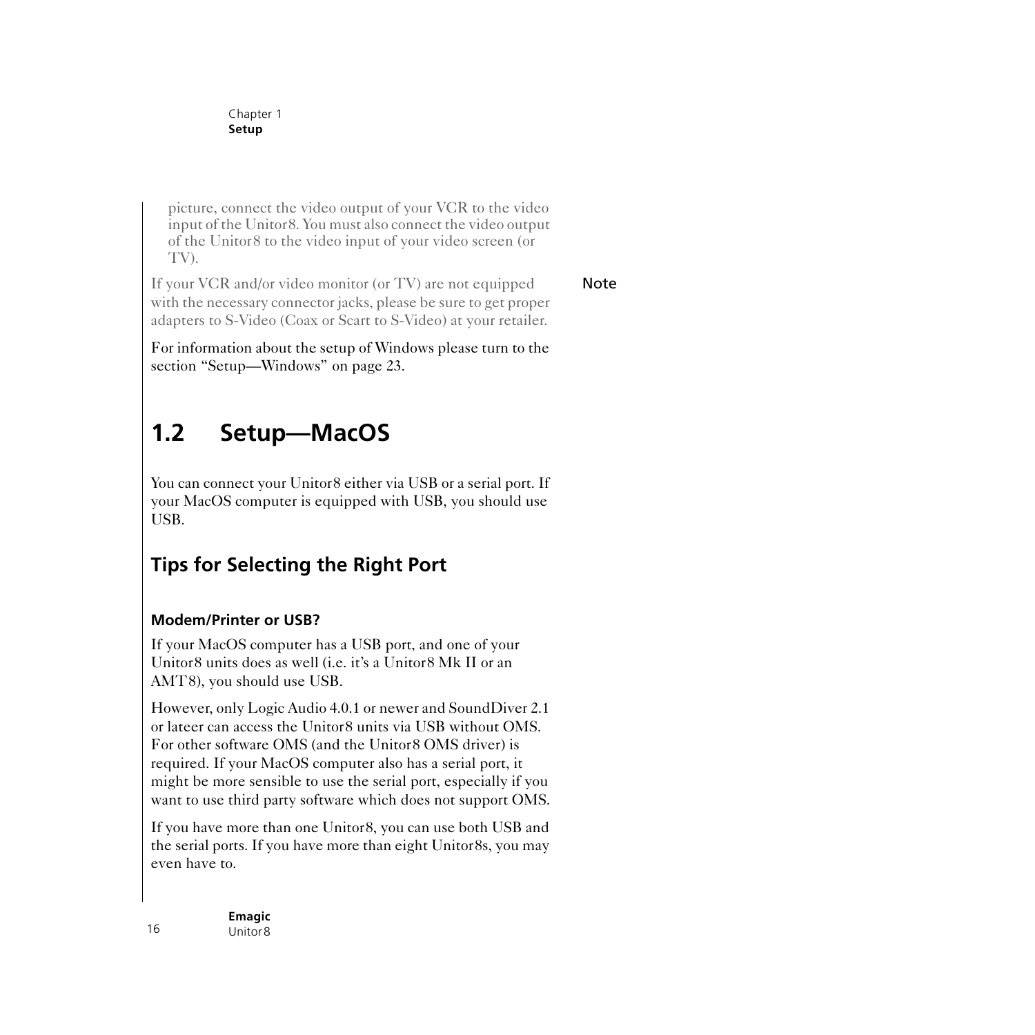picture, connect the video output of your VCR to the video input of the Unitor8. You must also connect the video output of the Unitor8 to the video input of your video screen (or TV).

Note

If your VCR and/or video monitor (or TV) are not equipped with the necessary connector jacks, please be sure to get proper adapters to S-Video (Coax or Scart to S-Video) at your retailer.

For information about the setup of Windows please turn to the section "Setup—Windows" on page 23.

## 1.2 Setup—MacOS

You can connect your Unitor8 either via USB or a serial port. If your MacOS computer is equipped with USB, you should use USB.

### Tips for Selecting the Right Port

#### Modem/Printer or USB?

If your MacOS computer has a USB port, and one of your Unitor8 units does as well (i.e. it's a Unitor8 Mk II or an AMT8), you should use USB.

However, only Logic Audio 4.0.1 or newer and SoundDiver 2.1 or lateer can access the Unitor8 units via USB without OMS. For other software OMS (and the Unitor8 OMS driver) is required. If your MacOS computer also has a serial port, it might be more sensible to use the serial port, especially if you want to use third party software which does not support OMS.

If you have more than one Unitor8, you can use both USB and the serial ports. If you have more than eight Unitor8s, you may even have to.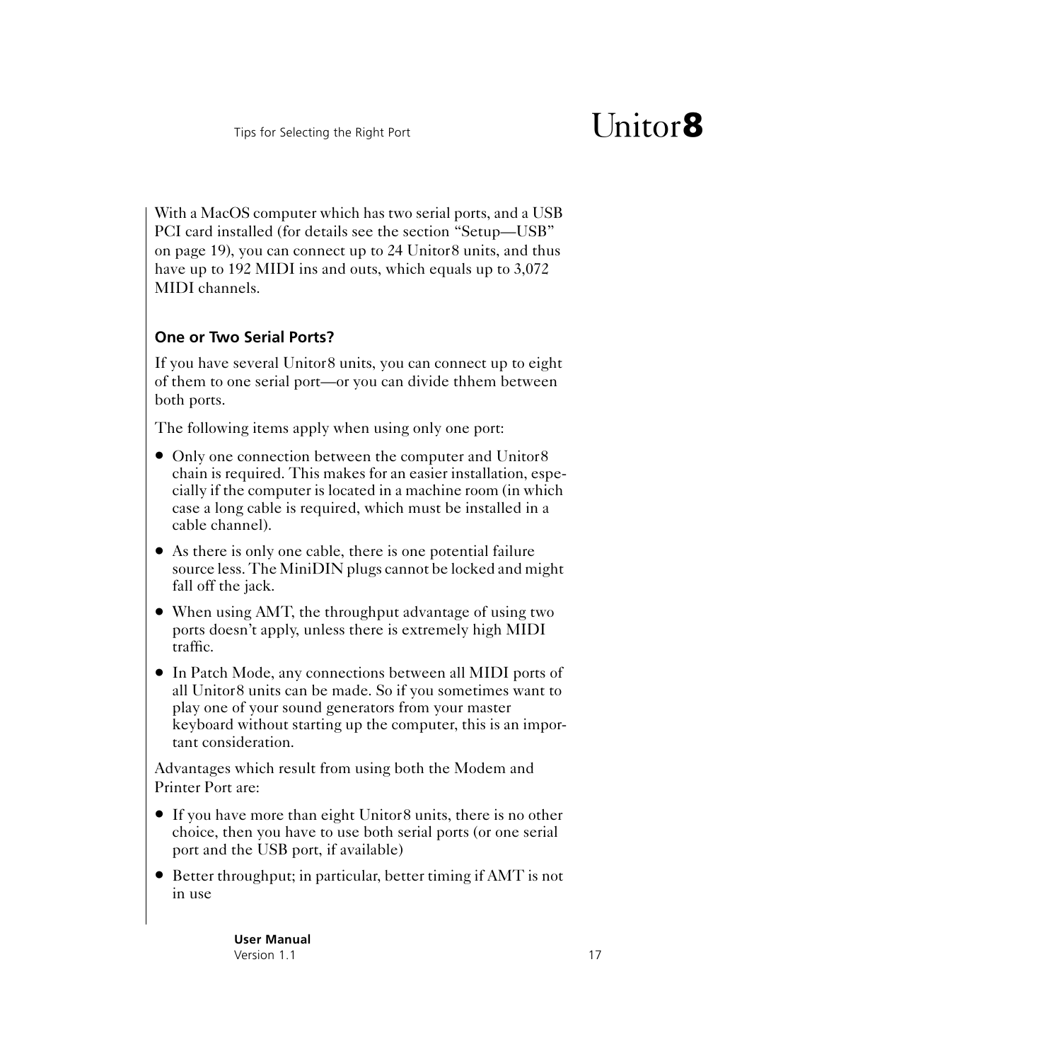With a MacOS computer which has two serial ports, and a USB PCI card installed (for details see the section "Setup—USB" on page 19), you can connect up to 24 Unitor8 units, and thus have up to 192 MIDI ins and outs, which equals up to 3,072 MIDI channels.

### One or Two Serial Ports?

If you have several Unitor8 units, you can connect up to eight of them to one serial port—or you can divide thhem between both ports.

The following items apply when using only one port:

- Only one connection between the computer and Unitor8 chain is required. This makes for an easier installation, especially if the computer is located in a machine room (in which case a long cable is required, which must be installed in a cable channel).
- As there is only one cable, there is one potential failure source less. The MiniDIN plugs cannot be locked and might fall off the jack.
- When using AMT, the throughput advantage of using two ports doesn't apply, unless there is extremely high MIDI traffic.
- In Patch Mode, any connections between all MIDI ports of all Unitor8 units can be made. So if you sometimes want to play one of your sound generators from your master keyboard without starting up the computer, this is an important consideration.

Advantages which result from using both the Modem and Printer Port are:

- If you have more than eight Unitor8 units, there is no other choice, then you have to use both serial ports (or one serial port and the USB port, if available)
- Better throughput; in particular, better timing if AMT is not in use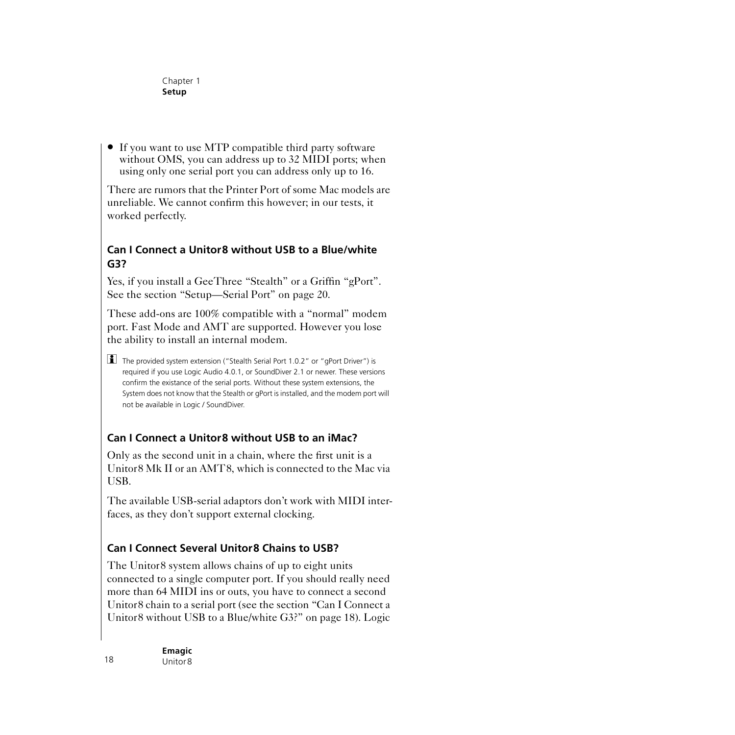- If you want to use MTP compatible third party software without OMS, you can address up to 32 MIDI ports; when using only one serial port you can address only up to 16.

There are rumors that the Printer Port of some Mac models are unreliable. We cannot confirm this however; in our tests, it worked perfectly.

### Can I Connect a Unitor8 without USB to a Blue/white G3?

Yes, if you install a GeeThree "Stealth" or a Griffin "gPort". See the section "Setup—Serial Port" on page 20.

These add-ons are 100% compatible with a "normal" modem port. Fast Mode and AMT are supported. However you lose the ability to install an internal modem.

The provided system extension ("Stealth Serial Port 1.0.2" or "gPort Driver") is required if you use Logic Audio 4.0.1, or SoundDiver 2.1 or newer. These versions confirm the existance of the serial ports. Without these system extensions, the System does not know that the Stealth or gPort is installed, and the modem port will not be available in Logic / SoundDiver.

### Can I Connect a Unitor8 without USB to an iMac?

Only as the second unit in a chain, where the first unit is a Unitor8 Mk II or an AMT8, which is connected to the Mac via USB.

The available USB-serial adaptors don't work with MIDI interfaces, as they don't support external clocking.

### Can I Connect Several Unitor8 Chains to USB?

The Unitor8 system allows chains of up to eight units connected to a single computer port. If you should really need more than 64 MIDI ins or outs, you have to connect a second Unitor8 chain to a serial port (see the section "Can I Connect a Unitor8 without USB to a Blue/white G3?" on page 18). Logic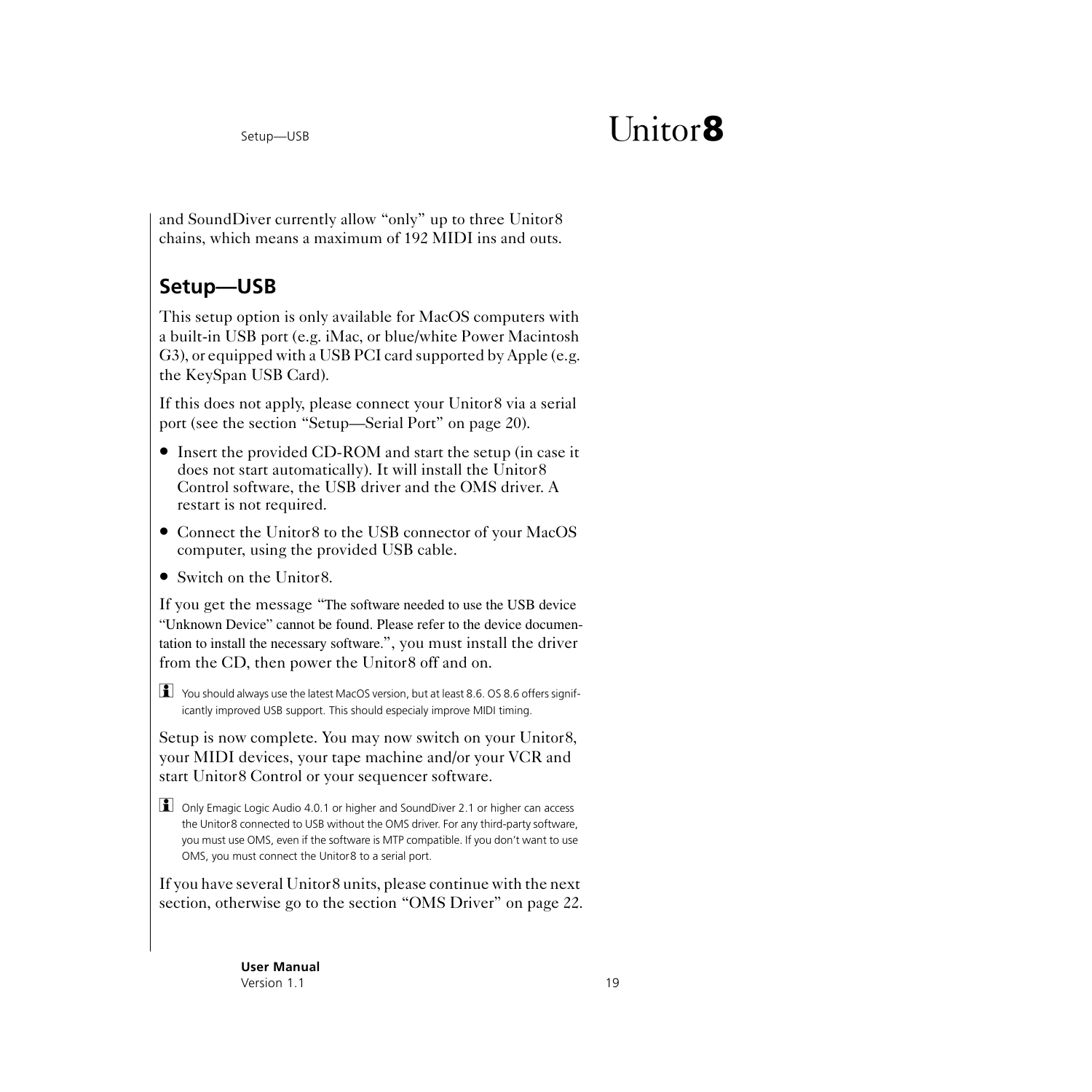and SoundDiver currently allow “only” up to three Unitor8 chains, which means a maximum of 192 MIDI ins and outs.

## Setup—USB

This setup option is only available for MacOS computers with a built-in USB port (e.g. iMac, or blue/white Power Macintosh G3), or equipped with a USB PCI card supported by Apple (e.g. the KeySpan USB Card).

If this does not apply, please connect your Unitor8 via a serial port (see the section “Setup—Serial Port” on page 20).

- Insert the provided CD-ROM and start the setup (in case it does not start automatically). It will install the Unitor8 Control software, the USB driver and the OMS driver. A restart is not required.
- Connect the Unitor8 to the USB connector of your MacOS computer, using the provided USB cable.
- Switch on the Unitor8.

If you get the message “The software needed to use the USB device “Unknown Device” cannot be found. Please refer to the device documentation to install the necessary software.”, you must install the driver from the CD, then power the Unitor8 off and on.

You should always use the latest MacOS version, but at least 8.6. OS 8.6 offers significantly improved USB support. This should especialy improve MIDI timing.

Setup is now complete. You may now switch on your Unitor8, your MIDI devices, your tape machine and/or your VCR and start Unitor8 Control or your sequencer software.

Only Emagic Logic Audio 4.0.1 or higher and SoundDiver 2.1 or higher can access the Unitor8 connected to USB without the OMS driver. For any third-party software, you must use OMS, even if the software is MTP compatible. If you don’t want to use OMS, you must connect the Unitor8 to a serial port.

If you have several Unitor8 units, please continue with the next section, otherwise go to the section “OMS Driver” on page 22.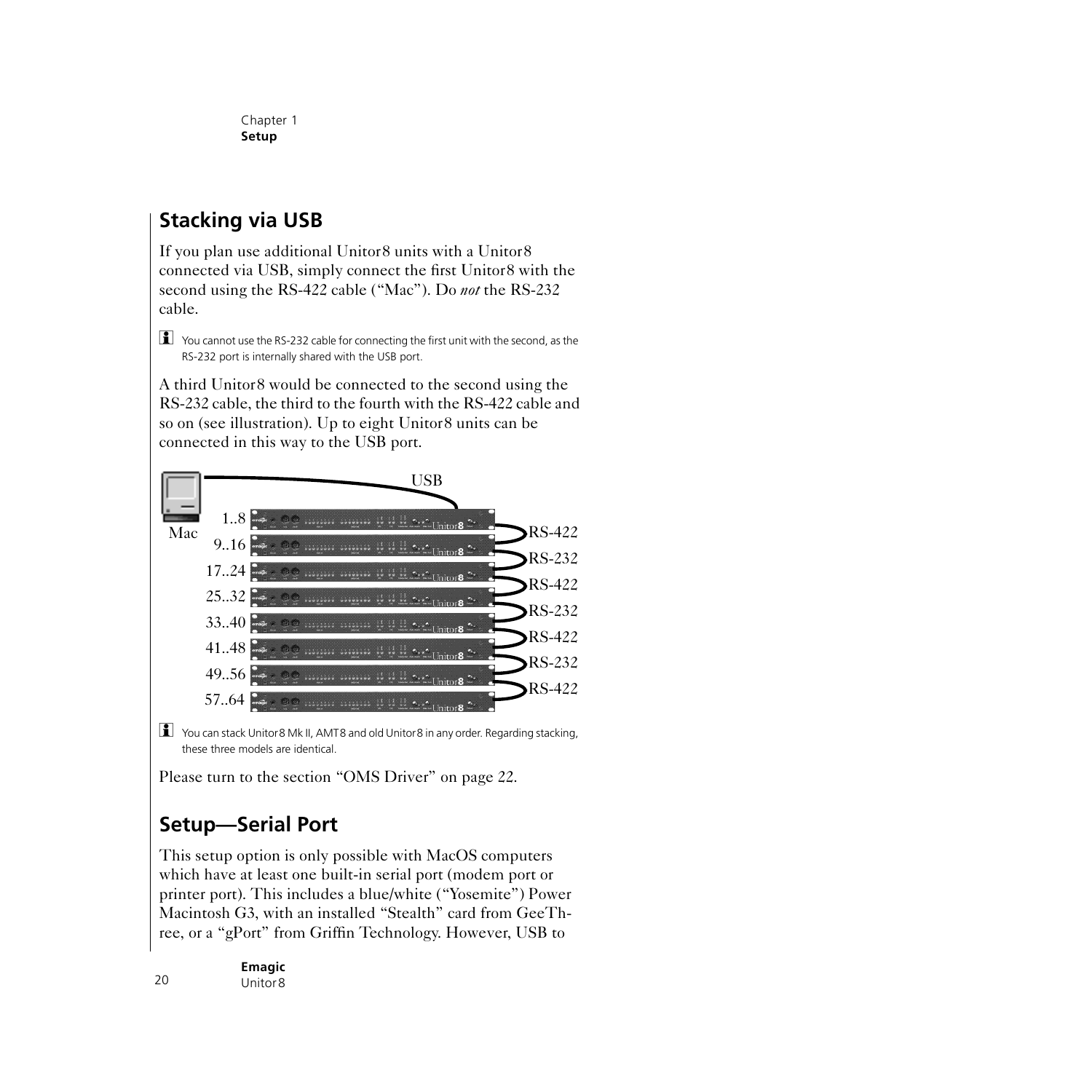## Stacking via USB

If you plan use additional Unitor8 units with a Unitor8 connected via USB, simply connect the first Unitor8 with the second using the RS-422 cable ("Mac"). Do *not* the RS-232 cable.

You cannot use the RS-232 cable for connecting the first unit with the second, as the RS-232 port is internally shared with the USB port.

A third Unitor8 would be connected to the second using the RS-232 cable, the third to the fourth with the RS-422 cable and so on (see illustration). Up to eight Unitor8 units can be connected in this way to the USB port.

You can stack Unitor8 Mk II, AMT8 and old Unitor8 in any order. Regarding stacking, these three models are identical.

Please turn to the section "OMS Driver" on page 22.

## Setup—Serial Port

This setup option is only possible with MacOS computers which have at least one built-in serial port (modem port or printer port). This includes a blue/white ("Yosemite") Power Macintosh G3, with an installed "Stealth" card from GeeThree, or a "gPort" from Griffin Technology. However, USB to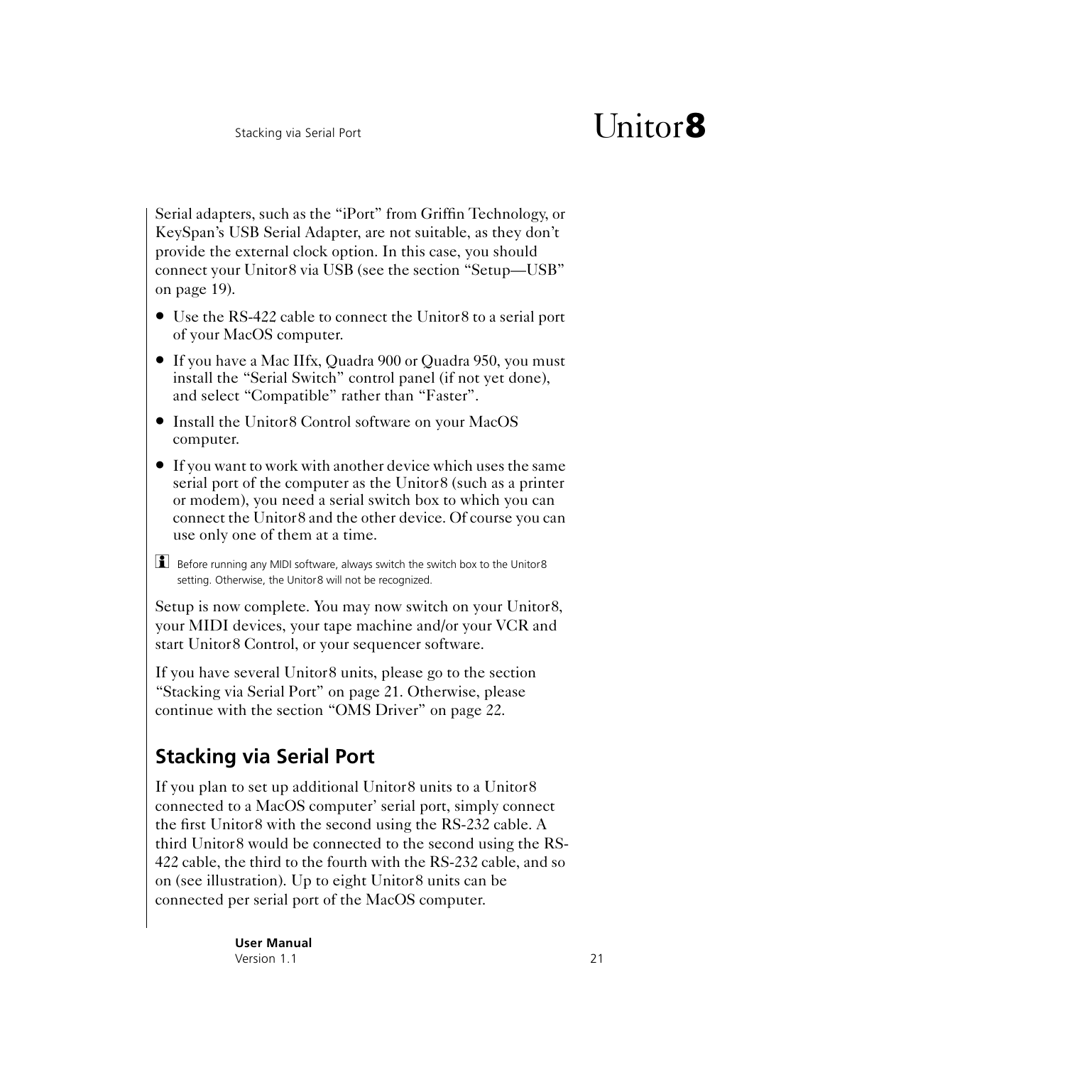Serial adapters, such as the “iPort” from Griffin Technology, or KeySpan’s USB Serial Adapter, are not suitable, as they don’t provide the external clock option. In this case, you should connect your Unitor8 via USB (see the section “Setup—USB” on page 19).

- Use the RS-422 cable to connect the Unitor8 to a serial port of your MacOS computer.
- If you have a Mac IIfx, Quadra 900 or Quadra 950, you must install the “Serial Switch” control panel (if not yet done), and select “Compatible” rather than “Faster”.
- Install the Unitor8 Control software on your MacOS computer.
- If you want to work with another device which uses the same serial port of the computer as the Unitor8 (such as a printer or modem), you need a serial switch box to which you can connect the Unitor8 and the other device. Of course you can use only one of them at a time.

Before running any MIDI software, always switch the switch box to the Unitor8 setting. Otherwise, the Unitor8 will not be recognized.

Setup is now complete. You may now switch on your Unitor8, your MIDI devices, your tape machine and/or your VCR and start Unitor8 Control, or your sequencer software.

If you have several Unitor8 units, please go to the section “Stacking via Serial Port” on page 21. Otherwise, please continue with the section “OMS Driver” on page 22.

## Stacking via Serial Port

If you plan to set up additional Unitor8 units to a Unitor8 connected to a MacOS computer’ serial port, simply connect the first Unitor8 with the second using the RS-232 cable. A third Unitor8 would be connected to the second using the RS-422 cable, the third to the fourth with the RS-232 cable, and so on (see illustration). Up to eight Unitor8 units can be connected per serial port of the MacOS computer.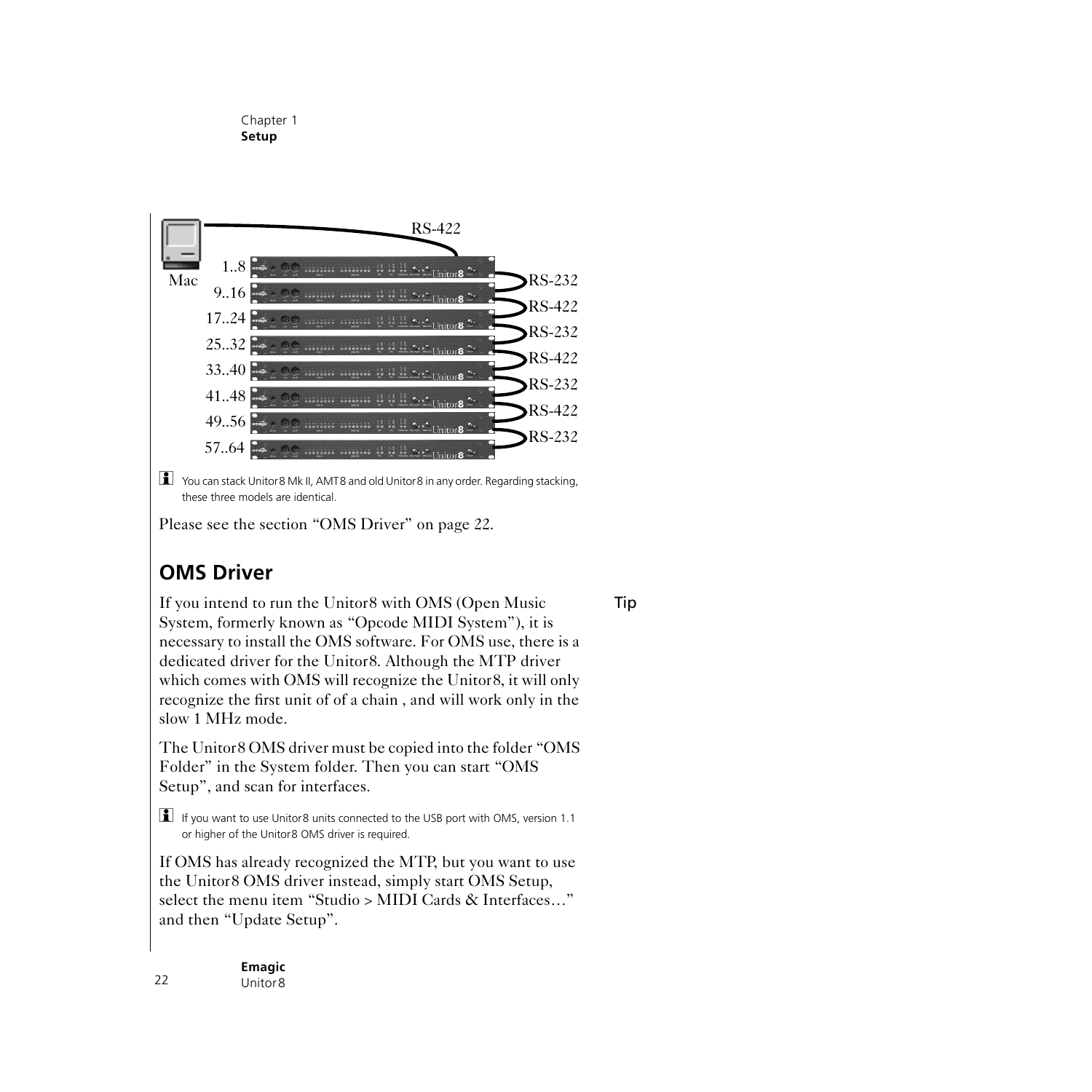Mac — RS-422 — 1..8, 9..16, 17..24, 25..32, 33..40, 41..48, 49..56, 57..64 — RS-232, RS-422, RS-232, RS-422, RS-232, RS-422, RS-232

You can stack Unitor8 Mk II, AMT8 and old Unitor8 in any order. Regarding stacking, these three models are identical.

Please see the section "OMS Driver" on page 22.

## OMS Driver

Tip

If you intend to run the Unitor8 with OMS (Open Music System, formerly known as "Opcode MIDI System"), it is necessary to install the OMS software. For OMS use, there is a dedicated driver for the Unitor8. Although the MTP driver which comes with OMS will recognize the Unitor8, it will only recognize the first unit of of a chain , and will work only in the slow 1 MHz mode.

The Unitor8 OMS driver must be copied into the folder "OMS Folder" in the System folder. Then you can start "OMS Setup", and scan for interfaces.

If you want to use Unitor8 units connected to the USB port with OMS, version 1.1 or higher of the Unitor8 OMS driver is required.

If OMS has already recognized the MTP, but you want to use the Unitor8 OMS driver instead, simply start OMS Setup, select the menu item "Studio > MIDI Cards & Interfaces…" and then "Update Setup".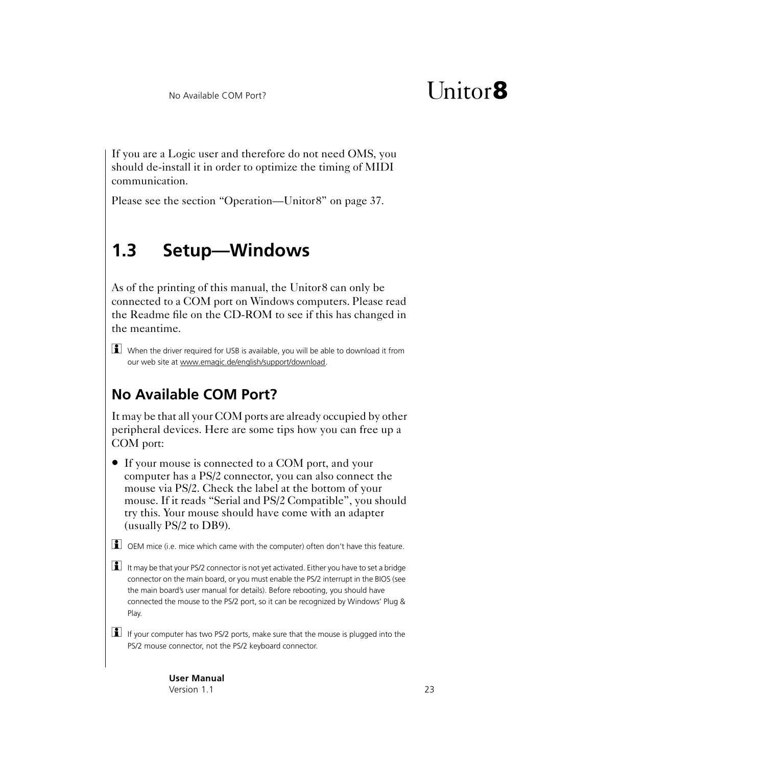If you are a Logic user and therefore do not need OMS, you should de-install it in order to optimize the timing of MIDI communication.

Please see the section "Operation—Unitor8" on page 37.

## 1.3 Setup—Windows

As of the printing of this manual, the Unitor8 can only be connected to a COM port on Windows computers. Please read the Readme file on the CD-ROM to see if this has changed in the meantime.

When the driver required for USB is available, you will be able to download it from our web site at www.emagic.de/english/support/download.

### No Available COM Port?

It may be that all your COM ports are already occupied by other peripheral devices. Here are some tips how you can free up a COM port:

- If your mouse is connected to a COM port, and your computer has a PS/2 connector, you can also connect the mouse via PS/2. Check the label at the bottom of your mouse. If it reads "Serial and PS/2 Compatible", you should try this. Your mouse should have come with an adapter (usually PS/2 to DB9).

OEM mice (i.e. mice which came with the computer) often don't have this feature.

It may be that your PS/2 connector is not yet activated. Either you have to set a bridge connector on the main board, or you must enable the PS/2 interrupt in the BIOS (see the main board's user manual for details). Before rebooting, you should have connected the mouse to the PS/2 port, so it can be recognized by Windows' Plug & Play.

If your computer has two PS/2 ports, make sure that the mouse is plugged into the PS/2 mouse connector, not the PS/2 keyboard connector.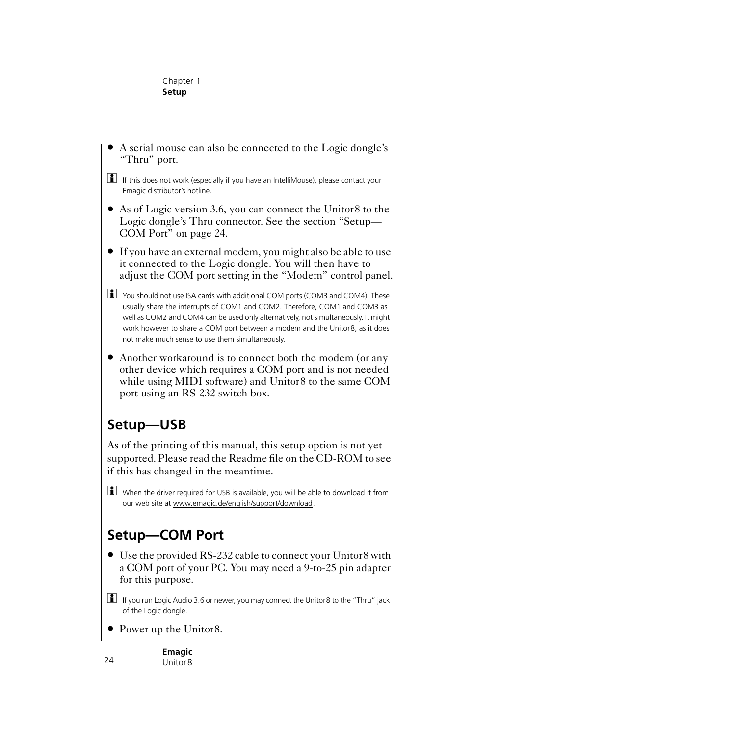- A serial mouse can also be connected to the Logic dongle's "Thru" port.

If this does not work (especially if you have an IntelliMouse), please contact your Emagic distributor's hotline.

- As of Logic version 3.6, you can connect the Unitor8 to the Logic dongle's Thru connector. See the section "Setup—COM Port" on page 24.
- If you have an external modem, you might also be able to use it connected to the Logic dongle. You will then have to adjust the COM port setting in the "Modem" control panel.

You should not use ISA cards with additional COM ports (COM3 and COM4). These usually share the interrupts of COM1 and COM2. Therefore, COM1 and COM3 as well as COM2 and COM4 can be used only alternatively, not simultaneously. It might work however to share a COM port between a modem and the Unitor8, as it does not make much sense to use them simultaneously.

- Another workaround is to connect both the modem (or any other device which requires a COM port and is not needed while using MIDI software) and Unitor8 to the same COM port using an RS-232 switch box.

## Setup—USB

As of the printing of this manual, this setup option is not yet supported. Please read the Readme file on the CD-ROM to see if this has changed in the meantime.

When the driver required for USB is available, you will be able to download it from our web site at www.emagic.de/english/support/download.

## Setup—COM Port

- Use the provided RS-232 cable to connect your Unitor8 with a COM port of your PC. You may need a 9-to-25 pin adapter for this purpose.

If you run Logic Audio 3.6 or newer, you may connect the Unitor8 to the "Thru" jack of the Logic dongle.

- Power up the Unitor8.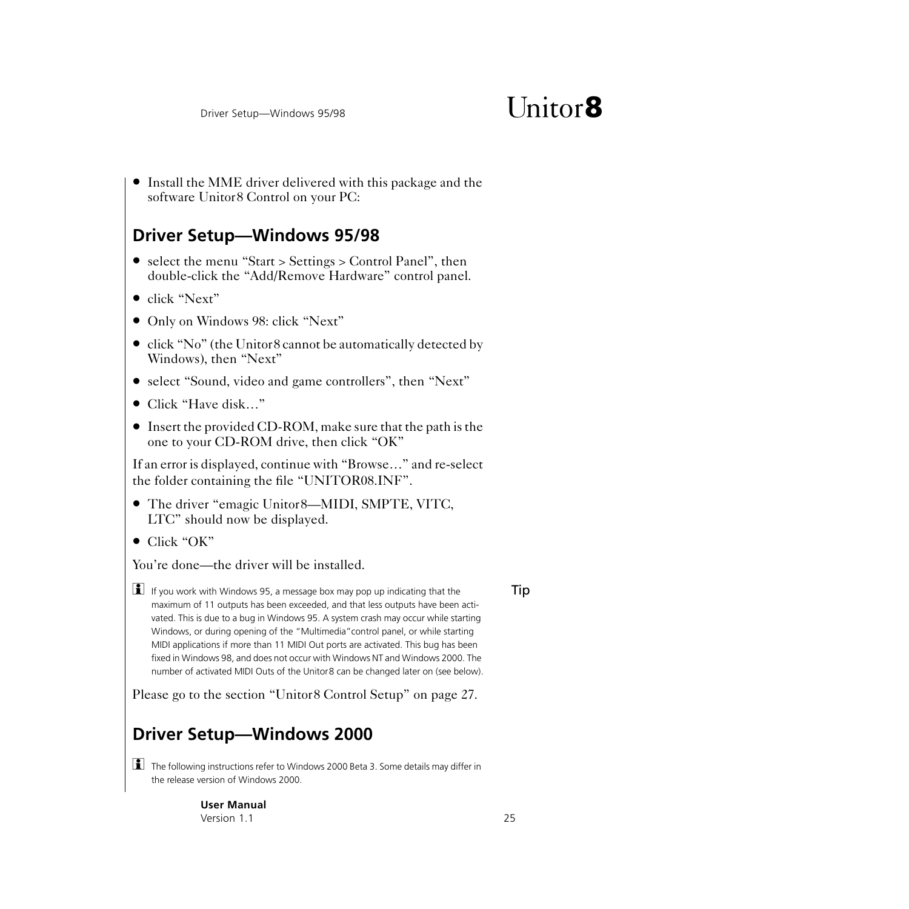- Install the MME driver delivered with this package and the software Unitor8 Control on your PC:

## Driver Setup—Windows 95/98

- select the menu "Start > Settings > Control Panel", then double-click the "Add/Remove Hardware" control panel.
- click "Next"
- Only on Windows 98: click "Next"
- click "No" (the Unitor8 cannot be automatically detected by Windows), then "Next"
- select "Sound, video and game controllers", then "Next"
- Click "Have disk…"
- Insert the provided CD-ROM, make sure that the path is the one to your CD-ROM drive, then click "OK"

If an error is displayed, continue with "Browse…" and re-select the folder containing the file "UNITOR08.INF".

- The driver "emagic Unitor8—MIDI, SMPTE, VITC, LTC" should now be displayed.
- Click "OK"

You're done—the driver will be installed.

**Tip**

If you work with Windows 95, a message box may pop up indicating that the maximum of 11 outputs has been exceeded, and that less outputs have been activated. This is due to a bug in Windows 95. A system crash may occur while starting Windows, or during opening of the "Multimedia"control panel, or while starting MIDI applications if more than 11 MIDI Out ports are activated. This bug has been fixed in Windows 98, and does not occur with Windows NT and Windows 2000. The number of activated MIDI Outs of the Unitor8 can be changed later on (see below).

Please go to the section "Unitor8 Control Setup" on page 27.

## Driver Setup—Windows 2000

The following instructions refer to Windows 2000 Beta 3. Some details may differ in the release version of Windows 2000.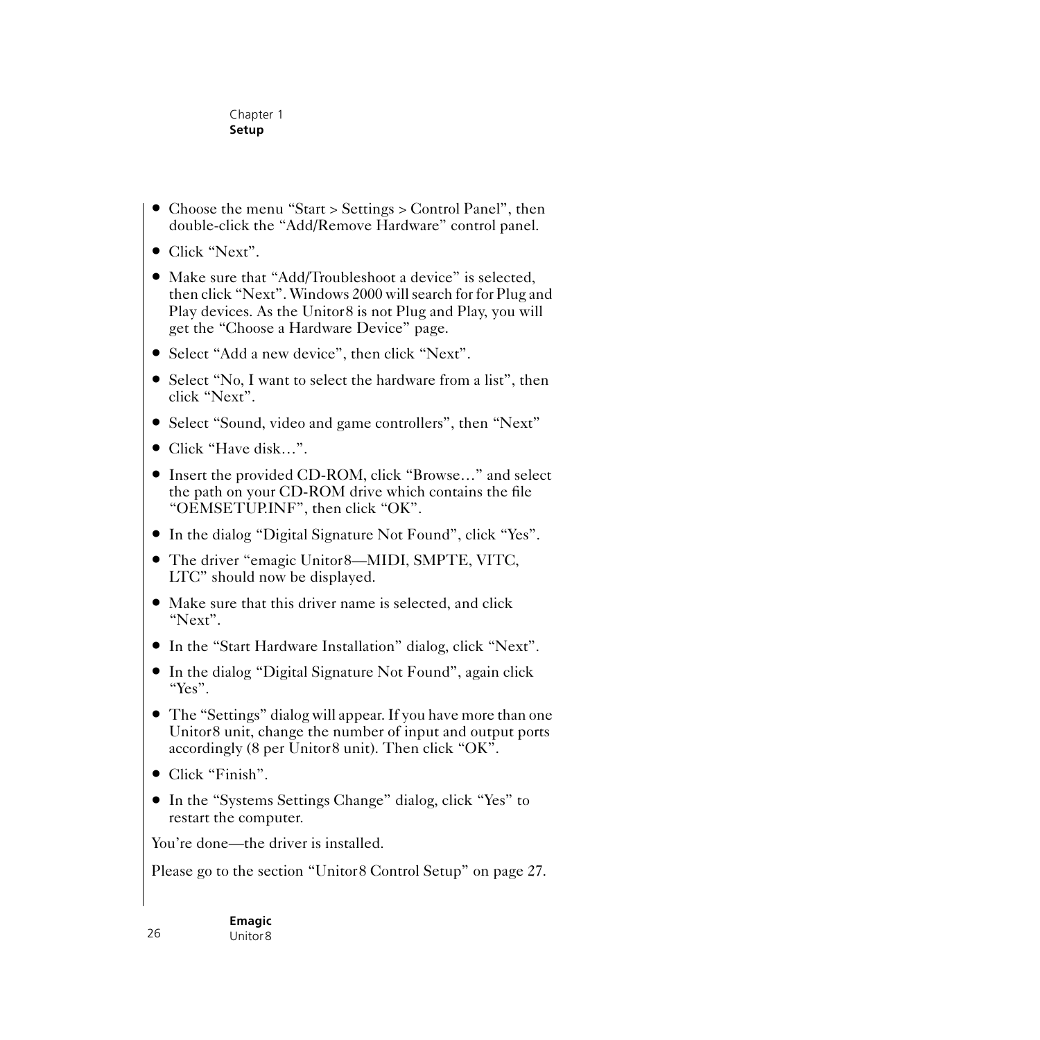- Choose the menu “Start > Settings > Control Panel”, then double-click the “Add/Remove Hardware” control panel.
- Click “Next”.
- Make sure that “Add/Troubleshoot a device” is selected, then click “Next”. Windows 2000 will search for for Plug and Play devices. As the Unitor8 is not Plug and Play, you will get the “Choose a Hardware Device” page.
- Select “Add a new device”, then click “Next”.
- Select “No, I want to select the hardware from a list”, then click “Next”.
- Select “Sound, video and game controllers”, then “Next”
- Click “Have disk…”.
- Insert the provided CD-ROM, click “Browse…” and select the path on your CD-ROM drive which contains the file “OEMSETUP.INF”, then click “OK”.
- In the dialog “Digital Signature Not Found”, click “Yes”.
- The driver “emagic Unitor8—MIDI, SMPTE, VITC, LTC” should now be displayed.
- Make sure that this driver name is selected, and click “Next”.
- In the “Start Hardware Installation” dialog, click “Next”.
- In the dialog “Digital Signature Not Found”, again click “Yes”.
- The “Settings” dialog will appear. If you have more than one Unitor8 unit, change the number of input and output ports accordingly (8 per Unitor8 unit). Then click “OK”.
- Click “Finish”.
- In the “Systems Settings Change” dialog, click “Yes” to restart the computer.

You’re done—the driver is installed.

Please go to the section “Unitor8 Control Setup” on page 27.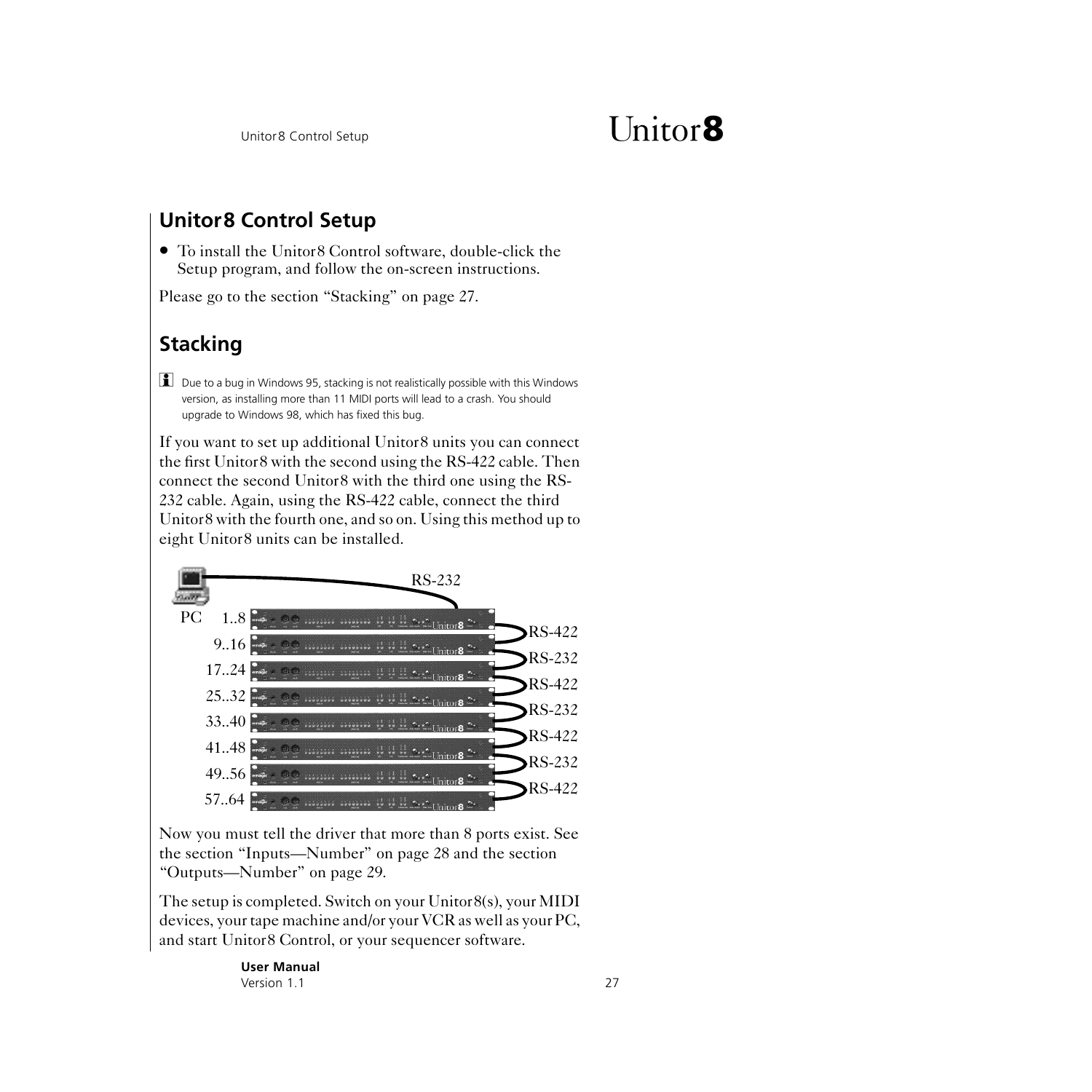## Unitor8 Control Setup

- To install the Unitor8 Control software, double-click the Setup program, and follow the on-screen instructions.

Please go to the section “Stacking” on page 27.

## Stacking

Due to a bug in Windows 95, stacking is not realistically possible with this Windows version, as installing more than 11 MIDI ports will lead to a crash. You should upgrade to Windows 98, which has fixed this bug.

If you want to set up additional Unitor8 units you can connect the first Unitor8 with the second using the RS-422 cable. Then connect the second Unitor8 with the third one using the RS-232 cable. Again, using the RS-422 cable, connect the third Unitor8 with the fourth one, and so on. Using this method up to eight Unitor8 units can be installed.

Now you must tell the driver that more than 8 ports exist. See the section “Inputs—Number” on page 28 and the section “Outputs—Number” on page 29.

The setup is completed. Switch on your Unitor8(s), your MIDI devices, your tape machine and/or your VCR as well as your PC, and start Unitor8 Control, or your sequencer software.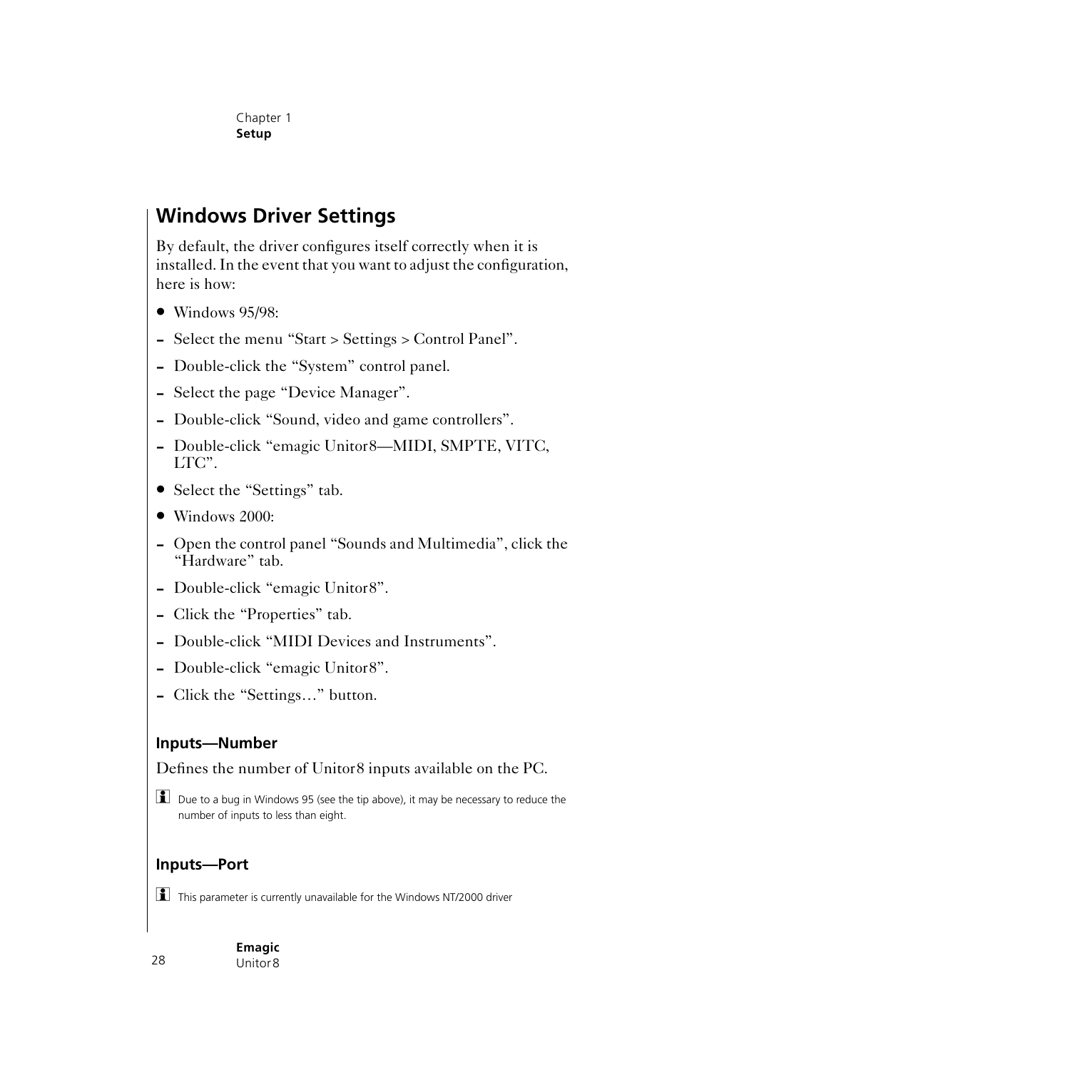## Windows Driver Settings

By default, the driver configures itself correctly when it is installed. In the event that you want to adjust the configuration, here is how:

- Windows 95/98:
- Select the menu “Start > Settings > Control Panel”.
- Double-click the “System” control panel.
- Select the page “Device Manager”.
- Double-click “Sound, video and game controllers”.
- Double-click “emagic Unitor8—MIDI, SMPTE, VITC, LTC”.
- Select the “Settings” tab.
- Windows 2000:
- Open the control panel “Sounds and Multimedia”, click the “Hardware” tab.
- Double-click “emagic Unitor8”.
- Click the “Properties” tab.
- Double-click “MIDI Devices and Instruments”.
- Double-click “emagic Unitor8”.
- Click the “Settings…” button.

### Inputs—Number

Defines the number of Unitor8 inputs available on the PC.

Due to a bug in Windows 95 (see the tip above), it may be necessary to reduce the number of inputs to less than eight.

### Inputs—Port

This parameter is currently unavailable for the Windows NT/2000 driver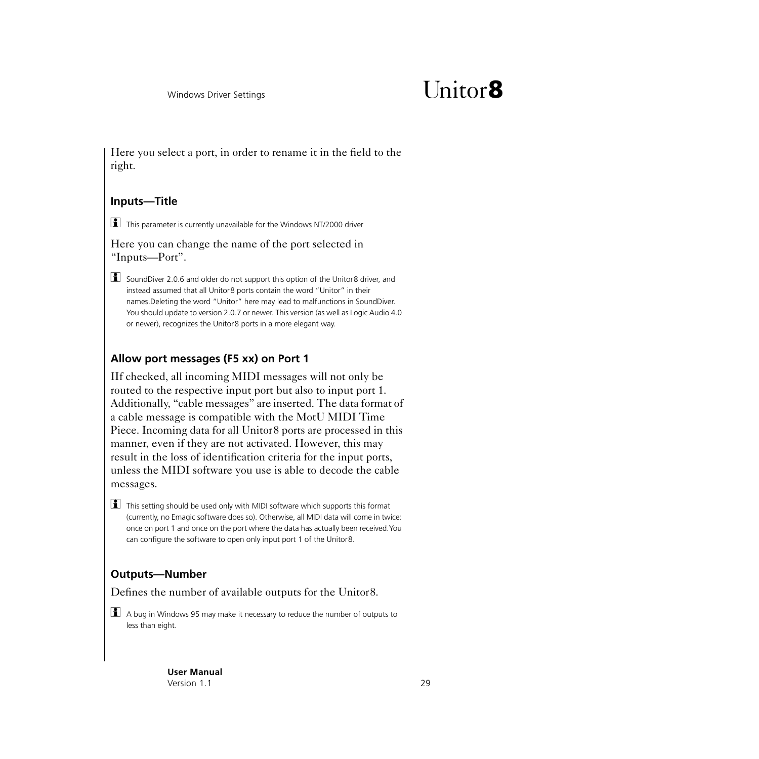Here you select a port, in order to rename it in the field to the right.

### Inputs—Title

ℹ This parameter is currently unavailable for the Windows NT/2000 driver

Here you can change the name of the port selected in "Inputs—Port".

ℹ SoundDiver 2.0.6 and older do not support this option of the Unitor8 driver, and instead assumed that all Unitor8 ports contain the word "Unitor" in their names.Deleting the word "Unitor" here may lead to malfunctions in SoundDiver. You should update to version 2.0.7 or newer. This version (as well as Logic Audio 4.0 or newer), recognizes the Unitor8 ports in a more elegant way.

### Allow port messages (F5 xx) on Port 1

IIf checked, all incoming MIDI messages will not only be routed to the respective input port but also to input port 1. Additionally, "cable messages" are inserted. The data format of a cable message is compatible with the MotU MIDI Time Piece. Incoming data for all Unitor8 ports are processed in this manner, even if they are not activated. However, this may result in the loss of identification criteria for the input ports, unless the MIDI software you use is able to decode the cable messages.

ℹ This setting should be used only with MIDI software which supports this format (currently, no Emagic software does so). Otherwise, all MIDI data will come in twice: once on port 1 and once on the port where the data has actually been received.You can configure the software to open only input port 1 of the Unitor8.

### Outputs—Number

Defines the number of available outputs for the Unitor8.

ℹ A bug in Windows 95 may make it necessary to reduce the number of outputs to less than eight.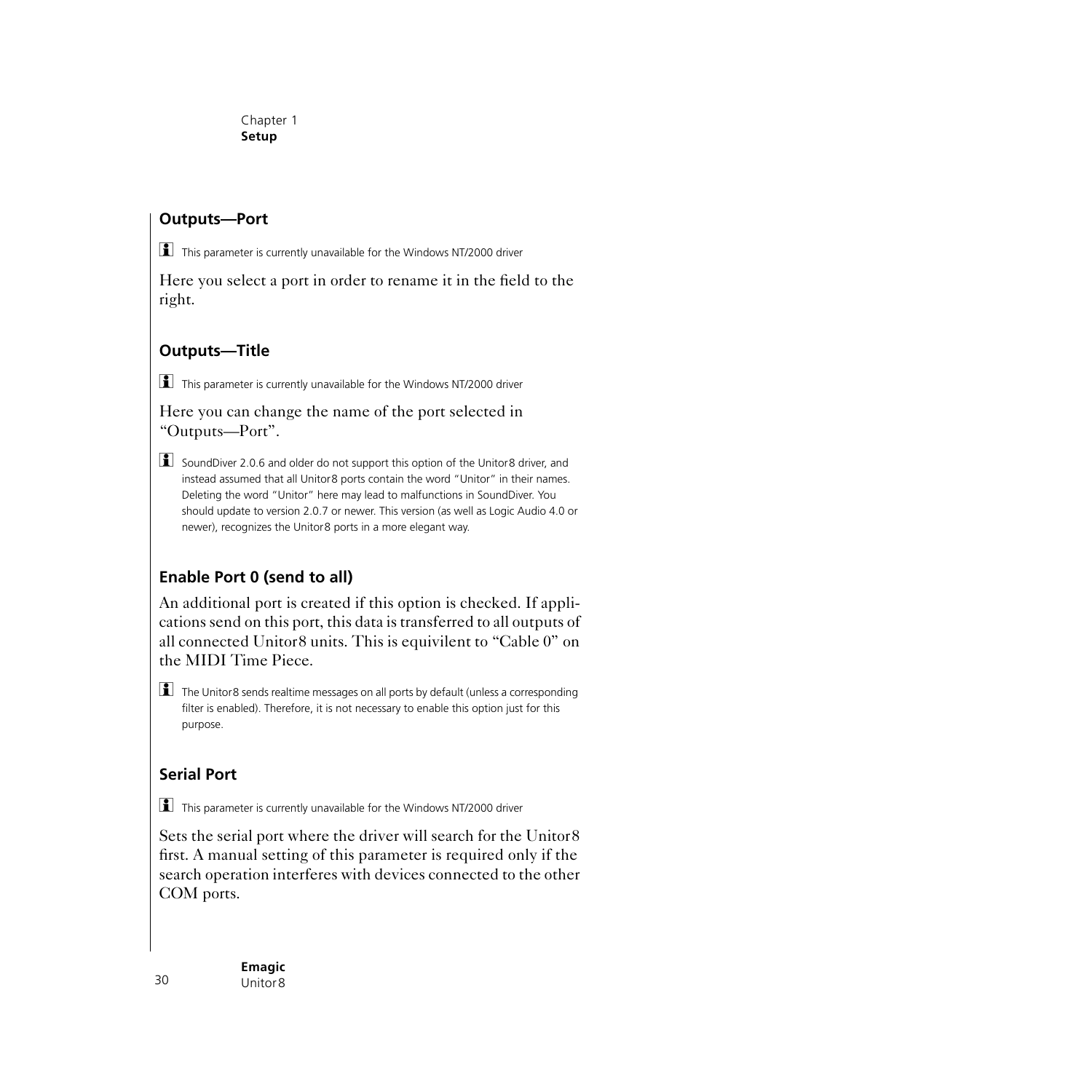## Outputs—Port

ℹ This parameter is currently unavailable for the Windows NT/2000 driver

Here you select a port in order to rename it in the field to the right.

## Outputs—Title

ℹ This parameter is currently unavailable for the Windows NT/2000 driver

Here you can change the name of the port selected in "Outputs—Port".

ℹ SoundDiver 2.0.6 and older do not support this option of the Unitor8 driver, and instead assumed that all Unitor8 ports contain the word "Unitor" in their names. Deleting the word "Unitor" here may lead to malfunctions in SoundDiver. You should update to version 2.0.7 or newer. This version (as well as Logic Audio 4.0 or newer), recognizes the Unitor8 ports in a more elegant way.

## Enable Port 0 (send to all)

An additional port is created if this option is checked. If applications send on this port, this data is transferred to all outputs of all connected Unitor8 units. This is equivilent to "Cable 0" on the MIDI Time Piece.

ℹ The Unitor8 sends realtime messages on all ports by default (unless a corresponding filter is enabled). Therefore, it is not necessary to enable this option just for this purpose.

## Serial Port

ℹ This parameter is currently unavailable for the Windows NT/2000 driver

Sets the serial port where the driver will search for the Unitor8 first. A manual setting of this parameter is required only if the search operation interferes with devices connected to the other COM ports.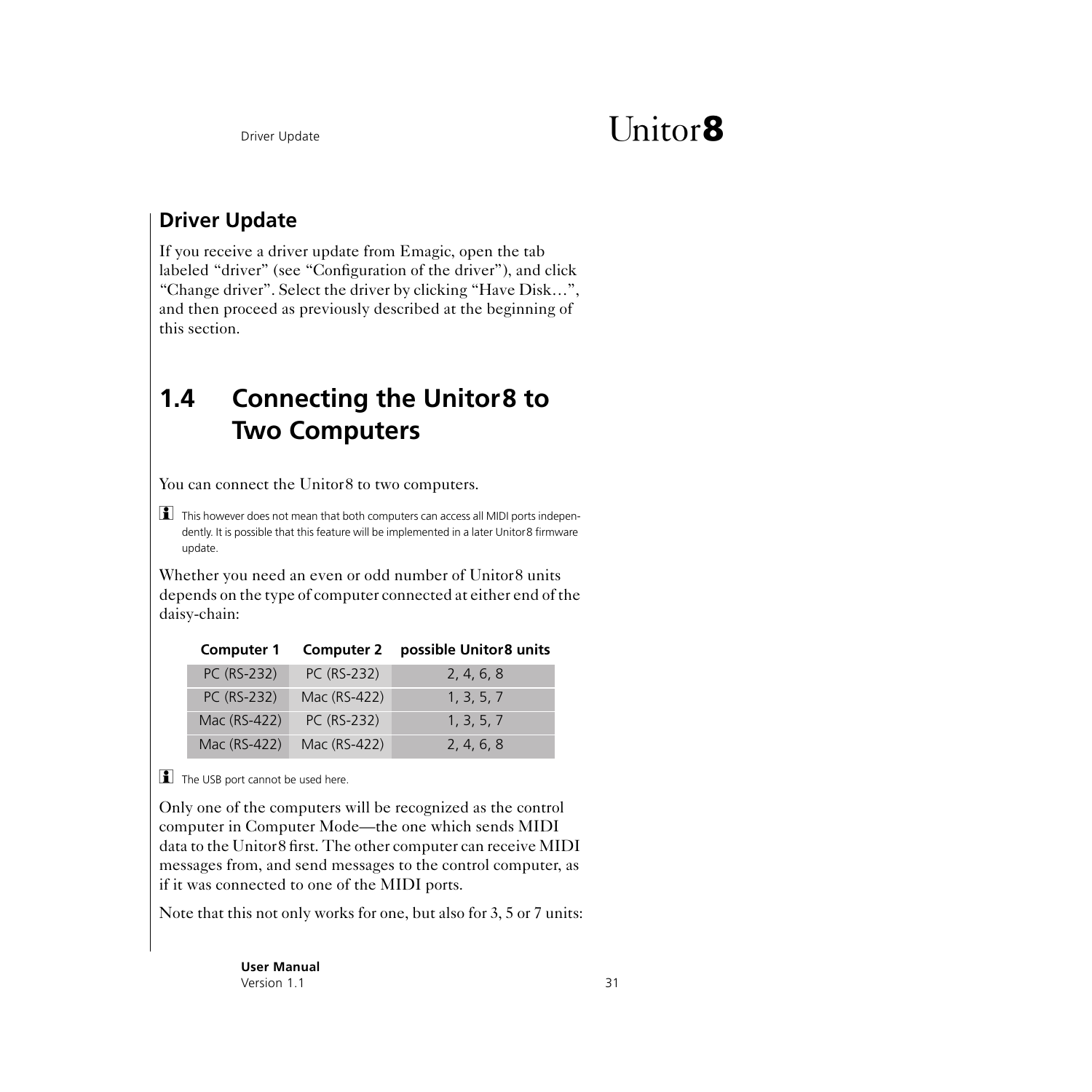## Driver Update

If you receive a driver update from Emagic, open the tab labeled “driver” (see “Configuration of the driver”), and click “Change driver”. Select the driver by clicking “Have Disk…”, and then proceed as previously described at the beginning of this section.

## 1.4 Connecting the Unitor8 to Two Computers

You can connect the Unitor8 to two computers.

ℹ This however does not mean that both computers can access all MIDI ports independently. It is possible that this feature will be implemented in a later Unitor8 firmware update.

Whether you need an even or odd number of Unitor8 units depends on the type of computer connected at either end of the daisy-chain:

| Computer 1 | Computer 2 | possible Unitor8 units |
|---|---|---|
| PC (RS-232) | PC (RS-232) | 2, 4, 6, 8 |
| PC (RS-232) | Mac (RS-422) | 1, 3, 5, 7 |
| Mac (RS-422) | PC (RS-232) | 1, 3, 5, 7 |
| Mac (RS-422) | Mac (RS-422) | 2, 4, 6, 8 |

ℹ The USB port cannot be used here.

Only one of the computers will be recognized as the control computer in Computer Mode—the one which sends MIDI data to the Unitor8 first. The other computer can receive MIDI messages from, and send messages to the control computer, as if it was connected to one of the MIDI ports.

Note that this not only works for one, but also for 3, 5 or 7 units: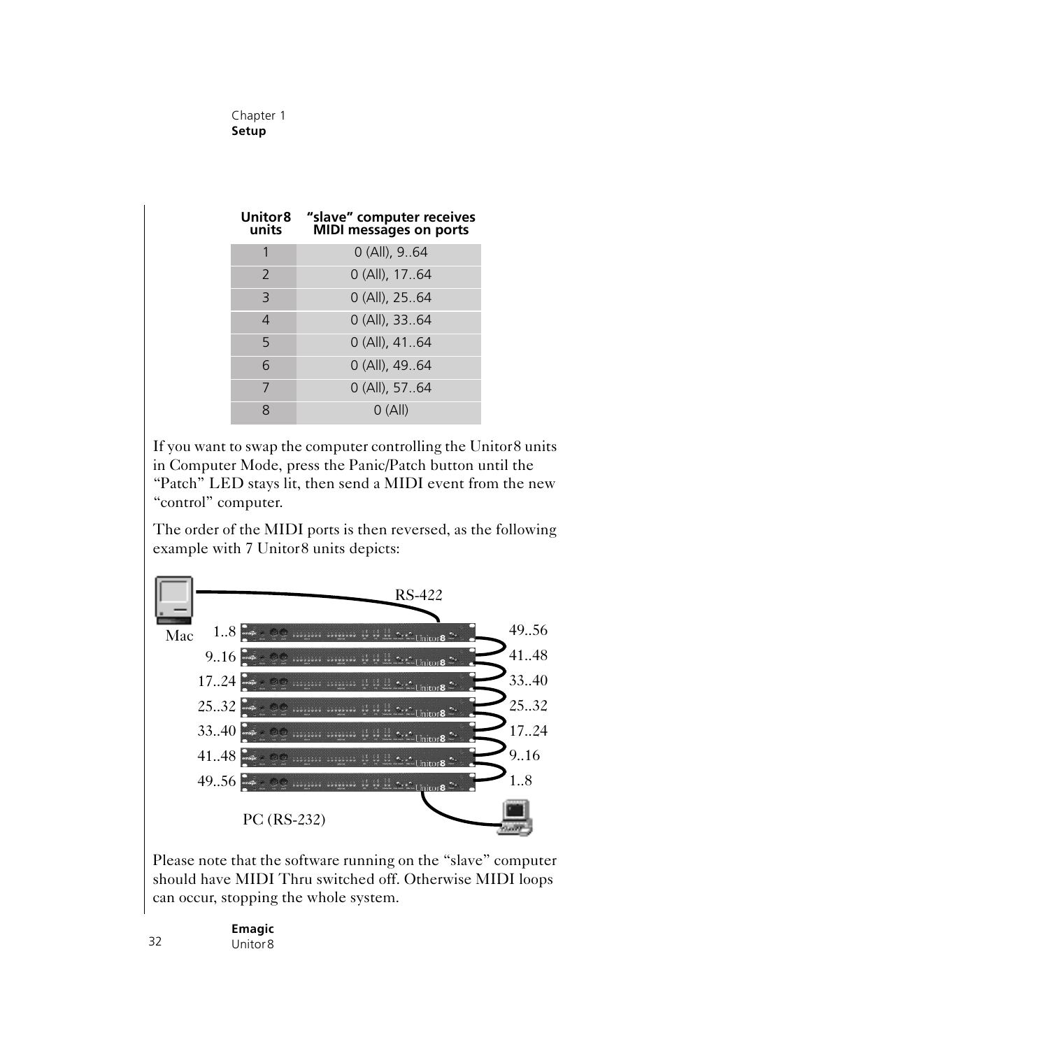| Unitor8 units | "slave" computer receives MIDI messages on ports |
|---|---|
| 1 | 0 (All), 9..64 |
| 2 | 0 (All), 17..64 |
| 3 | 0 (All), 25..64 |
| 4 | 0 (All), 33..64 |
| 5 | 0 (All), 41..64 |
| 6 | 0 (All), 49..64 |
| 7 | 0 (All), 57..64 |
| 8 | 0 (All) |

If you want to swap the computer controlling the Unitor8 units in Computer Mode, press the Panic/Patch button until the "Patch" LED stays lit, then send a MIDI event from the new "control" computer.

The order of the MIDI ports is then reversed, as the following example with 7 Unitor8 units depicts:

Please note that the software running on the "slave" computer should have MIDI Thru switched off. Otherwise MIDI loops can occur, stopping the whole system.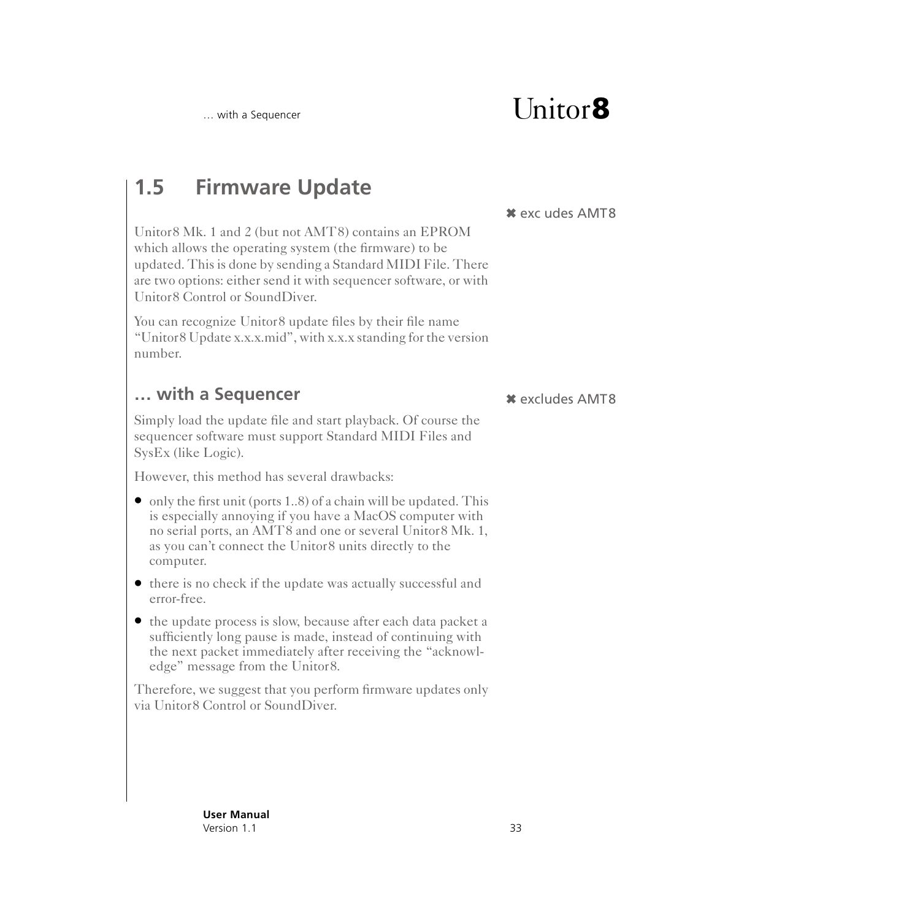## 1.5 Firmware Update

✖ exc udes AMT8

Unitor8 Mk. 1 and 2 (but not AMT8) contains an EPROM which allows the operating system (the firmware) to be updated. This is done by sending a Standard MIDI File. There are two options: either send it with sequencer software, or with Unitor8 Control or SoundDiver.

You can recognize Unitor8 update files by their file name “Unitor8 Update x.x.x.mid”, with x.x.x standing for the version number.

### … with a Sequencer

✖ excludes AMT8

Simply load the update file and start playback. Of course the sequencer software must support Standard MIDI Files and SysEx (like Logic).

However, this method has several drawbacks:

- only the first unit (ports 1..8) of a chain will be updated. This is especially annoying if you have a MacOS computer with no serial ports, an AMT8 and one or several Unitor8 Mk. 1, as you can’t connect the Unitor8 units directly to the computer.
- there is no check if the update was actually successful and error-free.
- the update process is slow, because after each data packet a sufficiently long pause is made, instead of continuing with the next packet immediately after receiving the “acknowledge” message from the Unitor8.

Therefore, we suggest that you perform firmware updates only via Unitor8 Control or SoundDiver.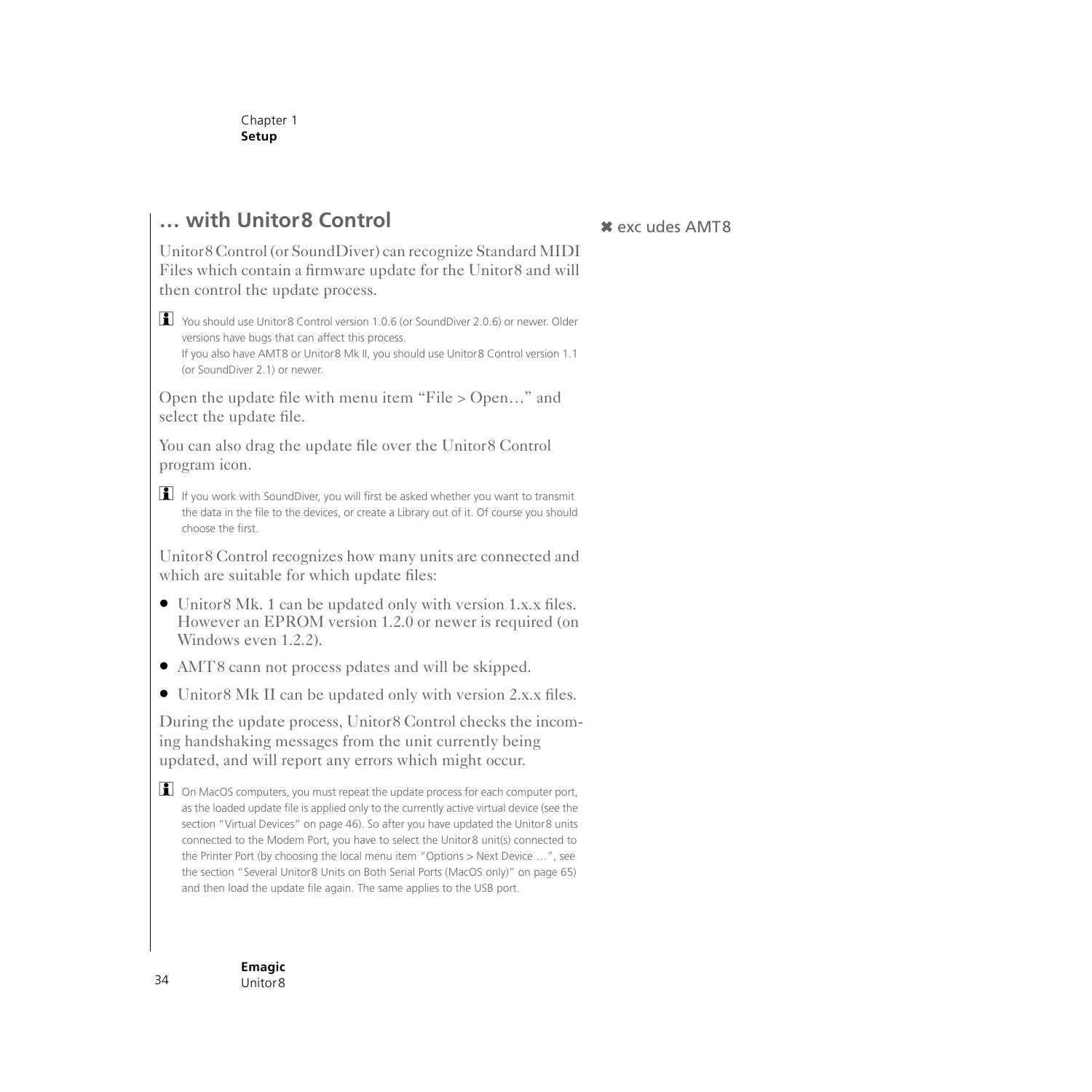## … with Unitor8 Control

✖ exc udes AMT8

Unitor8 Control (or SoundDiver) can recognize Standard MIDI Files which contain a firmware update for the Unitor8 and will then control the update process.

🛈 You should use Unitor8 Control version 1.0.6 (or SoundDiver 2.0.6) or newer. Older versions have bugs that can affect this process.
If you also have AMT8 or Unitor8 Mk II, you should use Unitor8 Control version 1.1 (or SoundDiver 2.1) or newer.

Open the update file with menu item “File > Open…” and select the update file.

You can also drag the update file over the Unitor8 Control program icon.

🛈 If you work with SoundDiver, you will first be asked whether you want to transmit the data in the file to the devices, or create a Library out of it. Of course you should choose the first.

Unitor8 Control recognizes how many units are connected and which are suitable for which update files:

- Unitor8 Mk. 1 can be updated only with version 1.x.x files. However an EPROM version 1.2.0 or newer is required (on Windows even 1.2.2).
- AMT8 cann not process pdates and will be skipped.
- Unitor8 Mk II can be updated only with version 2.x.x files.

During the update process, Unitor8 Control checks the incoming handshaking messages from the unit currently being updated, and will report any errors which might occur.

🛈 On MacOS computers, you must repeat the update process for each computer port, as the loaded update file is applied only to the currently active virtual device (see the section “Virtual Devices” on page 46). So after you have updated the Unitor8 units connected to the Modem Port, you have to select the Unitor8 unit(s) connected to the Printer Port (by choosing the local menu item “Options > Next Device …”, see the section “Several Unitor8 Units on Both Serial Ports (MacOS only)” on page 65) and then load the update file again. The same applies to the USB port.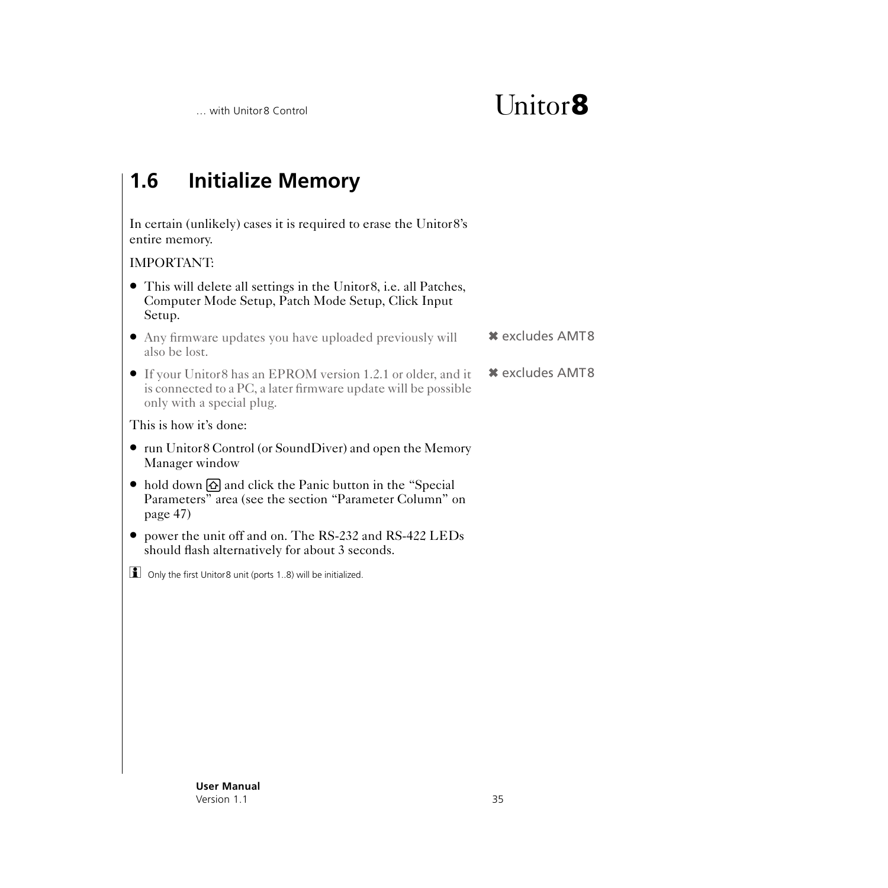## 1.6 Initialize Memory

In certain (unlikely) cases it is required to erase the Unitor8's entire memory.

IMPORTANT:

- This will delete all settings in the Unitor8, i.e. all Patches, Computer Mode Setup, Patch Mode Setup, Click Input Setup.
- Any firmware updates you have uploaded previously will also be lost. ✖ excludes AMT8
- If your Unitor8 has an EPROM version 1.2.1 or older, and it is connected to a PC, a later firmware update will be possible only with a special plug. ✖ excludes AMT8

This is how it's done:

- run Unitor8 Control (or SoundDiver) and open the Memory Manager window
- hold down ⇧ and click the Panic button in the "Special Parameters" area (see the section "Parameter Column" on page 47)
- power the unit off and on. The RS-232 and RS-422 LEDs should flash alternatively for about 3 seconds.

ℹ Only the first Unitor8 unit (ports 1..8) will be initialized.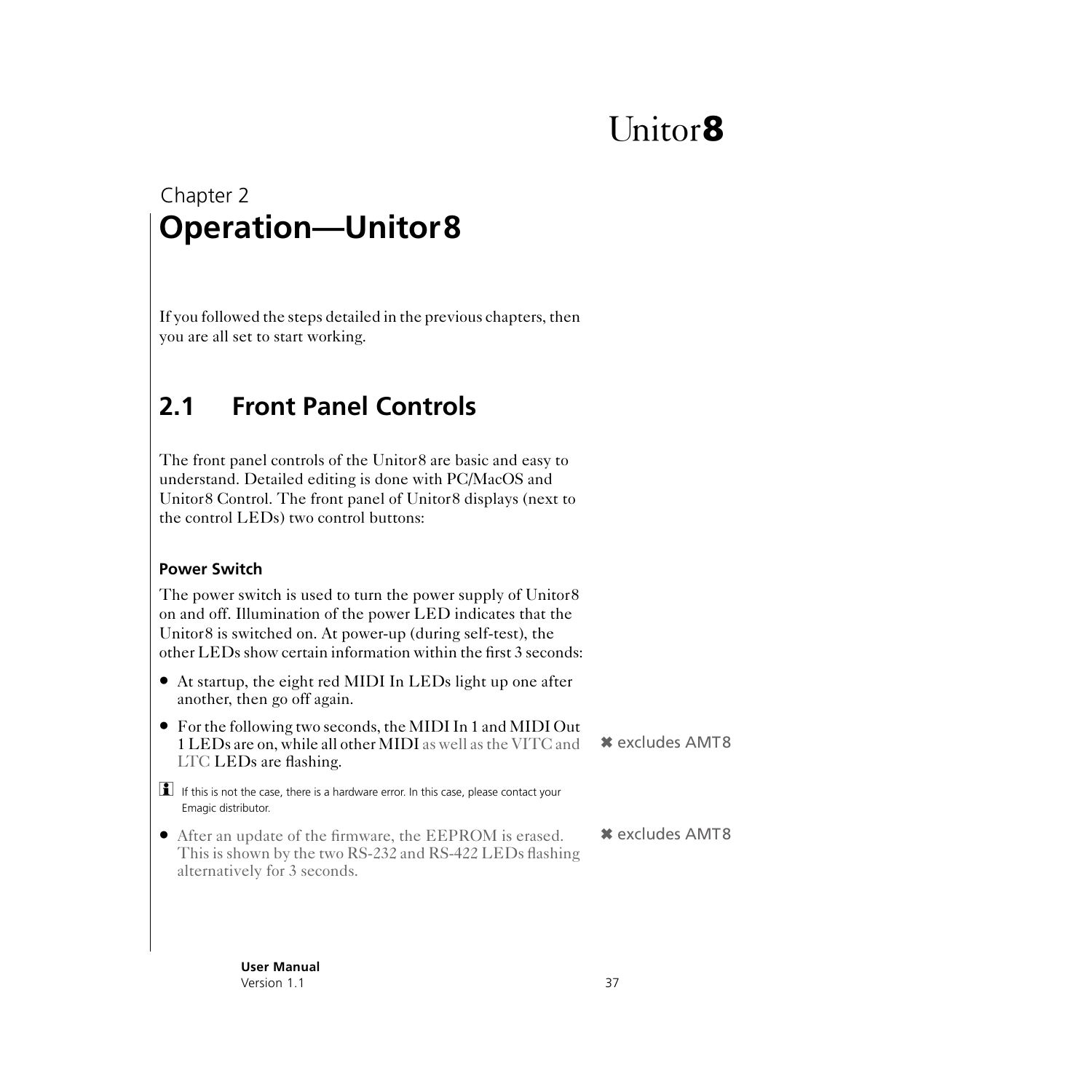Unitor8

Chapter 2

# Operation—Unitor 8

If you followed the steps detailed in the previous chapters, then you are all set to start working.

## 2.1 Front Panel Controls

The front panel controls of the Unitor8 are basic and easy to understand. Detailed editing is done with PC/MacOS and Unitor8 Control. The front panel of Unitor8 displays (next to the control LEDs) two control buttons:

### Power Switch

The power switch is used to turn the power supply of Unitor8 on and off. Illumination of the power LED indicates that the Unitor8 is switched on. At power-up (during self-test), the other LEDs show certain information within the first 3 seconds:

- At startup, the eight red MIDI In LEDs light up one after another, then go off again.
- For the following two seconds, the MIDI In 1 and MIDI Out 1 LEDs are on, while all other MIDI as well as the VITC and LTC LEDs are flashing.

✖ excludes AMT8

ℹ If this is not the case, there is a hardware error. In this case, please contact your Emagic distributor.

- After an update of the firmware, the EEPROM is erased. This is shown by the two RS-232 and RS-422 LEDs flashing alternatively for 3 seconds.

✖ excludes AMT8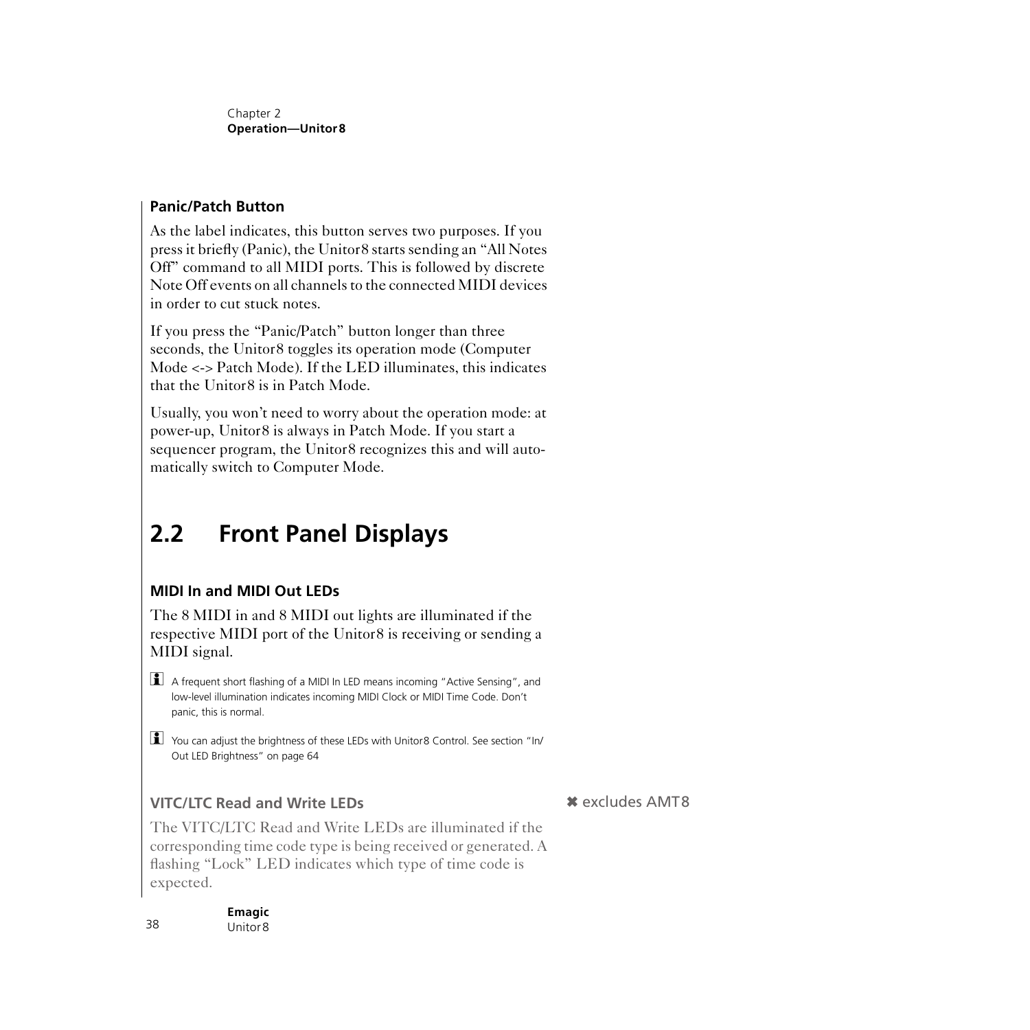### Panic/Patch Button

As the label indicates, this button serves two purposes. If you press it briefly (Panic), the Unitor8 starts sending an “All Notes Off” command to all MIDI ports. This is followed by discrete Note Off events on all channels to the connected MIDI devices in order to cut stuck notes.

If you press the “Panic/Patch” button longer than three seconds, the Unitor8 toggles its operation mode (Computer Mode <-> Patch Mode). If the LED illuminates, this indicates that the Unitor8 is in Patch Mode.

Usually, you won’t need to worry about the operation mode: at power-up, Unitor8 is always in Patch Mode. If you start a sequencer program, the Unitor8 recognizes this and will automatically switch to Computer Mode.

## 2.2 Front Panel Displays

### MIDI In and MIDI Out LEDs

The 8 MIDI in and 8 MIDI out lights are illuminated if the respective MIDI port of the Unitor8 is receiving or sending a MIDI signal.

A frequent short flashing of a MIDI In LED means incoming “Active Sensing”, and low-level illumination indicates incoming MIDI Clock or MIDI Time Code. Don’t panic, this is normal.

You can adjust the brightness of these LEDs with Unitor8 Control. See section “In/Out LED Brightness” on page 64

### VITC/LTC Read and Write LEDs

✖ excludes AMT8

The VITC/LTC Read and Write LEDs are illuminated if the corresponding time code type is being received or generated. A flashing “Lock” LED indicates which type of time code is expected.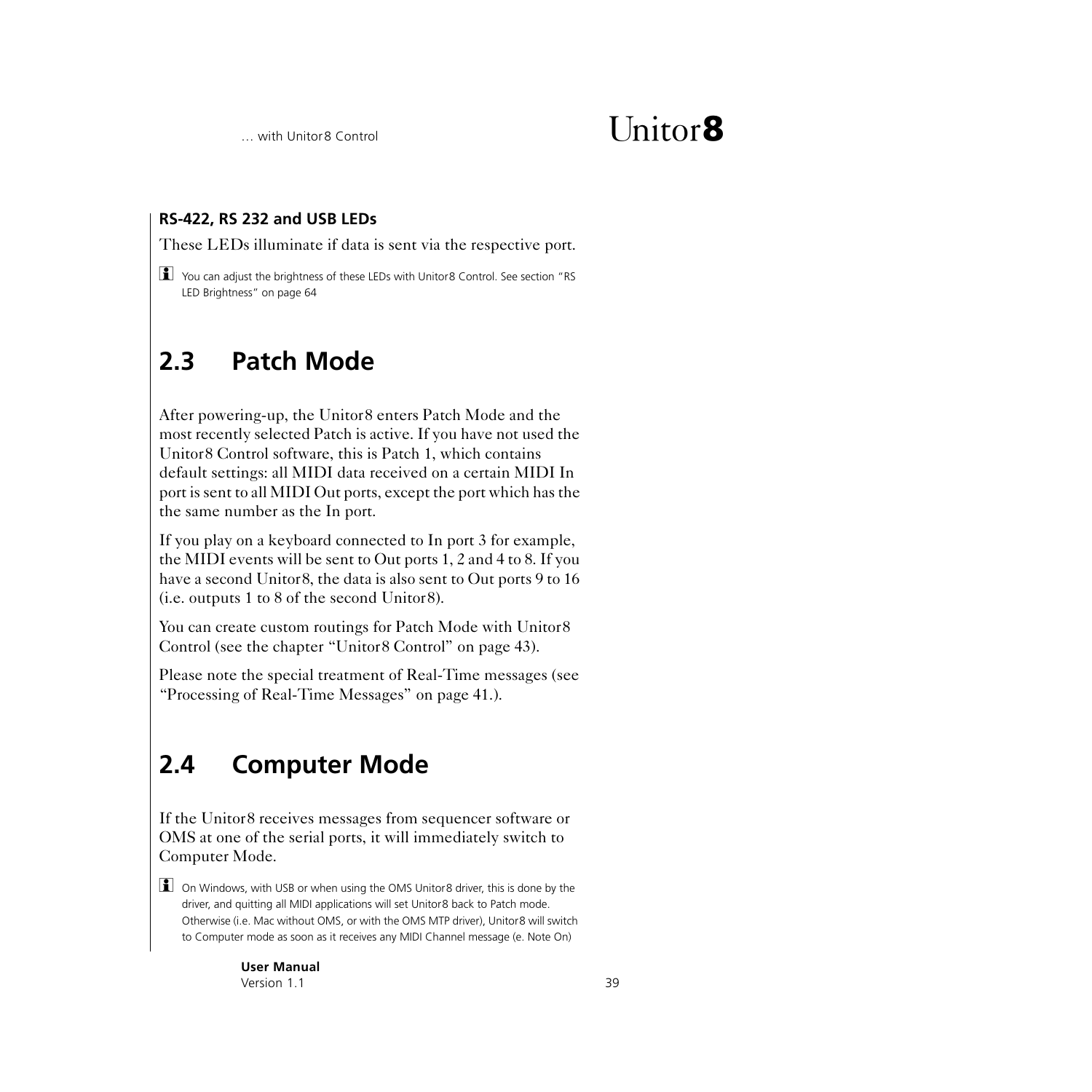### RS-422, RS 232 and USB LEDs

These LEDs illuminate if data is sent via the respective port.

You can adjust the brightness of these LEDs with Unitor8 Control. See section "RS LED Brightness" on page 64

## 2.3 Patch Mode

After powering-up, the Unitor8 enters Patch Mode and the most recently selected Patch is active. If you have not used the Unitor8 Control software, this is Patch 1, which contains default settings: all MIDI data received on a certain MIDI In port is sent to all MIDI Out ports, except the port which has the the same number as the In port.

If you play on a keyboard connected to In port 3 for example, the MIDI events will be sent to Out ports 1, 2 and 4 to 8. If you have a second Unitor8, the data is also sent to Out ports 9 to 16 (i.e. outputs 1 to 8 of the second Unitor8).

You can create custom routings for Patch Mode with Unitor8 Control (see the chapter "Unitor8 Control" on page 43).

Please note the special treatment of Real-Time messages (see "Processing of Real-Time Messages" on page 41.).

## 2.4 Computer Mode

If the Unitor8 receives messages from sequencer software or OMS at one of the serial ports, it will immediately switch to Computer Mode.

On Windows, with USB or when using the OMS Unitor8 driver, this is done by the driver, and quitting all MIDI applications will set Unitor8 back to Patch mode. Otherwise (i.e. Mac without OMS, or with the OMS MTP driver), Unitor8 will switch to Computer mode as soon as it receives any MIDI Channel message (e. Note On)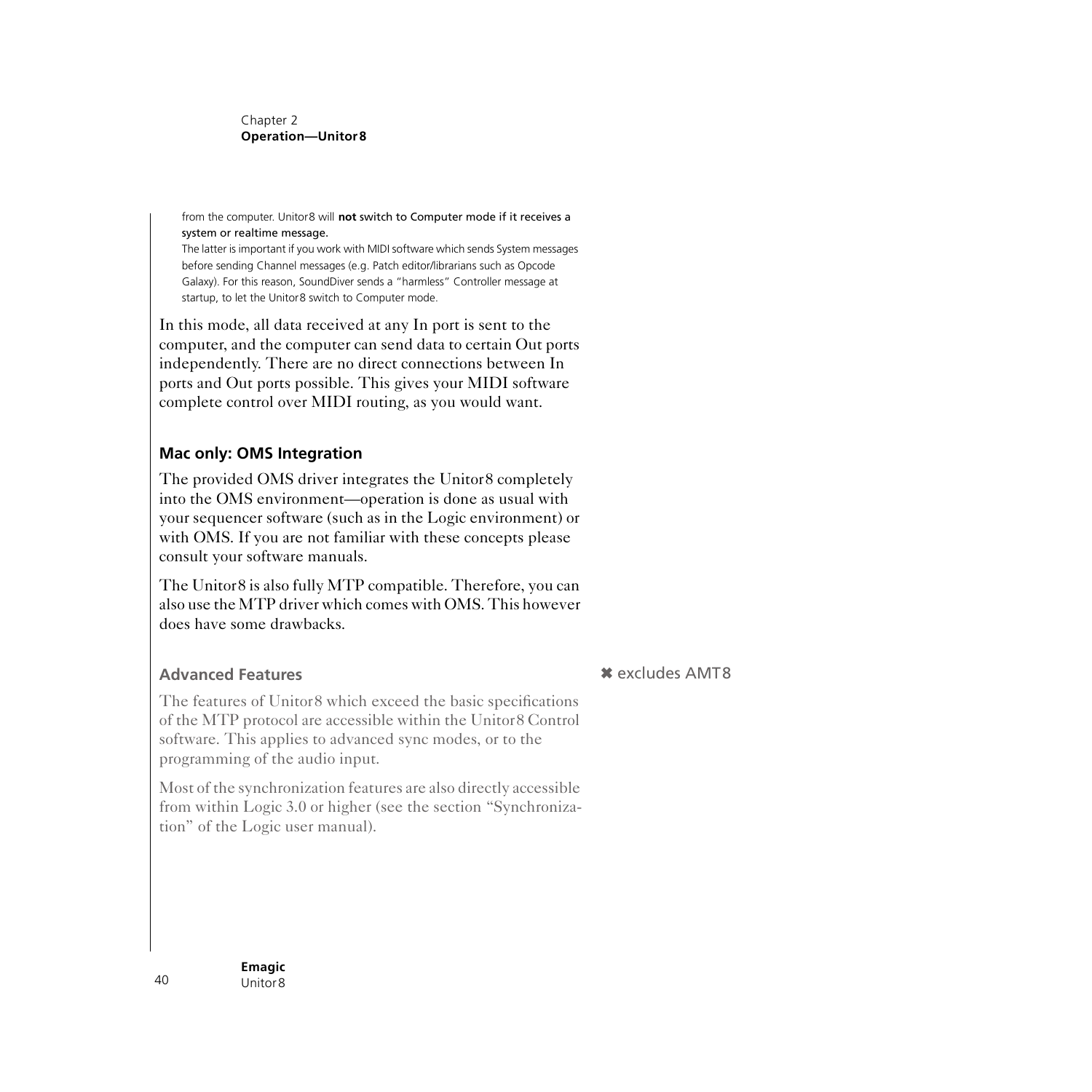from the computer. Unitor8 will **not** switch to Computer mode if it receives a system or realtime message.
The latter is important if you work with MIDI software which sends System messages before sending Channel messages (e.g. Patch editor/librarians such as Opcode Galaxy). For this reason, SoundDiver sends a "harmless" Controller message at startup, to let the Unitor8 switch to Computer mode.

In this mode, all data received at any In port is sent to the computer, and the computer can send data to certain Out ports independently. There are no direct connections between In ports and Out ports possible. This gives your MIDI software complete control over MIDI routing, as you would want.

### Mac only: OMS Integration

The provided OMS driver integrates the Unitor8 completely into the OMS environment—operation is done as usual with your sequencer software (such as in the Logic environment) or with OMS. If you are not familiar with these concepts please consult your software manuals.

The Unitor8 is also fully MTP compatible. Therefore, you can also use the MTP driver which comes with OMS. This however does have some drawbacks.

#### Advanced Features

✖ excludes AMT8

The features of Unitor8 which exceed the basic specifications of the MTP protocol are accessible within the Unitor8 Control software. This applies to advanced sync modes, or to the programming of the audio input.

Most of the synchronization features are also directly accessible from within Logic 3.0 or higher (see the section "Synchronization" of the Logic user manual).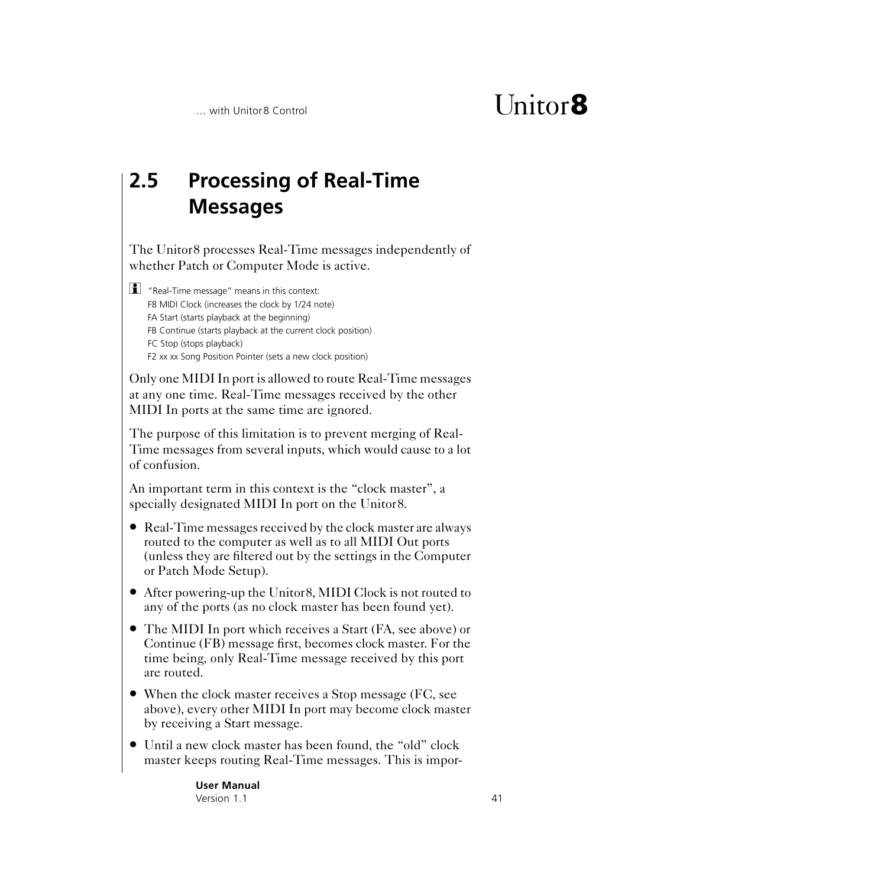## 2.5 Processing of Real-Time Messages

The Unitor8 processes Real-Time messages independently of whether Patch or Computer Mode is active.

"Real-Time message" means in this context:
F8 MIDI Clock (increases the clock by 1/24 note)
FA Start (starts playback at the beginning)
FB Continue (starts playback at the current clock position)
FC Stop (stops playback)
F2 xx xx Song Position Pointer (sets a new clock position)

Only one MIDI In port is allowed to route Real-Time messages at any one time. Real-Time messages received by the other MIDI In ports at the same time are ignored.

The purpose of this limitation is to prevent merging of Real-Time messages from several inputs, which would cause to a lot of confusion.

An important term in this context is the "clock master", a specially designated MIDI In port on the Unitor8.

- Real-Time messages received by the clock master are always routed to the computer as well as to all MIDI Out ports (unless they are filtered out by the settings in the Computer or Patch Mode Setup).
- After powering-up the Unitor8, MIDI Clock is not routed to any of the ports (as no clock master has been found yet).
- The MIDI In port which receives a Start (FA, see above) or Continue (FB) message first, becomes clock master. For the time being, only Real-Time message received by this port are routed.
- When the clock master receives a Stop message (FC, see above), every other MIDI In port may become clock master by receiving a Start message.
- Until a new clock master has been found, the "old" clock master keeps routing Real-Time messages. This is impor-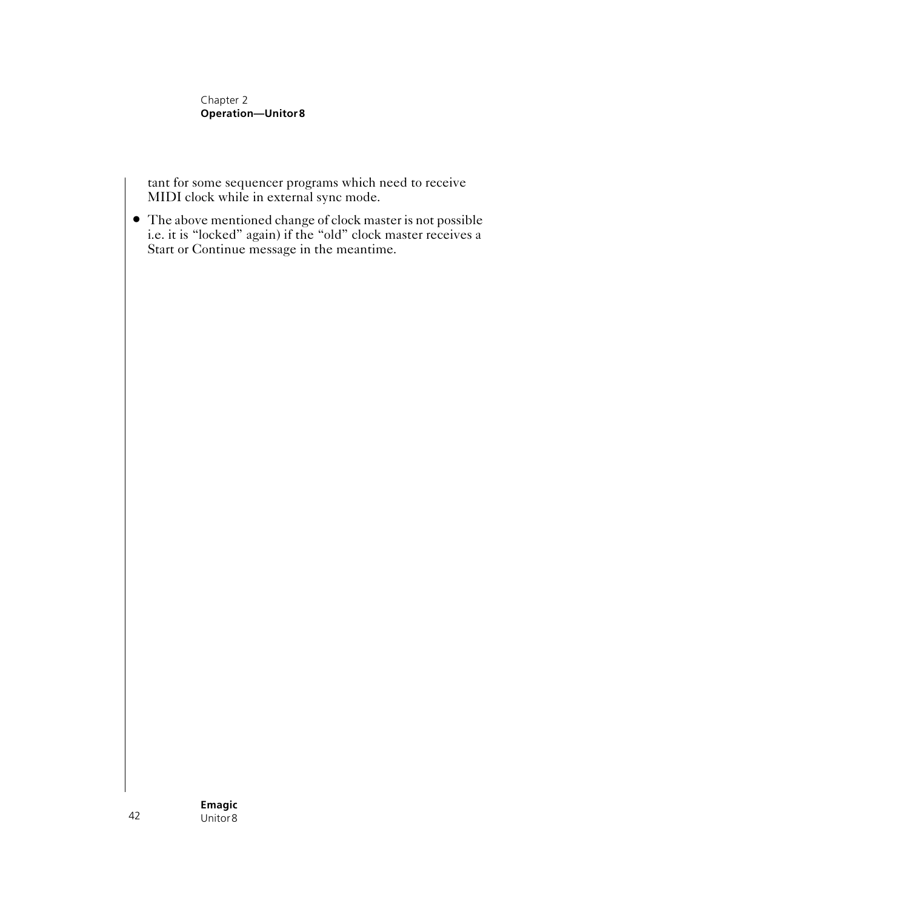tant for some sequencer programs which need to receive MIDI clock while in external sync mode.

- The above mentioned change of clock master is not possible i.e. it is “locked” again) if the “old” clock master receives a Start or Continue message in the meantime.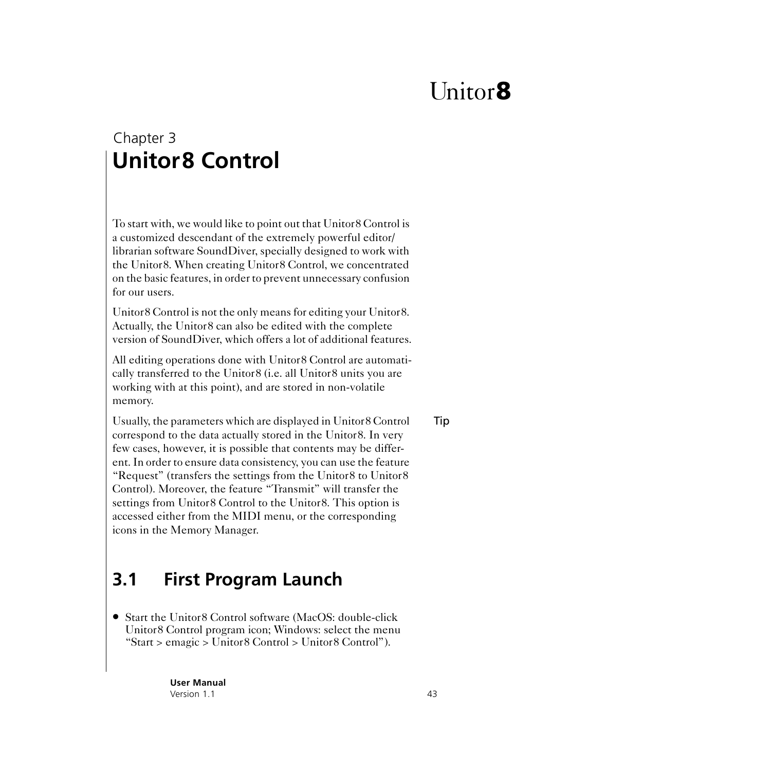Chapter 3

# Unitor8 Control

To start with, we would like to point out that Unitor8 Control is a customized descendant of the extremely powerful editor/librarian software SoundDiver, specially designed to work with the Unitor8. When creating Unitor8 Control, we concentrated on the basic features, in order to prevent unnecessary confusion for our users.

Unitor8 Control is not the only means for editing your Unitor8. Actually, the Unitor8 can also be edited with the complete version of SoundDiver, which offers a lot of additional features.

All editing operations done with Unitor8 Control are automatically transferred to the Unitor8 (i.e. all Unitor8 units you are working with at this point), and are stored in non-volatile memory.

Tip

Usually, the parameters which are displayed in Unitor8 Control correspond to the data actually stored in the Unitor8. In very few cases, however, it is possible that contents may be different. In order to ensure data consistency, you can use the feature "Request" (transfers the settings from the Unitor8 to Unitor8 Control). Moreover, the feature "Transmit" will transfer the settings from Unitor8 Control to the Unitor8. This option is accessed either from the MIDI menu, or the corresponding icons in the Memory Manager.

## 3.1 First Program Launch

- Start the Unitor8 Control software (MacOS: double-click Unitor8 Control program icon; Windows: select the menu "Start > emagic > Unitor8 Control > Unitor8 Control").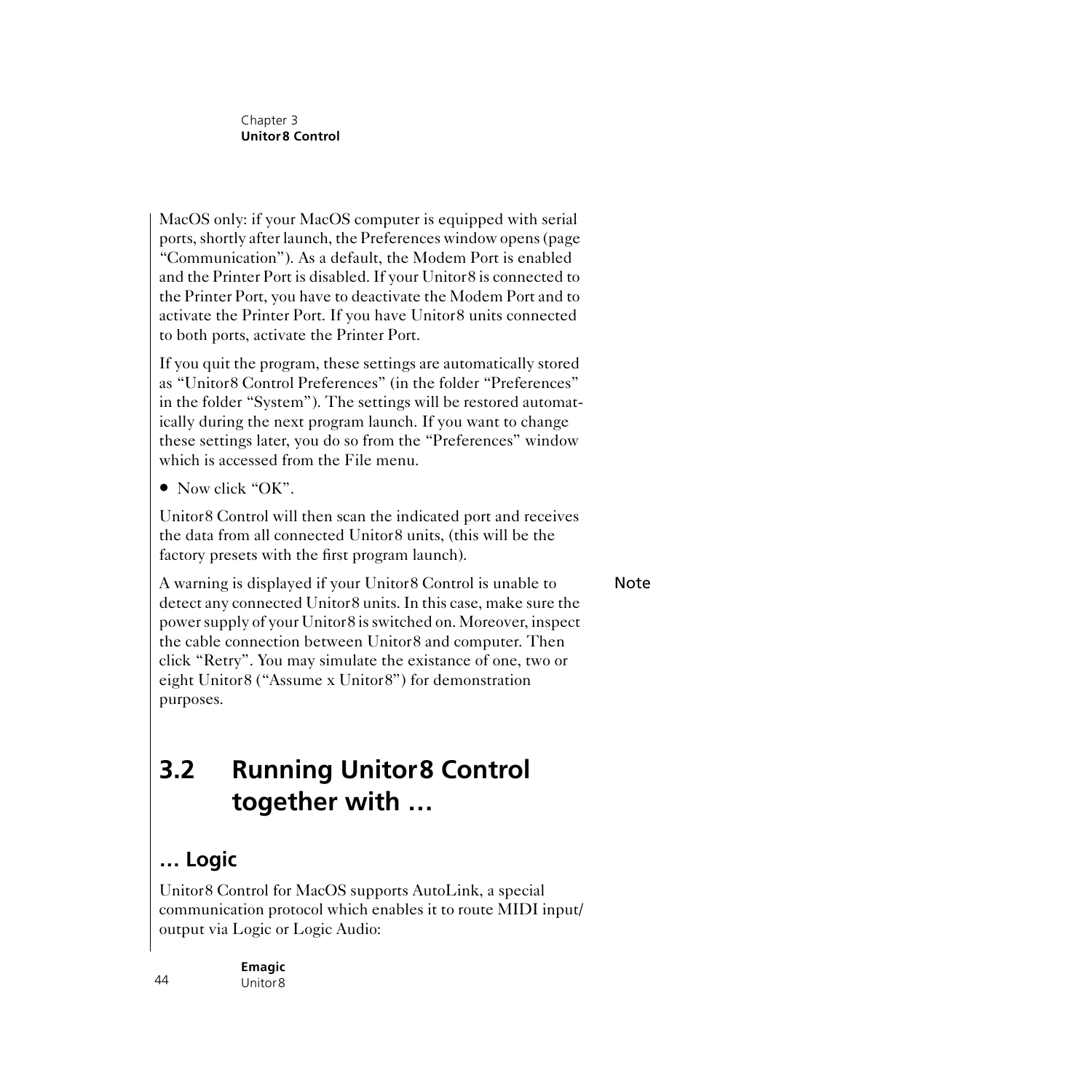MacOS only: if your MacOS computer is equipped with serial ports, shortly after launch, the Preferences window opens (page "Communication"). As a default, the Modem Port is enabled and the Printer Port is disabled. If your Unitor8 is connected to the Printer Port, you have to deactivate the Modem Port and to activate the Printer Port. If you have Unitor8 units connected to both ports, activate the Printer Port.

If you quit the program, these settings are automatically stored as "Unitor8 Control Preferences" (in the folder "Preferences" in the folder "System"). The settings will be restored automatically during the next program launch. If you want to change these settings later, you do so from the "Preferences" window which is accessed from the File menu.

- Now click "OK".

Unitor8 Control will then scan the indicated port and receives the data from all connected Unitor8 units, (this will be the factory presets with the first program launch).

**Note**

A warning is displayed if your Unitor8 Control is unable to detect any connected Unitor8 units. In this case, make sure the power supply of your Unitor8 is switched on. Moreover, inspect the cable connection between Unitor8 and computer. Then click "Retry". You may simulate the existance of one, two or eight Unitor8 ("Assume x Unitor8") for demonstration purposes.

## 3.2 Running Unitor8 Control together with …

### … Logic

Unitor8 Control for MacOS supports AutoLink, a special communication protocol which enables it to route MIDI input/output via Logic or Logic Audio: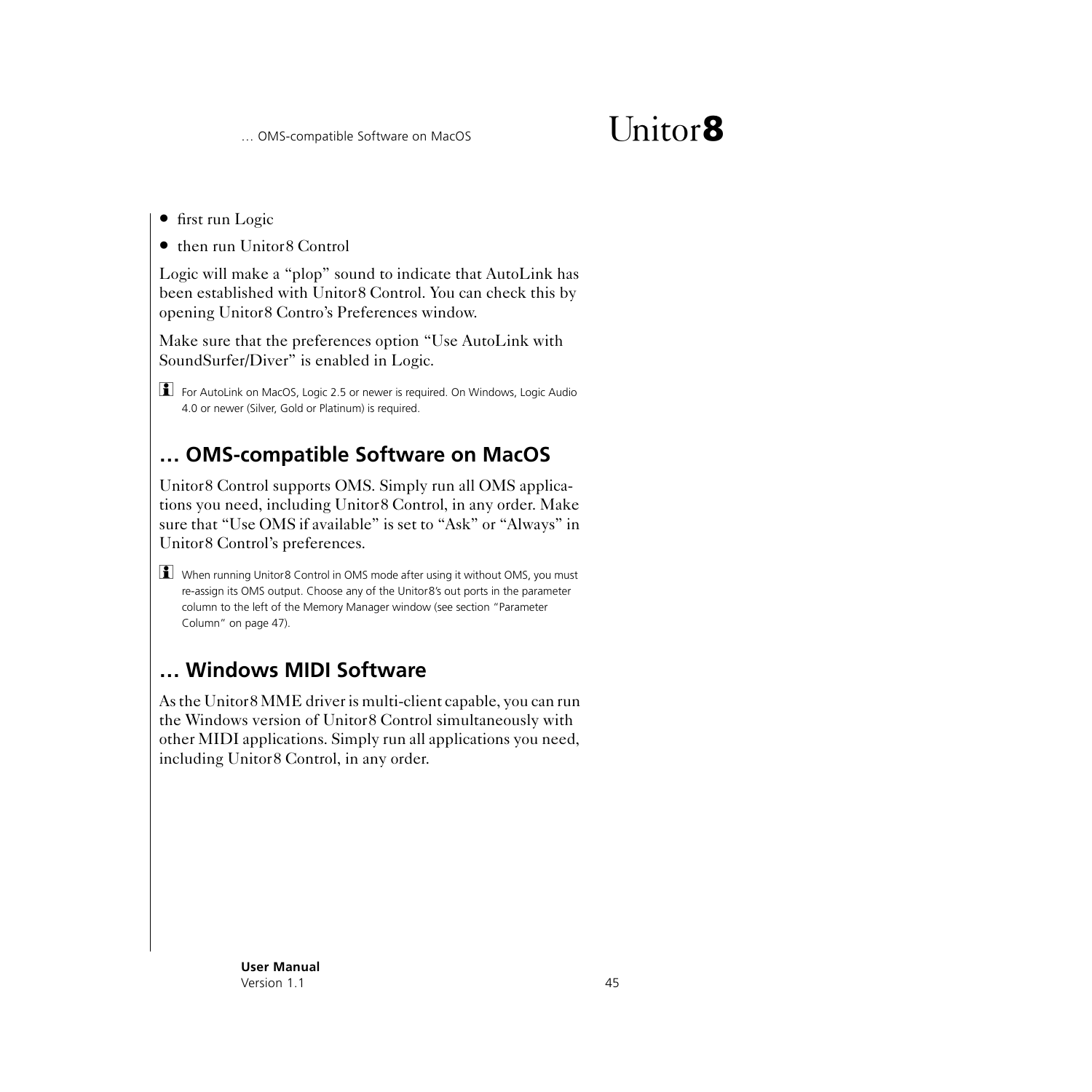- first run Logic
- then run Unitor8 Control

Logic will make a “plop” sound to indicate that AutoLink has been established with Unitor8 Control. You can check this by opening Unitor8 Contro’s Preferences window.

Make sure that the preferences option “Use AutoLink with SoundSurfer/Diver” is enabled in Logic.

For AutoLink on MacOS, Logic 2.5 or newer is required. On Windows, Logic Audio 4.0 or newer (Silver, Gold or Platinum) is required.

## … OMS-compatible Software on MacOS

Unitor8 Control supports OMS. Simply run all OMS applications you need, including Unitor8 Control, in any order. Make sure that “Use OMS if available” is set to “Ask” or “Always” in Unitor8 Control’s preferences.

When running Unitor8 Control in OMS mode after using it without OMS, you must re-assign its OMS output. Choose any of the Unitor8’s out ports in the parameter column to the left of the Memory Manager window (see section “Parameter Column” on page 47).

## … Windows MIDI Software

As the Unitor8 MME driver is multi-client capable, you can run the Windows version of Unitor8 Control simultaneously with other MIDI applications. Simply run all applications you need, including Unitor8 Control, in any order.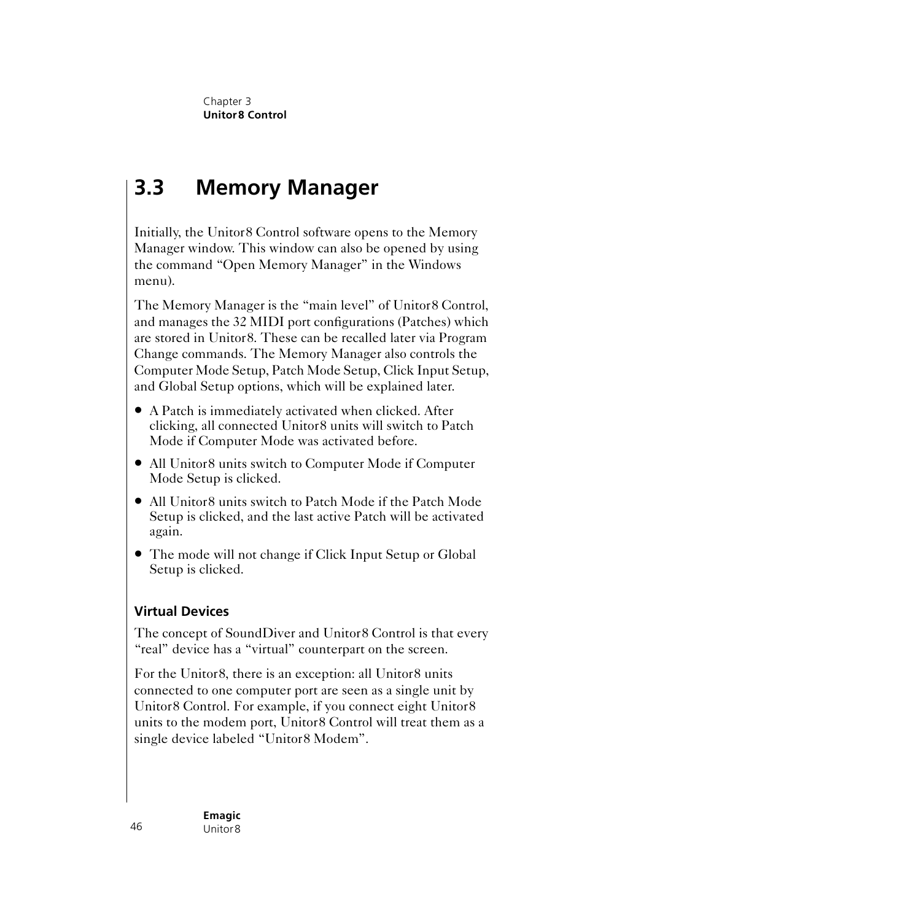## 3.3 Memory Manager

Initially, the Unitor8 Control software opens to the Memory Manager window. This window can also be opened by using the command “Open Memory Manager” in the Windows menu).

The Memory Manager is the “main level” of Unitor8 Control, and manages the 32 MIDI port configurations (Patches) which are stored in Unitor8. These can be recalled later via Program Change commands. The Memory Manager also controls the Computer Mode Setup, Patch Mode Setup, Click Input Setup, and Global Setup options, which will be explained later.

- A Patch is immediately activated when clicked. After clicking, all connected Unitor8 units will switch to Patch Mode if Computer Mode was activated before.
- All Unitor8 units switch to Computer Mode if Computer Mode Setup is clicked.
- All Unitor8 units switch to Patch Mode if the Patch Mode Setup is clicked, and the last active Patch will be activated again.
- The mode will not change if Click Input Setup or Global Setup is clicked.

### Virtual Devices

The concept of SoundDiver and Unitor8 Control is that every “real” device has a “virtual” counterpart on the screen.

For the Unitor8, there is an exception: all Unitor8 units connected to one computer port are seen as a single unit by Unitor8 Control. For example, if you connect eight Unitor8 units to the modem port, Unitor8 Control will treat them as a single device labeled “Unitor8 Modem”.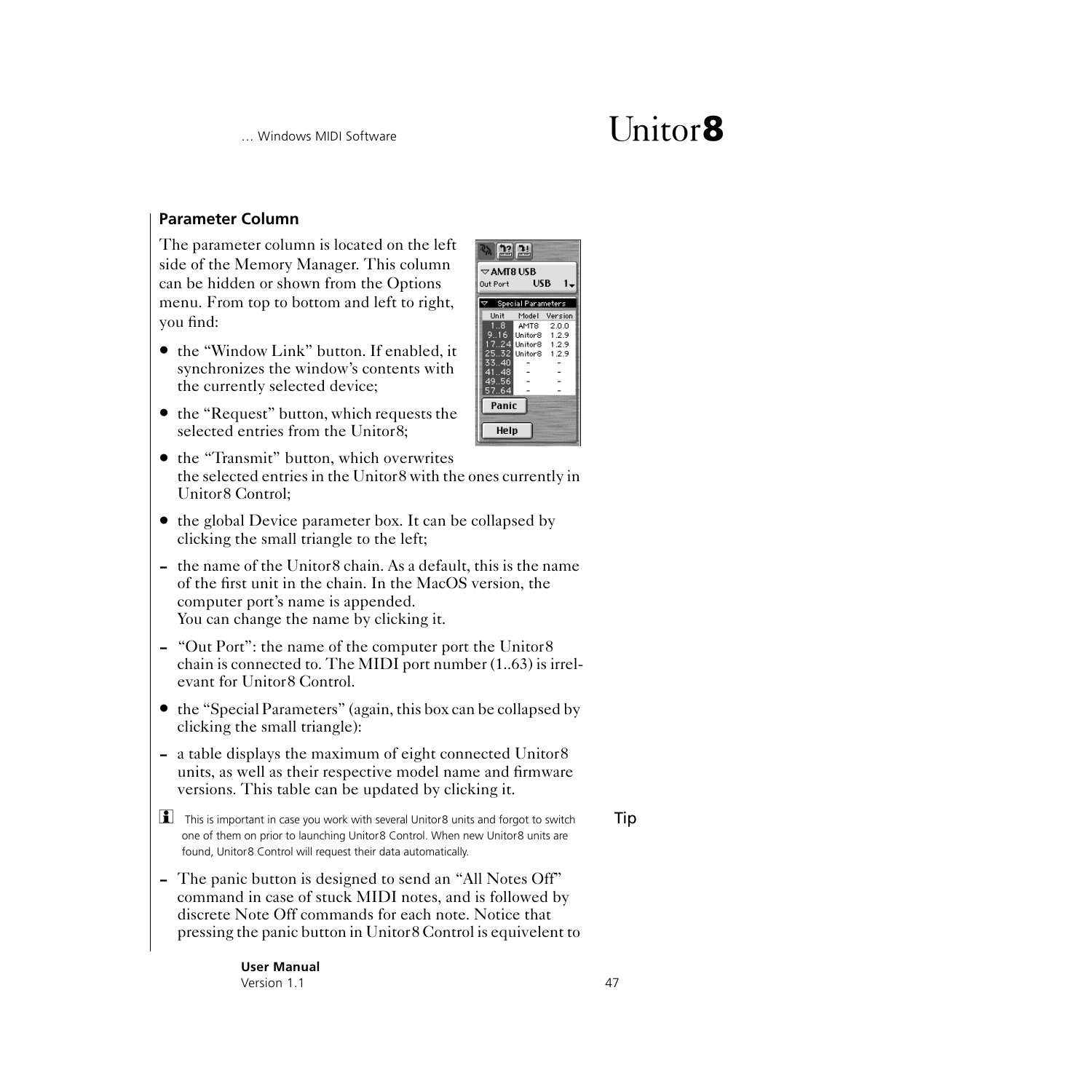## Parameter Column

The parameter column is located on the left side of the Memory Manager. This column can be hidden or shown from the Options menu. From top to bottom and left to right, you find:

- the "Window Link" button. If enabled, it synchronizes the window's contents with the currently selected device;
- the "Request" button, which requests the selected entries from the Unitor8;
- the "Transmit" button, which overwrites the selected entries in the Unitor8 with the ones currently in Unitor8 Control;
- the global Device parameter box. It can be collapsed by clicking the small triangle to the left;
  - the name of the Unitor8 chain. As a default, this is the name of the first unit in the chain. In the MacOS version, the computer port's name is appended. You can change the name by clicking it.
  - "Out Port": the name of the computer port the Unitor8 chain is connected to. The MIDI port number (1..63) is irrelevant for Unitor8 Control.
- the "Special Parameters" (again, this box can be collapsed by clicking the small triangle):
  - a table displays the maximum of eight connected Unitor8 units, as well as their respective model name and firmware versions. This table can be updated by clicking it.

**Tip:** This is important in case you work with several Unitor8 units and forgot to switch one of them on prior to launching Unitor8 Control. When new Unitor8 units are found, Unitor8 Control will request their data automatically.

  - The panic button is designed to send an "All Notes Off" command in case of stuck MIDI notes, and is followed by discrete Note Off commands for each note. Notice that pressing the panic button in Unitor8 Control is equivelent to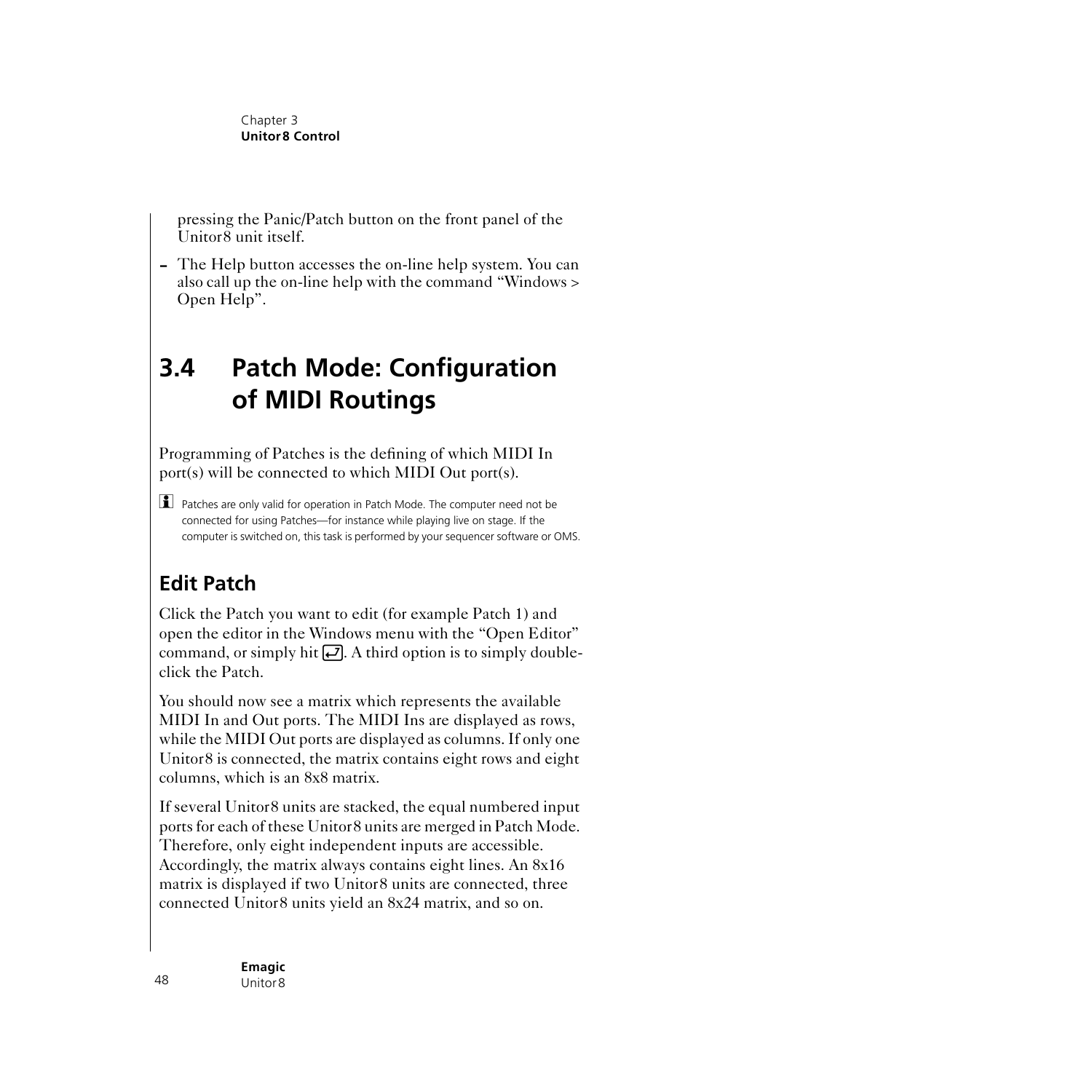pressing the Panic/Patch button on the front panel of the Unitor8 unit itself.

- The Help button accesses the on-line help system. You can also call up the on-line help with the command “Windows > Open Help”.

## 3.4 Patch Mode: Configuration of MIDI Routings

Programming of Patches is the defining of which MIDI In port(s) will be connected to which MIDI Out port(s).

Patches are only valid for operation in Patch Mode. The computer need not be connected for using Patches—for instance while playing live on stage. If the computer is switched on, this task is performed by your sequencer software or OMS.

### Edit Patch

Click the Patch you want to edit (for example Patch 1) and open the editor in the Windows menu with the “Open Editor” command, or simply hit ↵. A third option is to simply double-click the Patch.

You should now see a matrix which represents the available MIDI In and Out ports. The MIDI Ins are displayed as rows, while the MIDI Out ports are displayed as columns. If only one Unitor8 is connected, the matrix contains eight rows and eight columns, which is an 8x8 matrix.

If several Unitor8 units are stacked, the equal numbered input ports for each of these Unitor8 units are merged in Patch Mode. Therefore, only eight independent inputs are accessible. Accordingly, the matrix always contains eight lines. An 8x16 matrix is displayed if two Unitor8 units are connected, three connected Unitor8 units yield an 8x24 matrix, and so on.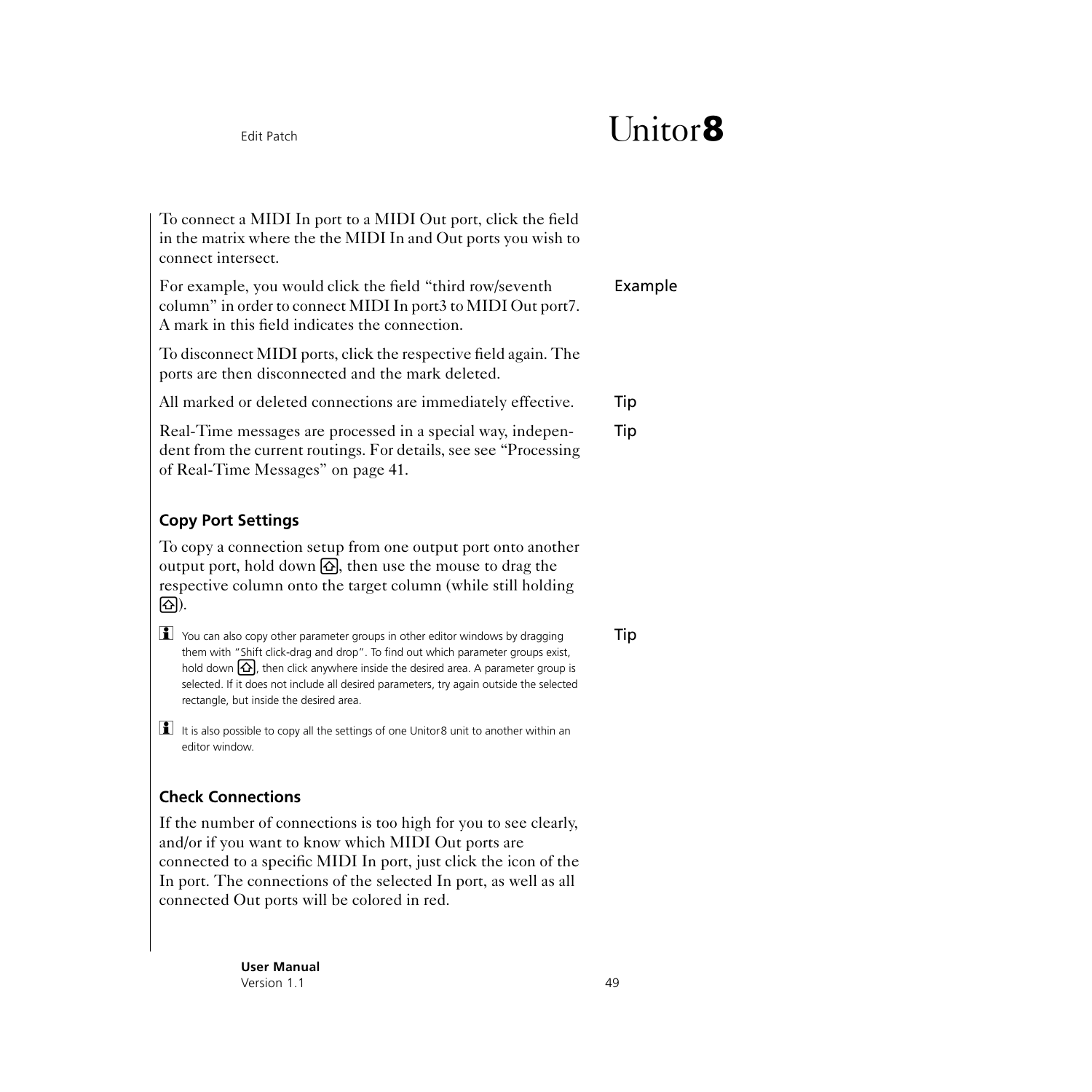To connect a MIDI In port to a MIDI Out port, click the field in the matrix where the the MIDI In and Out ports you wish to connect intersect.

For example, you would click the field "third row/seventh column" in order to connect MIDI In port3 to MIDI Out port7. A mark in this field indicates the connection. — Example

To disconnect MIDI ports, click the respective field again. The ports are then disconnected and the mark deleted.

All marked or deleted connections are immediately effective. — Tip

Real-Time messages are processed in a special way, independent from the current routings. For details, see see "Processing of Real-Time Messages" on page 41. — Tip

### Copy Port Settings

To copy a connection setup from one output port onto another output port, hold down ⇧, then use the mouse to drag the respective column onto the target column (while still holding ⇧).

> **i** You can also copy other parameter groups in other editor windows by dragging them with "Shift click-drag and drop". To find out which parameter groups exist, hold down ⇧, then click anywhere inside the desired area. A parameter group is selected. If it does not include all desired parameters, try again outside the selected rectangle, but inside the desired area. — Tip

> **i** It is also possible to copy all the settings of one Unitor8 unit to another within an editor window.

### Check Connections

If the number of connections is too high for you to see clearly, and/or if you want to know which MIDI Out ports are connected to a specific MIDI In port, just click the icon of the In port. The connections of the selected In port, as well as all connected Out ports will be colored in red.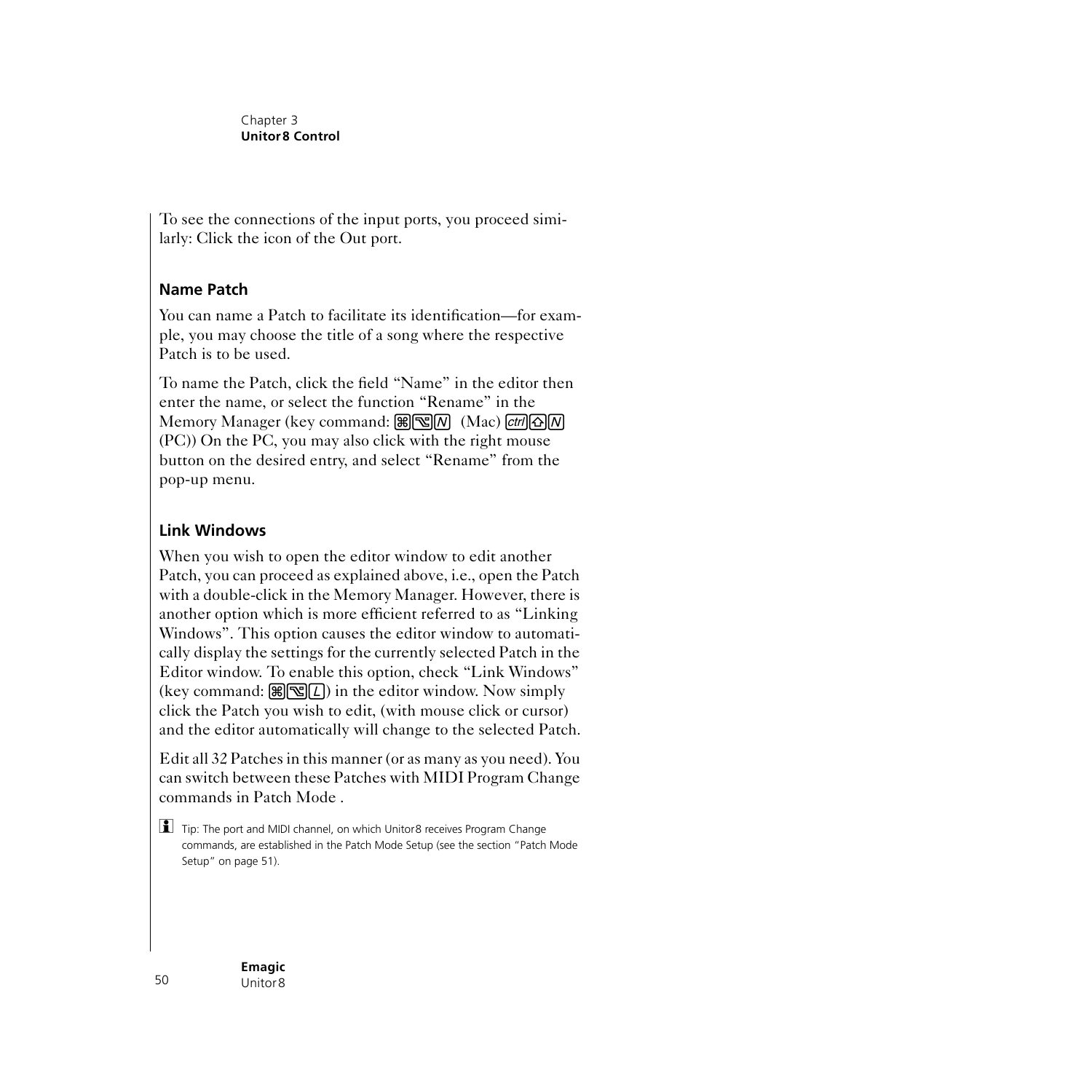To see the connections of the input ports, you proceed similarly: Click the icon of the Out port.

### Name Patch

You can name a Patch to facilitate its identification—for example, you may choose the title of a song where the respective Patch is to be used.

To name the Patch, click the field "Name" in the editor then enter the name, or select the function "Rename" in the Memory Manager (key command: ⌘⌥N (Mac) ctrl⇧N (PC)) On the PC, you may also click with the right mouse button on the desired entry, and select "Rename" from the pop-up menu.

### Link Windows

When you wish to open the editor window to edit another Patch, you can proceed as explained above, i.e., open the Patch with a double-click in the Memory Manager. However, there is another option which is more efficient referred to as "Linking Windows". This option causes the editor window to automatically display the settings for the currently selected Patch in the Editor window. To enable this option, check "Link Windows" (key command: ⌘⌥L) in the editor window. Now simply click the Patch you wish to edit, (with mouse click or cursor) and the editor automatically will change to the selected Patch.

Edit all 32 Patches in this manner (or as many as you need). You can switch between these Patches with MIDI Program Change commands in Patch Mode .

Tip: The port and MIDI channel, on which Unitor8 receives Program Change commands, are established in the Patch Mode Setup (see the section "Patch Mode Setup" on page 51).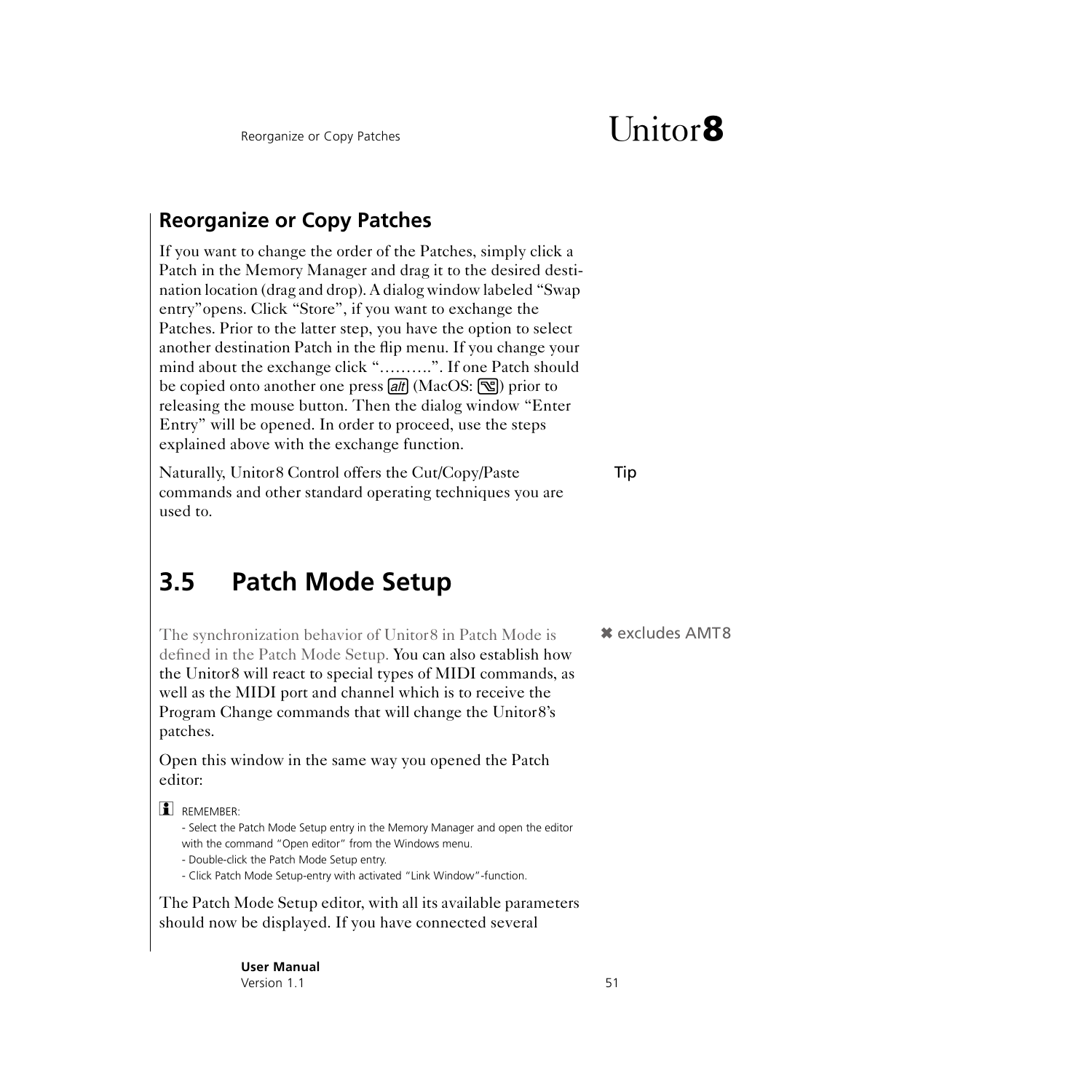## Reorganize or Copy Patches

If you want to change the order of the Patches, simply click a Patch in the Memory Manager and drag it to the desired destination location (drag and drop). A dialog window labeled “Swap entry”opens. Click “Store”, if you want to exchange the Patches. Prior to the latter step, you have the option to select another destination Patch in the flip menu. If you change your mind about the exchange click “……….”. If one Patch should be copied onto another one press *alt* (MacOS: ⌥) prior to releasing the mouse button. Then the dialog window “Enter Entry” will be opened. In order to proceed, use the steps explained above with the exchange function.

Tip

Naturally, Unitor8 Control offers the Cut/Copy/Paste commands and other standard operating techniques you are used to.

# 3.5 Patch Mode Setup

✖ excludes AMT8

The synchronization behavior of Unitor8 in Patch Mode is defined in the Patch Mode Setup. You can also establish how the Unitor8 will react to special types of MIDI commands, as well as the MIDI port and channel which is to receive the Program Change commands that will change the Unitor8’s patches.

Open this window in the same way you opened the Patch editor:

REMEMBER:

- Select the Patch Mode Setup entry in the Memory Manager and open the editor with the command “Open editor” from the Windows menu.
- Double-click the Patch Mode Setup entry.
- Click Patch Mode Setup-entry with activated “Link Window”-function.

The Patch Mode Setup editor, with all its available parameters should now be displayed. If you have connected several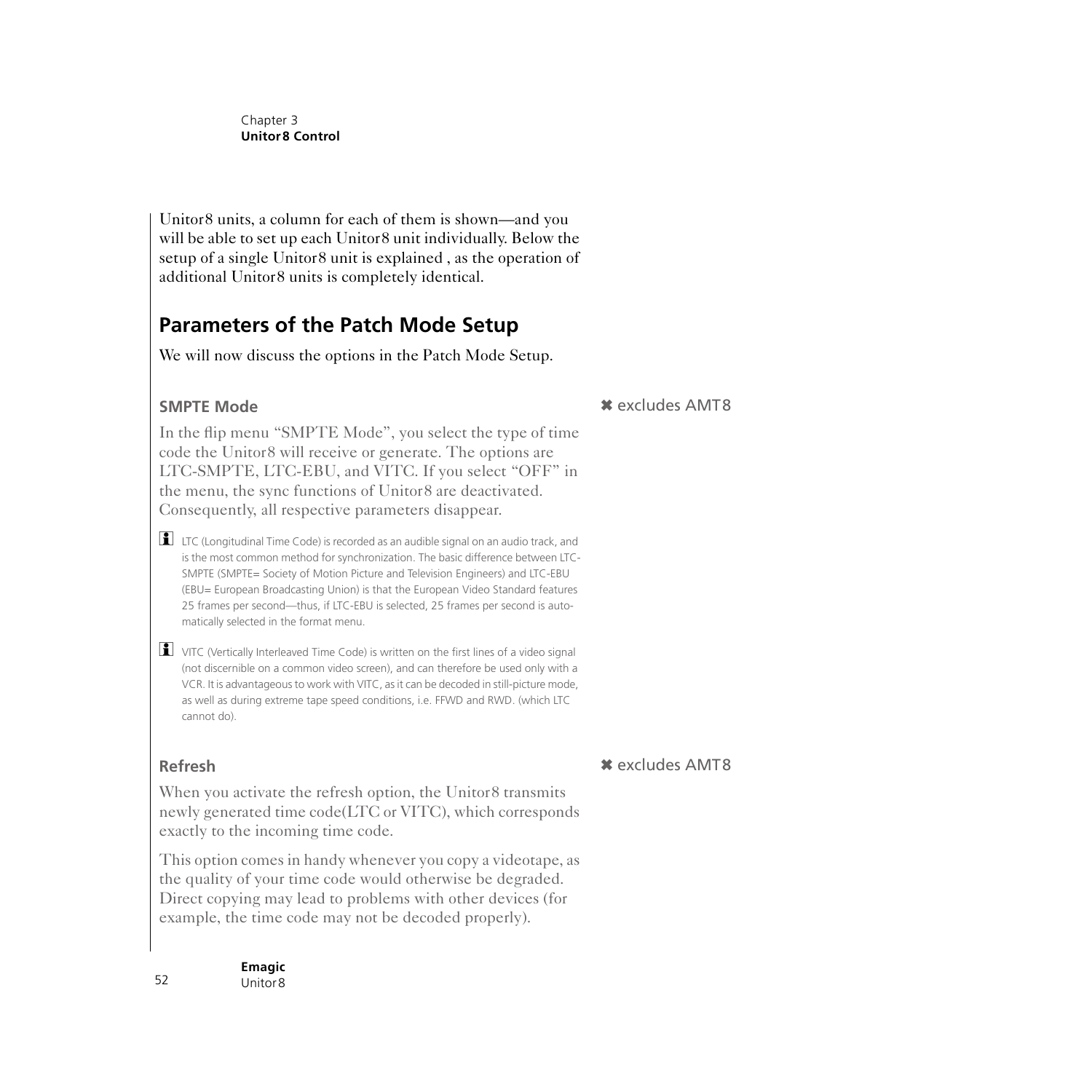Unitor8 units, a column for each of them is shown—and you will be able to set up each Unitor8 unit individually. Below the setup of a single Unitor8 unit is explained , as the operation of additional Unitor8 units is completely identical.

## Parameters of the Patch Mode Setup

We will now discuss the options in the Patch Mode Setup.

### SMPTE Mode

✖ excludes AMT8

In the flip menu “SMPTE Mode”, you select the type of time code the Unitor8 will receive or generate. The options are LTC-SMPTE, LTC-EBU, and VITC. If you select “OFF” in the menu, the sync functions of Unitor8 are deactivated. Consequently, all respective parameters disappear.

LTC (Longitudinal Time Code) is recorded as an audible signal on an audio track, and is the most common method for synchronization. The basic difference between LTC-SMPTE (SMPTE= Society of Motion Picture and Television Engineers) and LTC-EBU (EBU= European Broadcasting Union) is that the European Video Standard features 25 frames per second—thus, if LTC-EBU is selected, 25 frames per second is automatically selected in the format menu.

VITC (Vertically Interleaved Time Code) is written on the first lines of a video signal (not discernible on a common video screen), and can therefore be used only with a VCR. It is advantageous to work with VITC, as it can be decoded in still-picture mode, as well as during extreme tape speed conditions, i.e. FFWD and RWD. (which LTC cannot do).

### Refresh

✖ excludes AMT8

When you activate the refresh option, the Unitor8 transmits newly generated time code(LTC or VITC), which corresponds exactly to the incoming time code.

This option comes in handy whenever you copy a videotape, as the quality of your time code would otherwise be degraded. Direct copying may lead to problems with other devices (for example, the time code may not be decoded properly).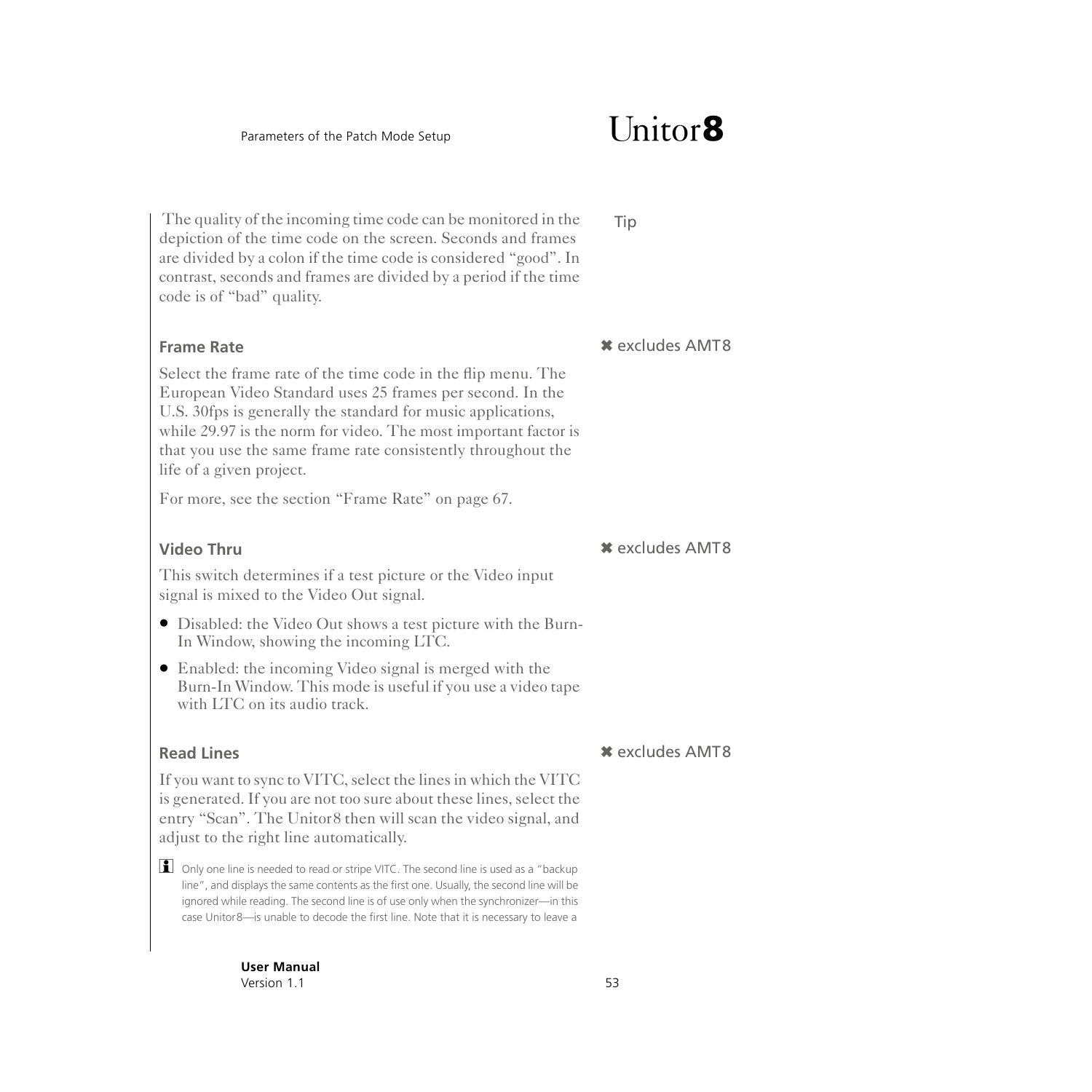Tip

The quality of the incoming time code can be monitored in the depiction of the time code on the screen. Seconds and frames are divided by a colon if the time code is considered “good”. In contrast, seconds and frames are divided by a period if the time code is of “bad” quality.

### Frame Rate

✖ excludes AMT8

Select the frame rate of the time code in the flip menu. The European Video Standard uses 25 frames per second. In the U.S. 30fps is generally the standard for music applications, while 29.97 is the norm for video. The most important factor is that you use the same frame rate consistently throughout the life of a given project.

For more, see the section “Frame Rate” on page 67.

### Video Thru

✖ excludes AMT8

This switch determines if a test picture or the Video input signal is mixed to the Video Out signal.

- Disabled: the Video Out shows a test picture with the Burn-In Window, showing the incoming LTC.
- Enabled: the incoming Video signal is merged with the Burn-In Window. This mode is useful if you use a video tape with LTC on its audio track.

### Read Lines

✖ excludes AMT8

If you want to sync to VITC, select the lines in which the VITC is generated. If you are not too sure about these lines, select the entry “Scan”. The Unitor8 then will scan the video signal, and adjust to the right line automatically.

ℹ Only one line is needed to read or stripe VITC. The second line is used as a “backup line”, and displays the same contents as the first one. Usually, the second line will be ignored while reading. The second line is of use only when the synchronizer—in this case Unitor8—is unable to decode the first line. Note that it is necessary to leave a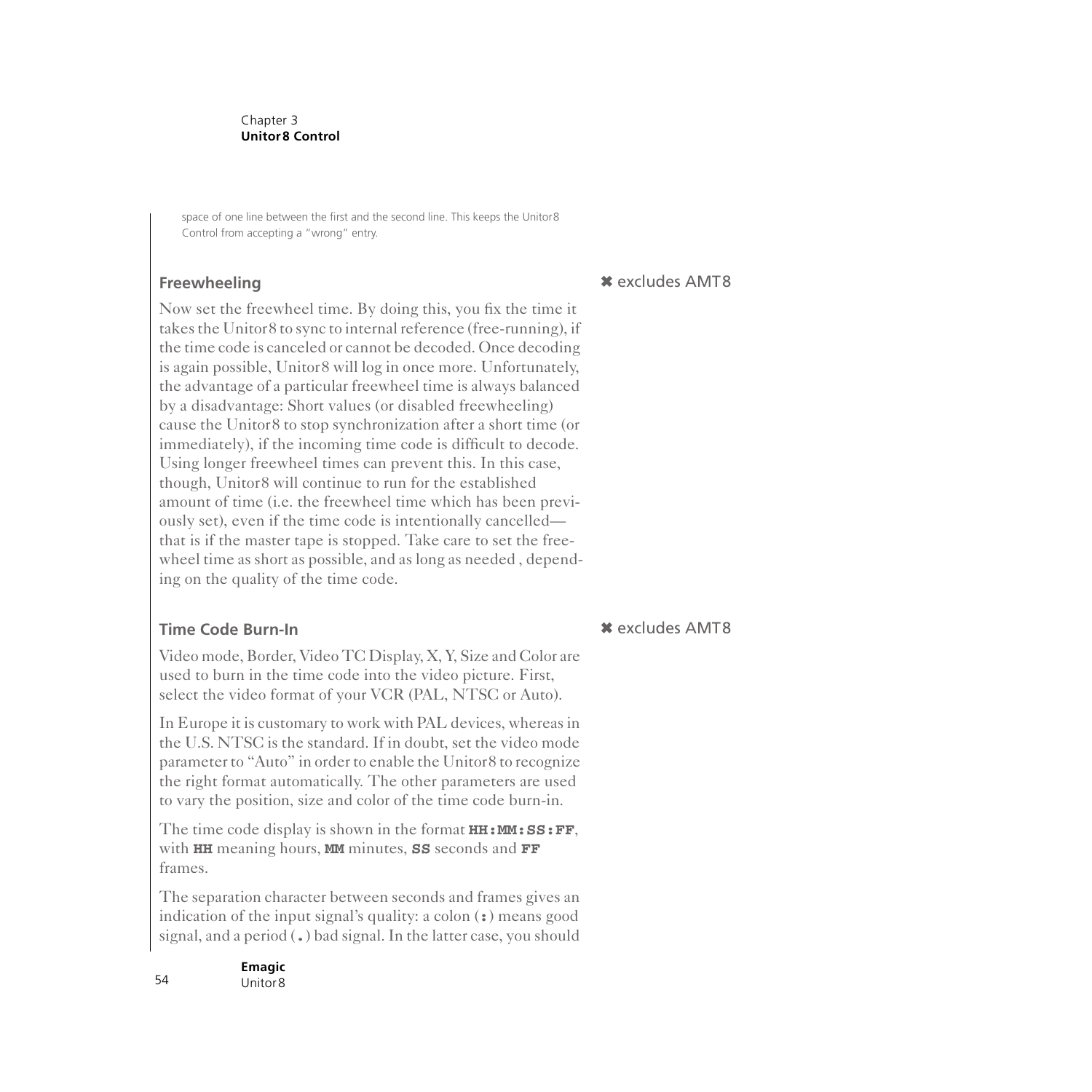space of one line between the first and the second line. This keeps the Unitor8 Control from accepting a "wrong" entry.

## Freewheeling

✖ excludes AMT8

Now set the freewheel time. By doing this, you fix the time it takes the Unitor8 to sync to internal reference (free-running), if the time code is canceled or cannot be decoded. Once decoding is again possible, Unitor8 will log in once more. Unfortunately, the advantage of a particular freewheel time is always balanced by a disadvantage: Short values (or disabled freewheeling) cause the Unitor8 to stop synchronization after a short time (or immediately), if the incoming time code is difficult to decode. Using longer freewheel times can prevent this. In this case, though, Unitor8 will continue to run for the established amount of time (i.e. the freewheel time which has been previously set), even if the time code is intentionally cancelled—that is if the master tape is stopped. Take care to set the freewheel time as short as possible, and as long as needed , depending on the quality of the time code.

## Time Code Burn-In

✖ excludes AMT8

Video mode, Border, Video TC Display, X, Y, Size and Color are used to burn in the time code into the video picture. First, select the video format of your VCR (PAL, NTSC or Auto).

In Europe it is customary to work with PAL devices, whereas in the U.S. NTSC is the standard. If in doubt, set the video mode parameter to "Auto" in order to enable the Unitor8 to recognize the right format automatically. The other parameters are used to vary the position, size and color of the time code burn-in.

The time code display is shown in the format **HH:MM:SS:FF**, with **HH** meaning hours, **MM** minutes, **SS** seconds and **FF** frames.

The separation character between seconds and frames gives an indication of the input signal's quality: a colon (**:**) means good signal, and a period (**.**) bad signal. In the latter case, you should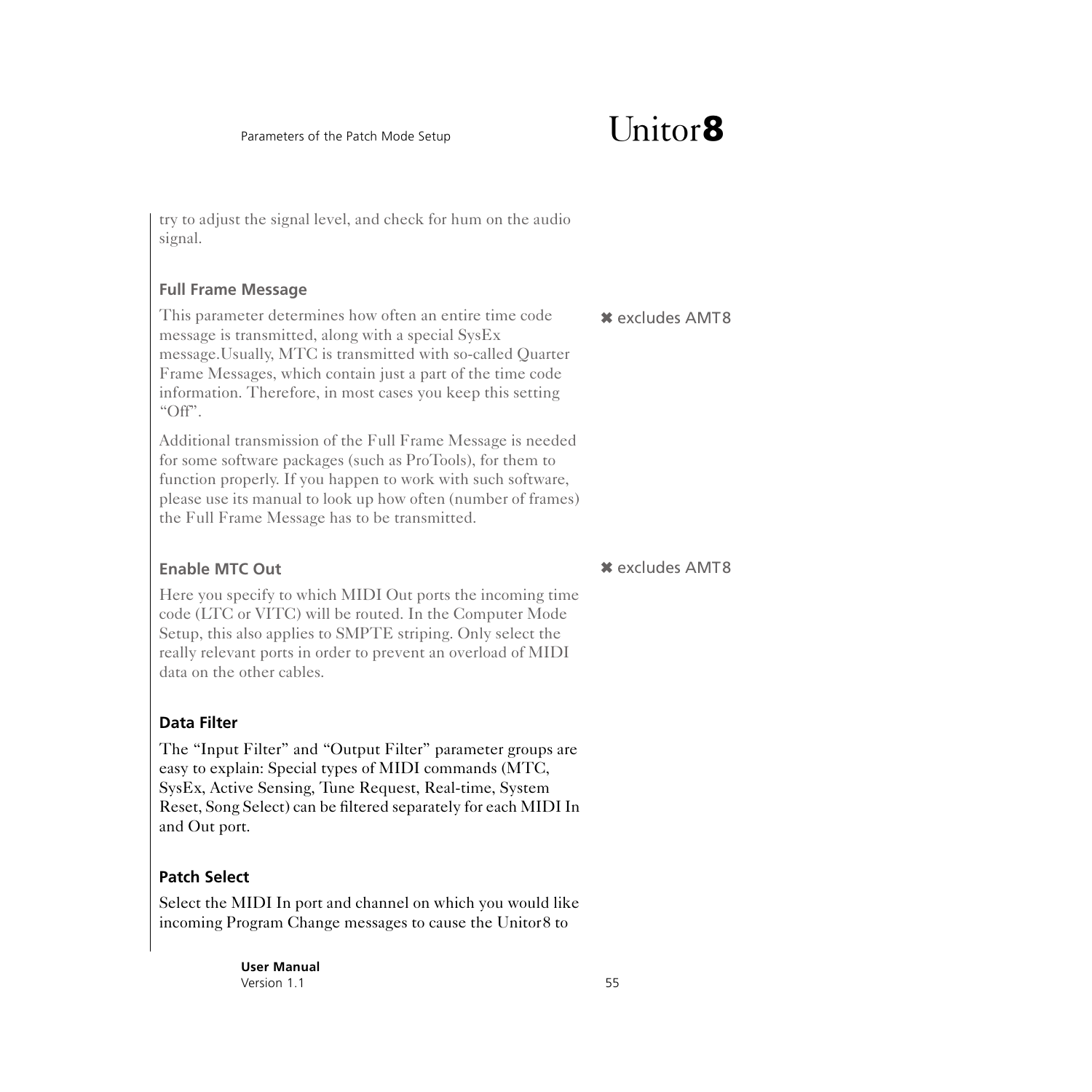try to adjust the signal level, and check for hum on the audio signal.

### Full Frame Message

✖ excludes AMT8

This parameter determines how often an entire time code message is transmitted, along with a special SysEx message.Usually, MTC is transmitted with so-called Quarter Frame Messages, which contain just a part of the time code information. Therefore, in most cases you keep this setting “Off”.

Additional transmission of the Full Frame Message is needed for some software packages (such as ProTools), for them to function properly. If you happen to work with such software, please use its manual to look up how often (number of frames) the Full Frame Message has to be transmitted.

### Enable MTC Out

✖ excludes AMT8

Here you specify to which MIDI Out ports the incoming time code (LTC or VITC) will be routed. In the Computer Mode Setup, this also applies to SMPTE striping. Only select the really relevant ports in order to prevent an overload of MIDI data on the other cables.

### Data Filter

The “Input Filter” and “Output Filter” parameter groups are easy to explain: Special types of MIDI commands (MTC, SysEx, Active Sensing, Tune Request, Real-time, System Reset, Song Select) can be filtered separately for each MIDI In and Out port.

### Patch Select

Select the MIDI In port and channel on which you would like incoming Program Change messages to cause the Unitor8 to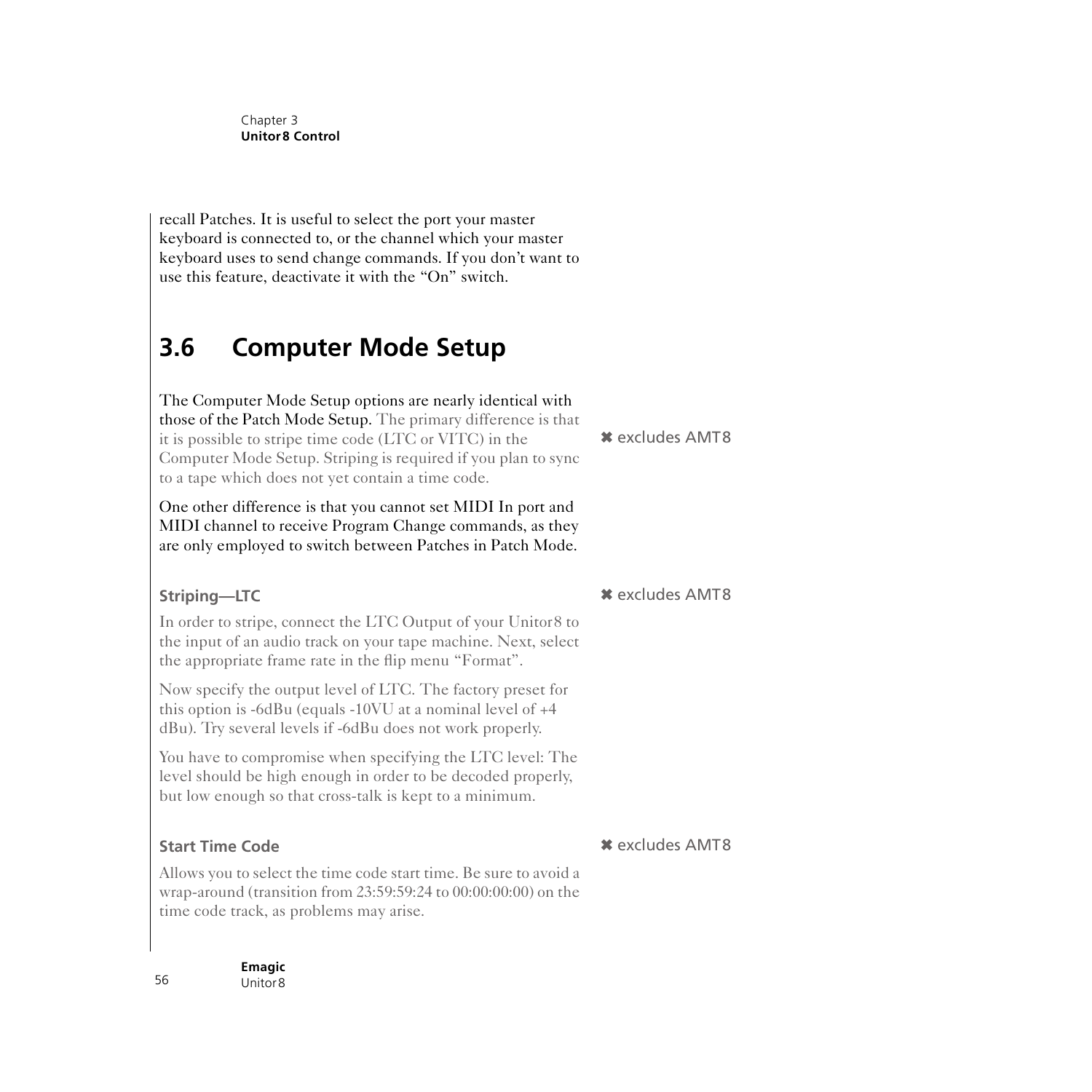recall Patches. It is useful to select the port your master keyboard is connected to, or the channel which your master keyboard uses to send change commands. If you don't want to use this feature, deactivate it with the "On" switch.

## 3.6 Computer Mode Setup

The Computer Mode Setup options are nearly identical with those of the Patch Mode Setup. The primary difference is that it is possible to stripe time code (LTC or VITC) in the Computer Mode Setup. Striping is required if you plan to sync to a tape which does not yet contain a time code.

✖ excludes AMT8

One other difference is that you cannot set MIDI In port and MIDI channel to receive Program Change commands, as they are only employed to switch between Patches in Patch Mode.

### Striping—LTC

✖ excludes AMT8

In order to stripe, connect the LTC Output of your Unitor8 to the input of an audio track on your tape machine. Next, select the appropriate frame rate in the flip menu "Format".

Now specify the output level of LTC. The factory preset for this option is -6dBu (equals -10VU at a nominal level of +4 dBu). Try several levels if -6dBu does not work properly.

You have to compromise when specifying the LTC level: The level should be high enough in order to be decoded properly, but low enough so that cross-talk is kept to a minimum.

### Start Time Code

✖ excludes AMT8

Allows you to select the time code start time. Be sure to avoid a wrap-around (transition from 23:59:59:24 to 00:00:00:00) on the time code track, as problems may arise.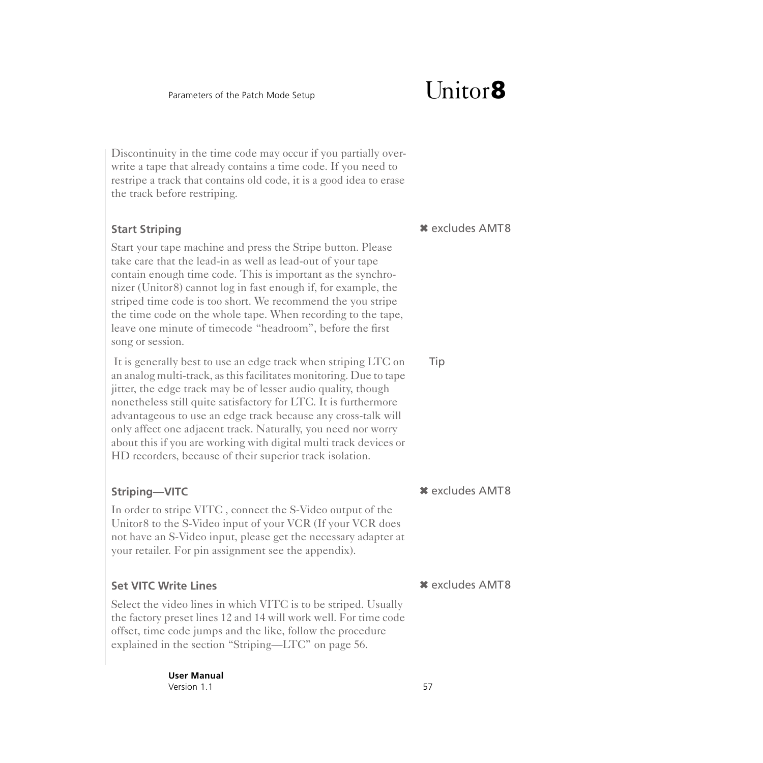Discontinuity in the time code may occur if you partially overwrite a tape that already contains a time code. If you need to restripe a track that contains old code, it is a good idea to erase the track before restriping.

### Start Striping

✖ excludes AMT8

Start your tape machine and press the Stripe button. Please take care that the lead-in as well as lead-out of your tape contain enough time code. This is important as the synchronizer (Unitor8) cannot log in fast enough if, for example, the striped time code is too short. We recommend the you stripe the time code on the whole tape. When recording to the tape, leave one minute of timecode “headroom”, before the first song or session.

Tip

It is generally best to use an edge track when striping LTC on an analog multi-track, as this facilitates monitoring. Due to tape jitter, the edge track may be of lesser audio quality, though nonetheless still quite satisfactory for LTC. It is furthermore advantageous to use an edge track because any cross-talk will only affect one adjacent track. Naturally, you need nor worry about this if you are working with digital multi track devices or HD recorders, because of their superior track isolation.

### Striping—VITC

✖ excludes AMT8

In order to stripe VITC , connect the S-Video output of the Unitor8 to the S-Video input of your VCR (If your VCR does not have an S-Video input, please get the necessary adapter at your retailer. For pin assignment see the appendix).

### Set VITC Write Lines

✖ excludes AMT8

Select the video lines in which VITC is to be striped. Usually the factory preset lines 12 and 14 will work well. For time code offset, time code jumps and the like, follow the procedure explained in the section “Striping—LTC” on page 56.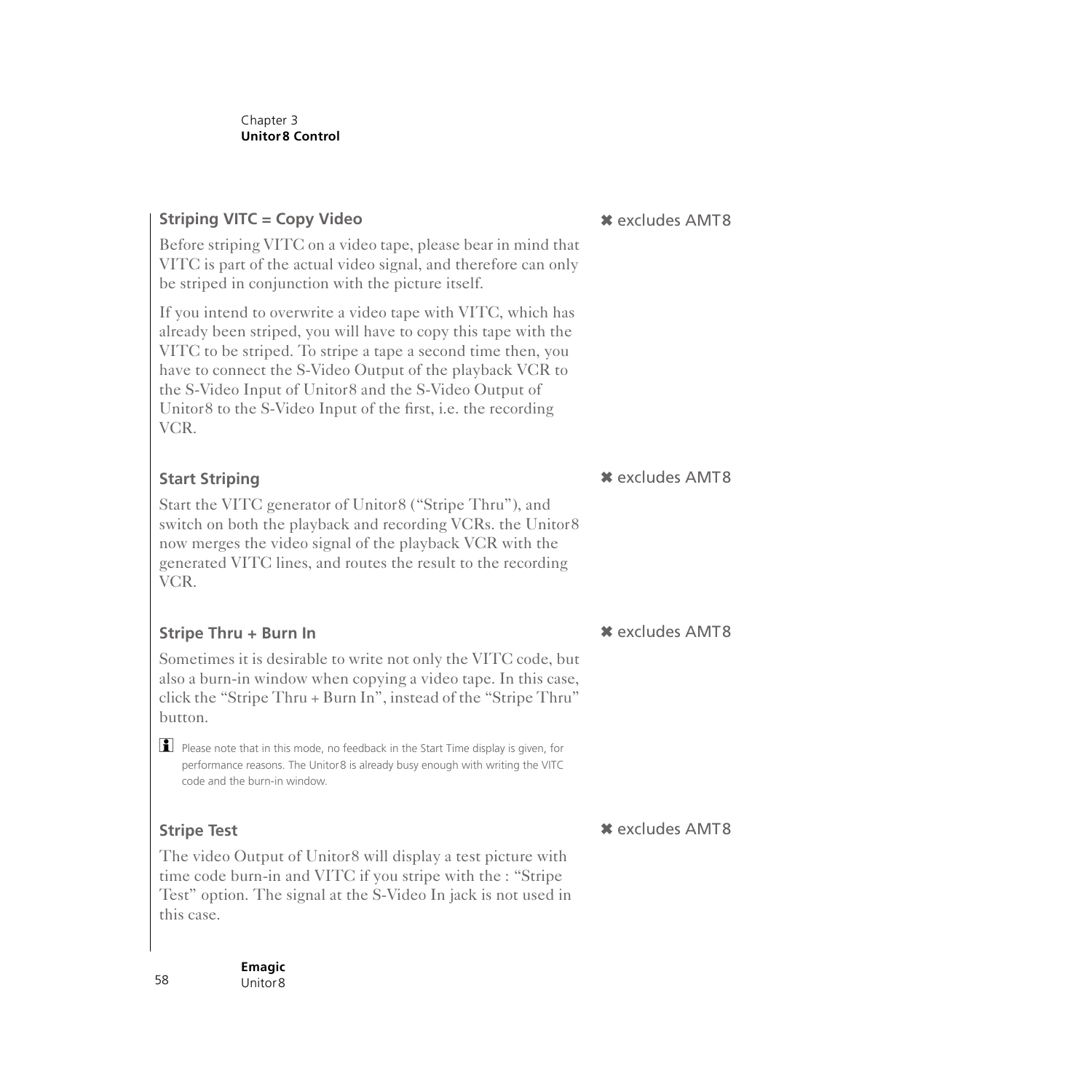### Striping VITC = Copy Video

✖ excludes AMT8

Before striping VITC on a video tape, please bear in mind that VITC is part of the actual video signal, and therefore can only be striped in conjunction with the picture itself.

If you intend to overwrite a video tape with VITC, which has already been striped, you will have to copy this tape with the VITC to be striped. To stripe a tape a second time then, you have to connect the S-Video Output of the playback VCR to the S-Video Input of Unitor8 and the S-Video Output of Unitor8 to the S-Video Input of the first, i.e. the recording VCR.

### Start Striping

✖ excludes AMT8

Start the VITC generator of Unitor8 (“Stripe Thru”), and switch on both the playback and recording VCRs. the Unitor8 now merges the video signal of the playback VCR with the generated VITC lines, and routes the result to the recording VCR.

### Stripe Thru + Burn In

✖ excludes AMT8

Sometimes it is desirable to write not only the VITC code, but also a burn-in window when copying a video tape. In this case, click the “Stripe Thru + Burn In”, instead of the “Stripe Thru” button.

Please note that in this mode, no feedback in the Start Time display is given, for performance reasons. The Unitor8 is already busy enough with writing the VITC code and the burn-in window.

### Stripe Test

✖ excludes AMT8

The video Output of Unitor8 will display a test picture with time code burn-in and VITC if you stripe with the : “Stripe Test” option. The signal at the S-Video In jack is not used in this case.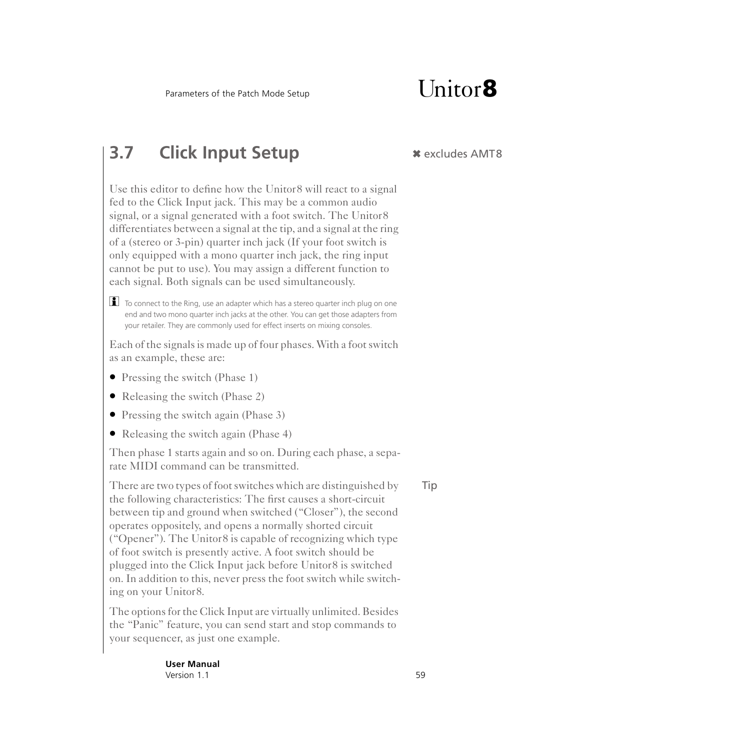## 3.7 Click Input Setup

✖ excludes AMT8

Use this editor to define how the Unitor8 will react to a signal fed to the Click Input jack. This may be a common audio signal, or a signal generated with a foot switch. The Unitor8 differentiates between a signal at the tip, and a signal at the ring of a (stereo or 3-pin) quarter inch jack (If your foot switch is only equipped with a mono quarter inch jack, the ring input cannot be put to use). You may assign a different function to each signal. Both signals can be used simultaneously.

To connect to the Ring, use an adapter which has a stereo quarter inch plug on one end and two mono quarter inch jacks at the other. You can get those adapters from your retailer. They are commonly used for effect inserts on mixing consoles.

Each of the signals is made up of four phases. With a foot switch as an example, these are:

- Pressing the switch (Phase 1)
- Releasing the switch (Phase 2)
- Pressing the switch again (Phase 3)
- Releasing the switch again (Phase 4)

Then phase 1 starts again and so on. During each phase, a separate MIDI command can be transmitted.

Tip

There are two types of foot switches which are distinguished by the following characteristics: The first causes a short-circuit between tip and ground when switched (“Closer”), the second operates oppositely, and opens a normally shorted circuit (“Opener”). The Unitor8 is capable of recognizing which type of foot switch is presently active. A foot switch should be plugged into the Click Input jack before Unitor8 is switched on. In addition to this, never press the foot switch while switching on your Unitor8.

The options for the Click Input are virtually unlimited. Besides the “Panic” feature, you can send start and stop commands to your sequencer, as just one example.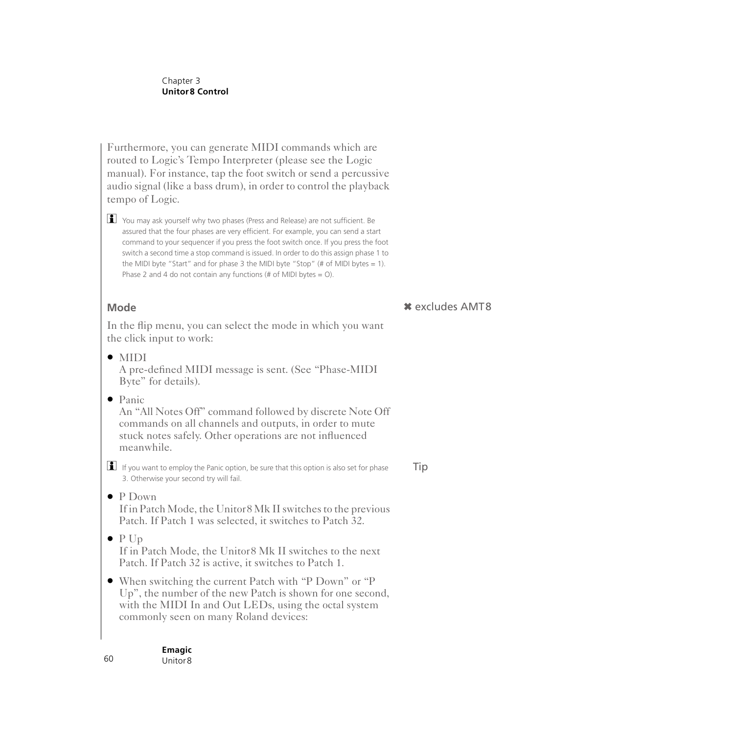Furthermore, you can generate MIDI commands which are routed to Logic's Tempo Interpreter (please see the Logic manual). For instance, tap the foot switch or send a percussive audio signal (like a bass drum), in order to control the playback tempo of Logic.

You may ask yourself why two phases (Press and Release) are not sufficient. Be assured that the four phases are very efficient. For example, you can send a start command to your sequencer if you press the foot switch once. If you press the foot switch a second time a stop command is issued. In order to do this assign phase 1 to the MIDI byte "Start" and for phase 3 the MIDI byte "Stop" (# of MIDI bytes = 1). Phase 2 and 4 do not contain any functions (# of MIDI bytes = O).

## Mode

✖ excludes AMT8

In the flip menu, you can select the mode in which you want the click input to work:

- MIDI
  A pre-defined MIDI message is sent. (See "Phase-MIDI Byte" for details).
- Panic
  An "All Notes Off" command followed by discrete Note Off commands on all channels and outputs, in order to mute stuck notes safely. Other operations are not influenced meanwhile.

Tip

If you want to employ the Panic option, be sure that this option is also set for phase 3. Otherwise your second try will fail.

- P Down
  If in Patch Mode, the Unitor8 Mk II switches to the previous Patch. If Patch 1 was selected, it switches to Patch 32.
- P Up
  If in Patch Mode, the Unitor8 Mk II switches to the next Patch. If Patch 32 is active, it switches to Patch 1.
- When switching the current Patch with "P Down" or "P Up", the number of the new Patch is shown for one second, with the MIDI In and Out LEDs, using the octal system commonly seen on many Roland devices: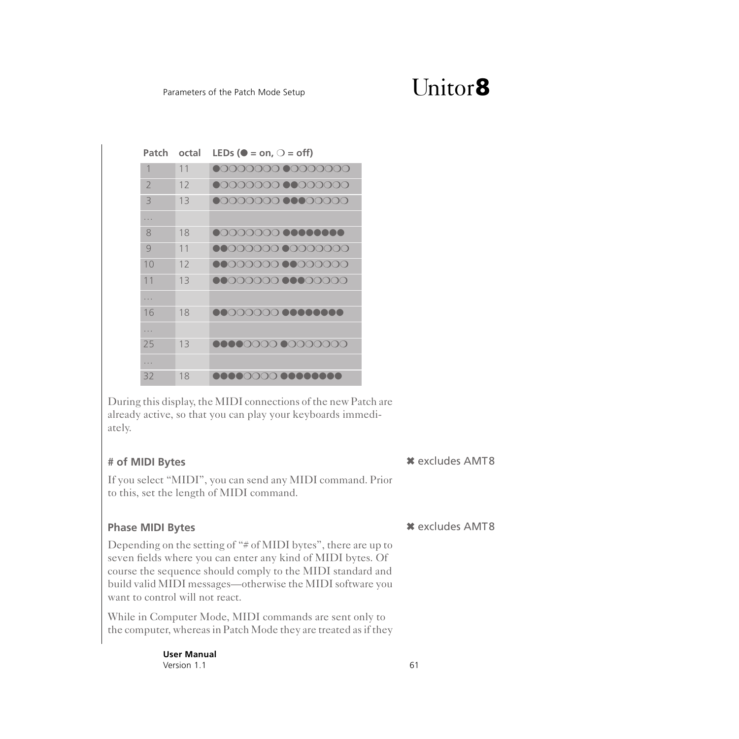| Patch | octal | LEDs (● = on, ❍ = off) |
| --- | --- | --- |
| 1 | 11 | ●❍❍❍❍❍❍❍ ●❍❍❍❍❍❍❍ |
| 2 | 12 | ●❍❍❍❍❍❍❍ ●●❍❍❍❍❍❍ |
| 3 | 13 | ●❍❍❍❍❍❍❍ ●●●❍❍❍❍❍ |
| ... | | |
| 8 | 18 | ●❍❍❍❍❍❍❍ ●●●●●●●● |
| 9 | 11 | ●●❍❍❍❍❍❍ ●❍❍❍❍❍❍❍ |
| 10 | 12 | ●●❍❍❍❍❍❍ ●●❍❍❍❍❍❍ |
| 11 | 13 | ●●❍❍❍❍❍❍ ●●●❍❍❍❍❍ |
| ... | | |
| 16 | 18 | ●●❍❍❍❍❍❍ ●●●●●●●● |
| ... | | |
| 25 | 13 | ●●●●❍❍❍❍ ●❍❍❍❍❍❍❍ |
| ... | | |
| 32 | 18 | ●●●●❍❍❍❍ ●●●●●●●● |

During this display, the MIDI connections of the new Patch are already active, so that you can play your keyboards immediately.

### # of MIDI Bytes

✖ excludes AMT8

If you select "MIDI", you can send any MIDI command. Prior to this, set the length of MIDI command.

### Phase MIDI Bytes

✖ excludes AMT8

Depending on the setting of "# of MIDI bytes", there are up to seven fields where you can enter any kind of MIDI bytes. Of course the sequence should comply to the MIDI standard and build valid MIDI messages—otherwise the MIDI software you want to control will not react.

While in Computer Mode, MIDI commands are sent only to the computer, whereas in Patch Mode they are treated as if they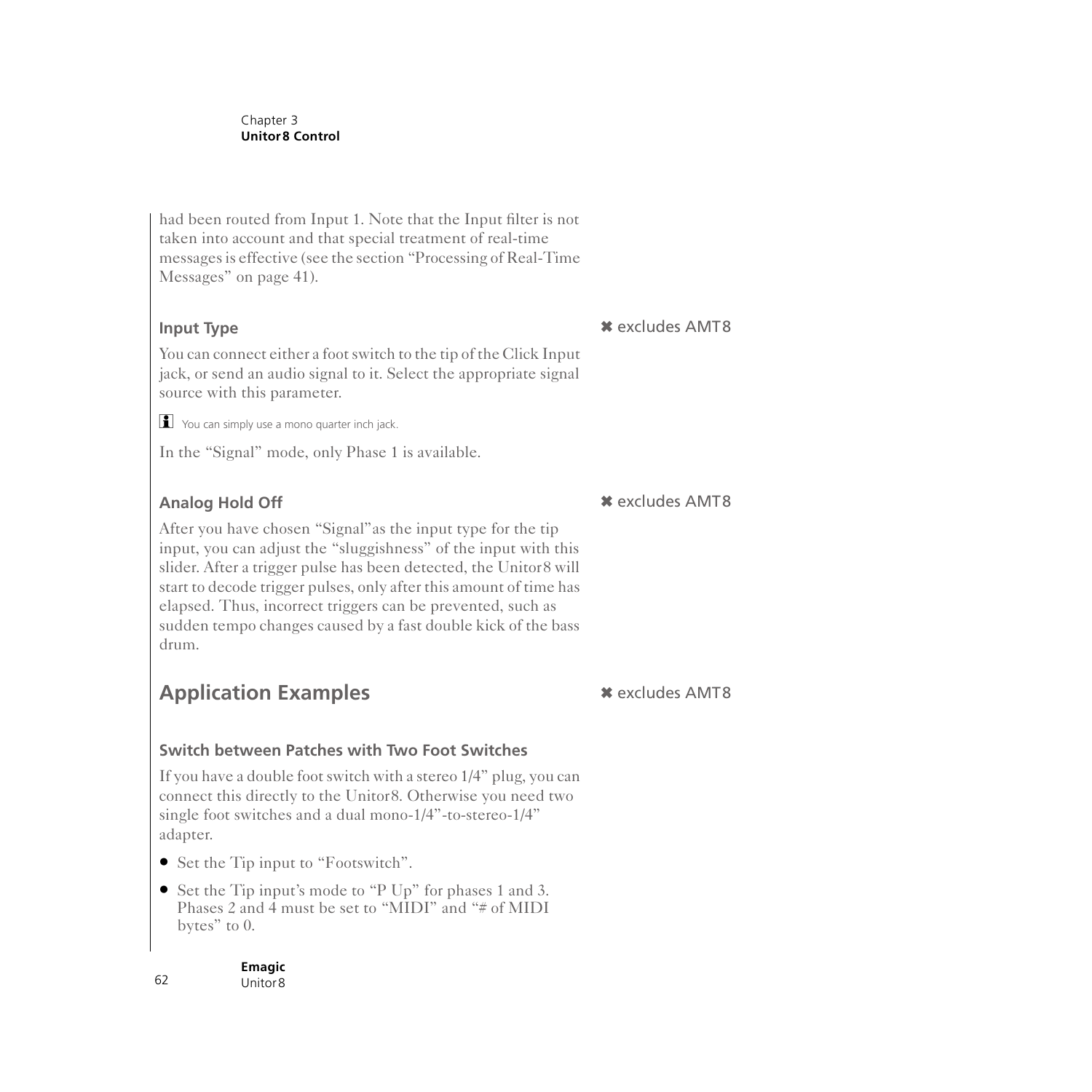had been routed from Input 1. Note that the Input filter is not taken into account and that special treatment of real-time messages is effective (see the section “Processing of Real-Time Messages” on page 41).

### Input Type

✖ excludes AMT8

You can connect either a foot switch to the tip of the Click Input jack, or send an audio signal to it. Select the appropriate signal source with this parameter.

You can simply use a mono quarter inch jack.

In the “Signal” mode, only Phase 1 is available.

### Analog Hold Off

✖ excludes AMT8

After you have chosen “Signal”as the input type for the tip input, you can adjust the “sluggishness” of the input with this slider. After a trigger pulse has been detected, the Unitor8 will start to decode trigger pulses, only after this amount of time has elapsed. Thus, incorrect triggers can be prevented, such as sudden tempo changes caused by a fast double kick of the bass drum.

## Application Examples

✖ excludes AMT8

### Switch between Patches with Two Foot Switches

If you have a double foot switch with a stereo 1/4” plug, you can connect this directly to the Unitor8. Otherwise you need two single foot switches and a dual mono-1/4”-to-stereo-1/4” adapter.

- Set the Tip input to “Footswitch”.
- Set the Tip input’s mode to “P Up” for phases 1 and 3. Phases 2 and 4 must be set to “MIDI” and “# of MIDI bytes” to 0.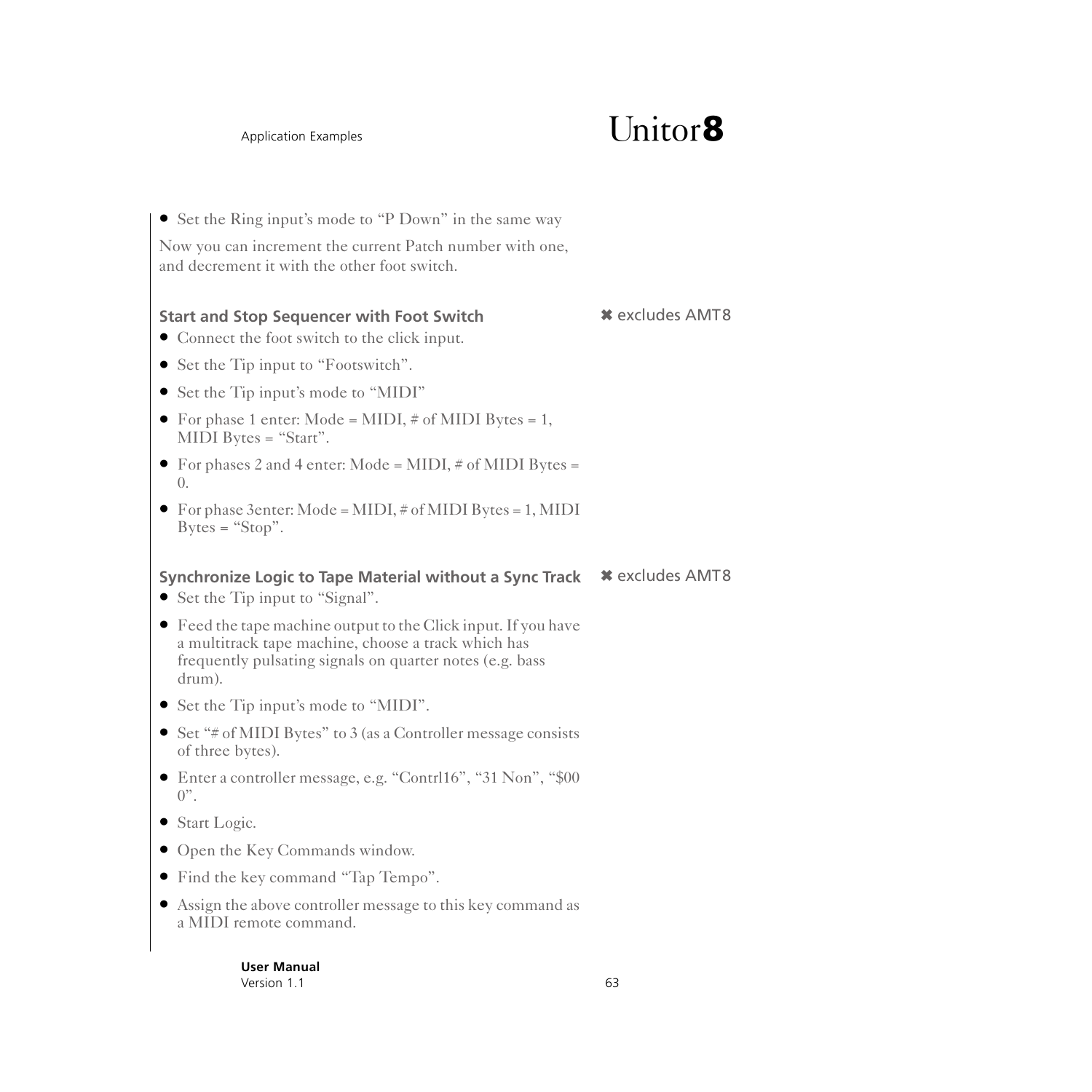- Set the Ring input's mode to "P Down" in the same way

Now you can increment the current Patch number with one, and decrement it with the other foot switch.

### Start and Stop Sequencer with Foot Switch

✖ excludes AMT8

- Connect the foot switch to the click input.
- Set the Tip input to "Footswitch".
- Set the Tip input's mode to "MIDI"
- For phase 1 enter: Mode = MIDI, # of MIDI Bytes = 1, MIDI Bytes = "Start".
- For phases 2 and 4 enter: Mode = MIDI, # of MIDI Bytes = 0.
- For phase 3enter: Mode = MIDI, # of MIDI Bytes = 1, MIDI Bytes = "Stop".

### Synchronize Logic to Tape Material without a Sync Track

✖ excludes AMT8

- Set the Tip input to "Signal".
- Feed the tape machine output to the Click input. If you have a multitrack tape machine, choose a track which has frequently pulsating signals on quarter notes (e.g. bass drum).
- Set the Tip input's mode to "MIDI".
- Set "# of MIDI Bytes" to 3 (as a Controller message consists of three bytes).
- Enter a controller message, e.g. "Contrl16", "31 Non", "$00 0".
- Start Logic.
- Open the Key Commands window.
- Find the key command "Tap Tempo".
- Assign the above controller message to this key command as a MIDI remote command.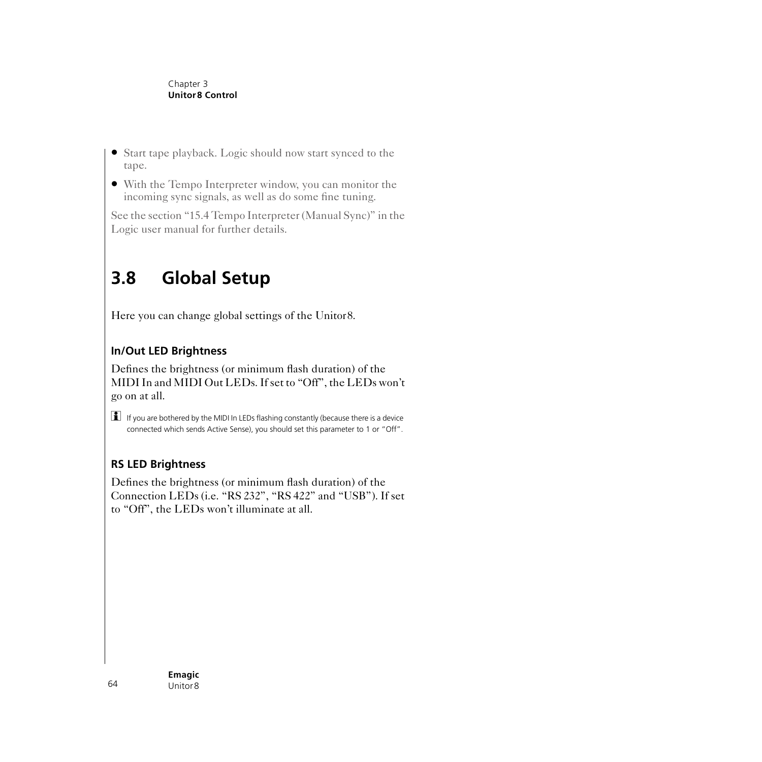- Start tape playback. Logic should now start synced to the tape.
- With the Tempo Interpreter window, you can monitor the incoming sync signals, as well as do some fine tuning.

See the section "15.4 Tempo Interpreter (Manual Sync)" in the Logic user manual for further details.

## 3.8 Global Setup

Here you can change global settings of the Unitor8.

### In/Out LED Brightness

Defines the brightness (or minimum flash duration) of the MIDI In and MIDI Out LEDs. If set to "Off", the LEDs won't go on at all.

If you are bothered by the MIDI In LEDs flashing constantly (because there is a device connected which sends Active Sense), you should set this parameter to 1 or "Off".

### RS LED Brightness

Defines the brightness (or minimum flash duration) of the Connection LEDs (i.e. "RS 232", "RS 422" and "USB"). If set to "Off", the LEDs won't illuminate at all.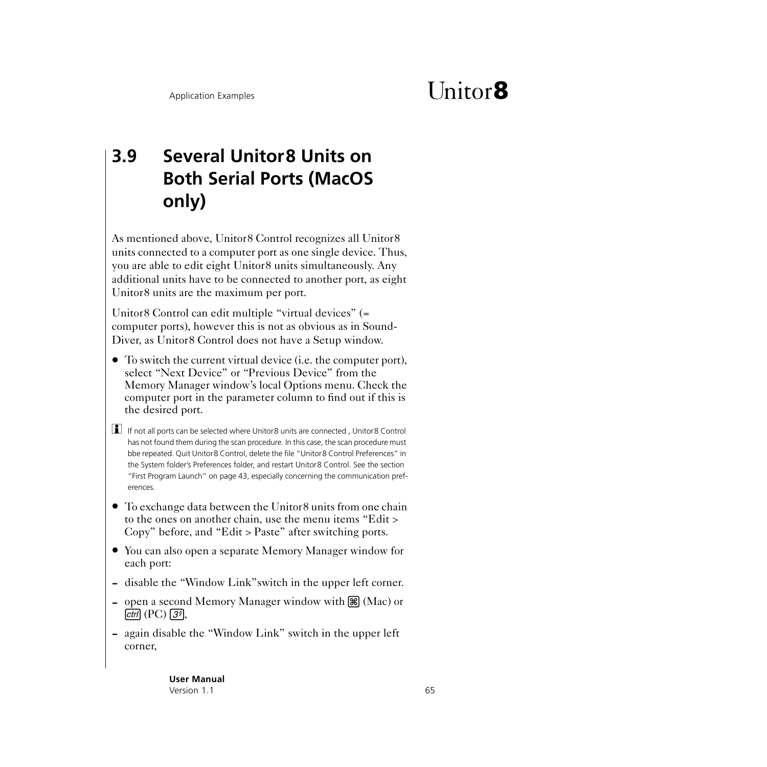## 3.9 Several Unitor8 Units on Both Serial Ports (MacOS only)

As mentioned above, Unitor8 Control recognizes all Unitor8 units connected to a computer port as one single device. Thus, you are able to edit eight Unitor8 units simultaneously. Any additional units have to be connected to another port, as eight Unitor8 units are the maximum per port.

Unitor8 Control can edit multiple "virtual devices" (= computer ports), however this is not as obvious as in SoundDiver, as Unitor8 Control does not have a Setup window.

- To switch the current virtual device (i.e. the computer port), select "Next Device" or "Previous Device" from the Memory Manager window's local Options menu. Check the computer port in the parameter column to find out if this is the desired port.

If not all ports can be selected where Unitor8 units are connected , Unitor8 Control has not found them during the scan procedure. In this case, the scan procedure must bbe repeated. Quit Unitor8 Control, delete the file "Unitor8 Control Preferences" in the System folder's Preferences folder, and restart Unitor8 Control. See the section "First Program Launch" on page 43, especially concerning the communication preferences.

- To exchange data between the Unitor8 units from one chain to the ones on another chain, use the menu items "Edit > Copy" before, and "Edit > Paste" after switching ports.
- You can also open a separate Memory Manager window for each port:

- disable the "Window Link"switch in the upper left corner.
- open a second Memory Manager window with ⌘ (Mac) or ctrl (PC) 3,
- again disable the "Window Link" switch in the upper left corner,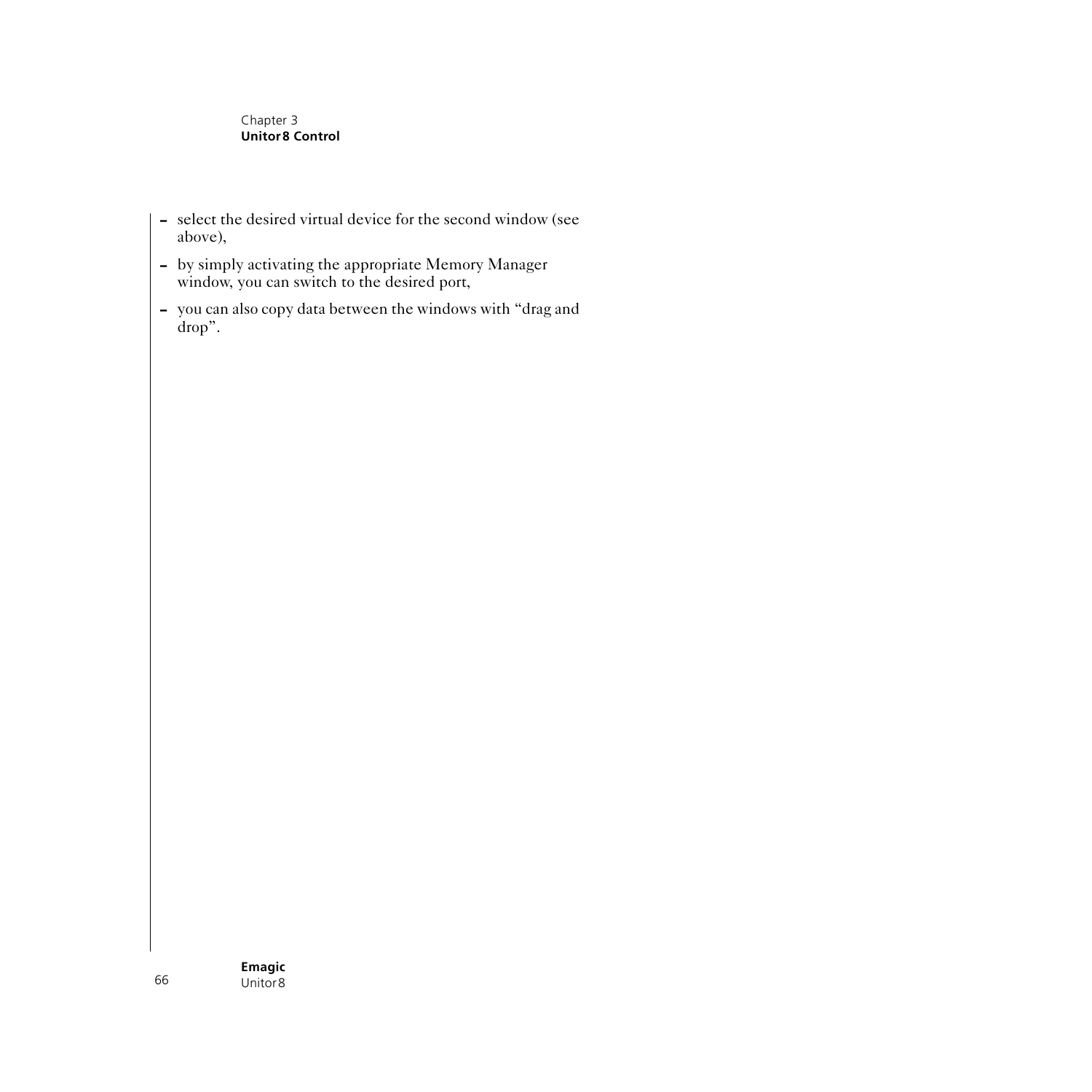- select the desired virtual device for the second window (see above),
- by simply activating the appropriate Memory Manager window, you can switch to the desired port,
- you can also copy data between the windows with “drag and drop”.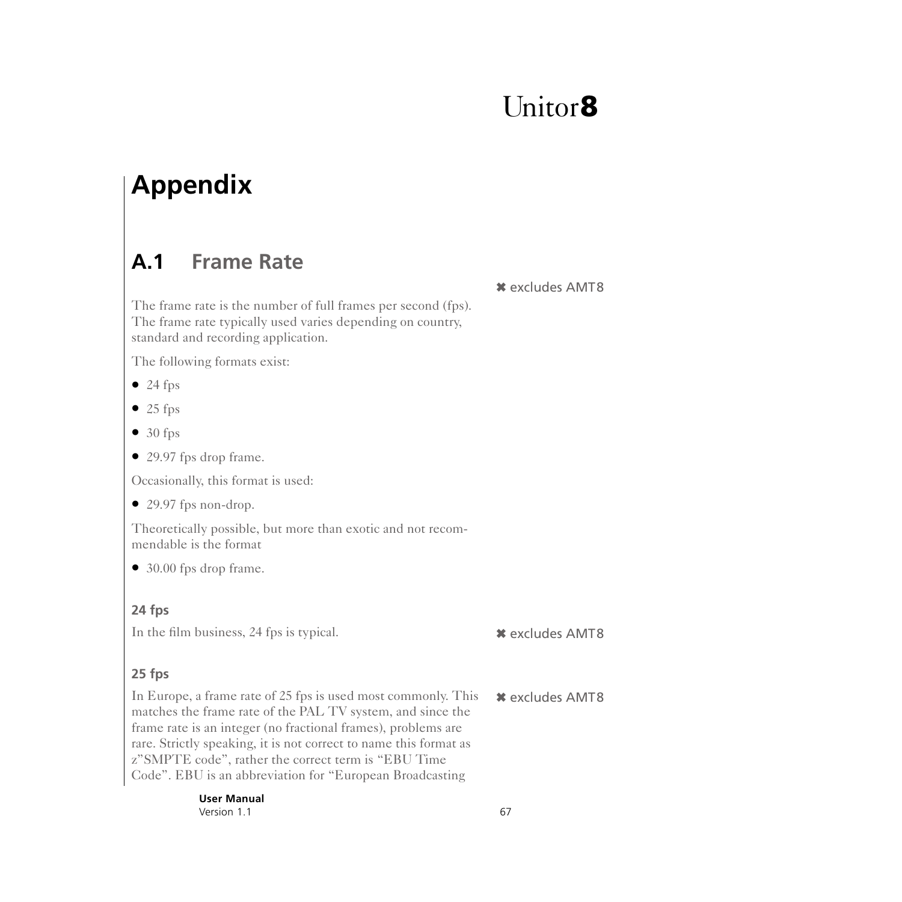# Appendix

## A.1 Frame Rate

✖ excludes AMT8

The frame rate is the number of full frames per second (fps). The frame rate typically used varies depending on country, standard and recording application.

The following formats exist:

- 24 fps
- 25 fps
- 30 fps
- 29.97 fps drop frame.

Occasionally, this format is used:

- 29.97 fps non-drop.

Theoretically possible, but more than exotic and not recommendable is the format

- 30.00 fps drop frame.

### 24 fps

✖ excludes AMT8

In the film business, 24 fps is typical.

### 25 fps

✖ excludes AMT8

In Europe, a frame rate of 25 fps is used most commonly. This matches the frame rate of the PAL TV system, and since the frame rate is an integer (no fractional frames), problems are rare. Strictly speaking, it is not correct to name this format as z"SMPTE code", rather the correct term is "EBU Time Code". EBU is an abbreviation for "European Broadcasting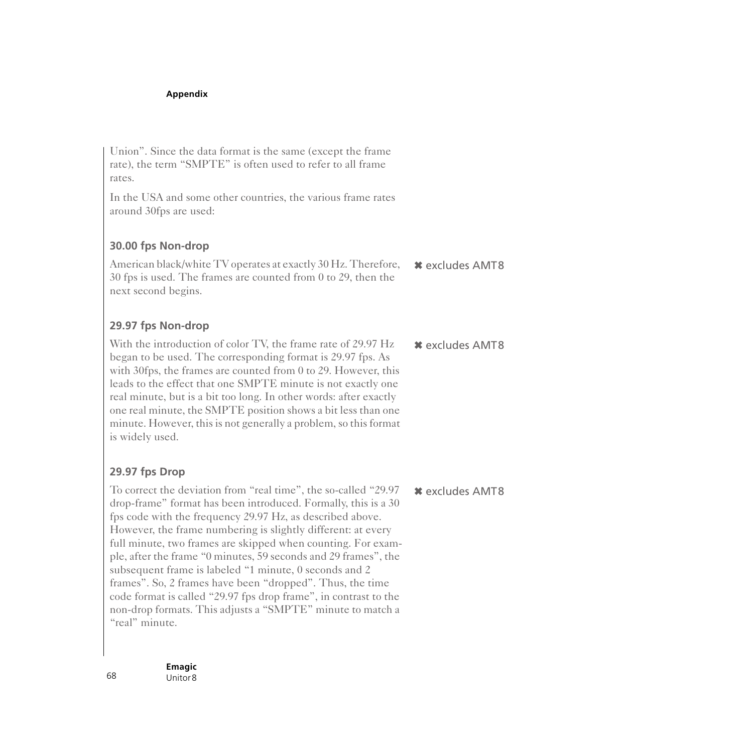Union". Since the data format is the same (except the frame rate), the term "SMPTE" is often used to refer to all frame rates.

In the USA and some other countries, the various frame rates around 30fps are used:

### 30.00 fps Non-drop

American black/white TV operates at exactly 30 Hz. Therefore, 30 fps is used. The frames are counted from 0 to 29, then the next second begins.

✖ excludes AMT8

### 29.97 fps Non-drop

With the introduction of color TV, the frame rate of 29.97 Hz began to be used. The corresponding format is 29.97 fps. As with 30fps, the frames are counted from 0 to 29. However, this leads to the effect that one SMPTE minute is not exactly one real minute, but is a bit too long. In other words: after exactly one real minute, the SMPTE position shows a bit less than one minute. However, this is not generally a problem, so this format is widely used.

✖ excludes AMT8

### 29.97 fps Drop

To correct the deviation from "real time", the so-called "29.97 drop-frame" format has been introduced. Formally, this is a 30 fps code with the frequency 29.97 Hz, as described above. However, the frame numbering is slightly different: at every full minute, two frames are skipped when counting. For example, after the frame "0 minutes, 59 seconds and 29 frames", the subsequent frame is labeled "1 minute, 0 seconds and 2 frames". So, 2 frames have been "dropped". Thus, the time code format is called "29.97 fps drop frame", in contrast to the non-drop formats. This adjusts a "SMPTE" minute to match a "real" minute.

✖ excludes AMT8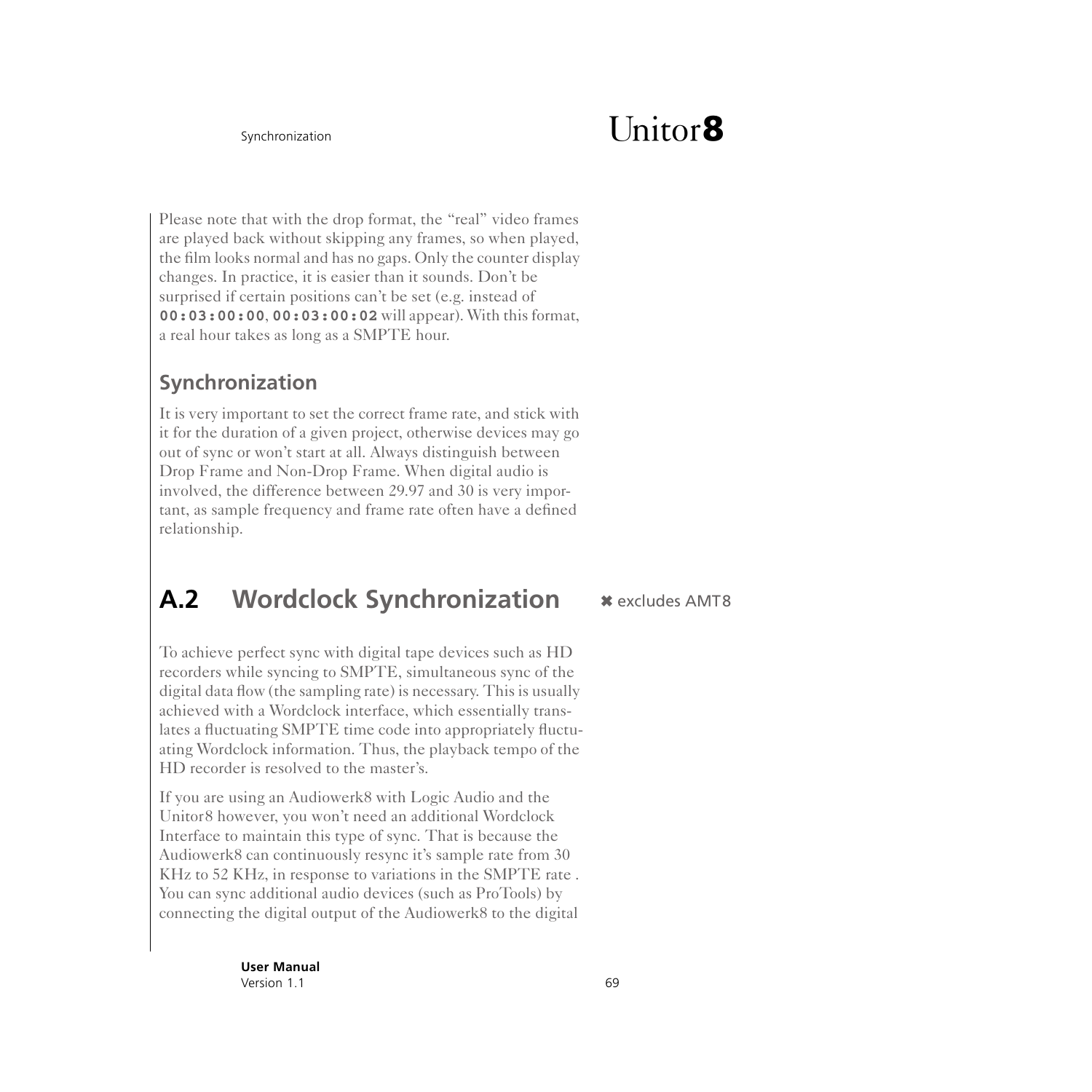Please note that with the drop format, the "real" video frames are played back without skipping any frames, so when played, the film looks normal and has no gaps. Only the counter display changes. In practice, it is easier than it sounds. Don't be surprised if certain positions can't be set (e.g. instead of **00:03:00:00**, **00:03:00:02** will appear). With this format, a real hour takes as long as a SMPTE hour.

### Synchronization

It is very important to set the correct frame rate, and stick with it for the duration of a given project, otherwise devices may go out of sync or won't start at all. Always distinguish between Drop Frame and Non-Drop Frame. When digital audio is involved, the difference between 29.97 and 30 is very important, as sample frequency and frame rate often have a defined relationship.

## A.2 Wordclock Synchronization

✖ excludes AMT8

To achieve perfect sync with digital tape devices such as HD recorders while syncing to SMPTE, simultaneous sync of the digital data flow (the sampling rate) is necessary. This is usually achieved with a Wordclock interface, which essentially translates a fluctuating SMPTE time code into appropriately fluctuating Wordclock information. Thus, the playback tempo of the HD recorder is resolved to the master's.

If you are using an Audiowerk8 with Logic Audio and the Unitor8 however, you won't need an additional Wordclock Interface to maintain this type of sync. That is because the Audiowerk8 can continuously resync it's sample rate from 30 KHz to 52 KHz, in response to variations in the SMPTE rate . You can sync additional audio devices (such as ProTools) by connecting the digital output of the Audiowerk8 to the digital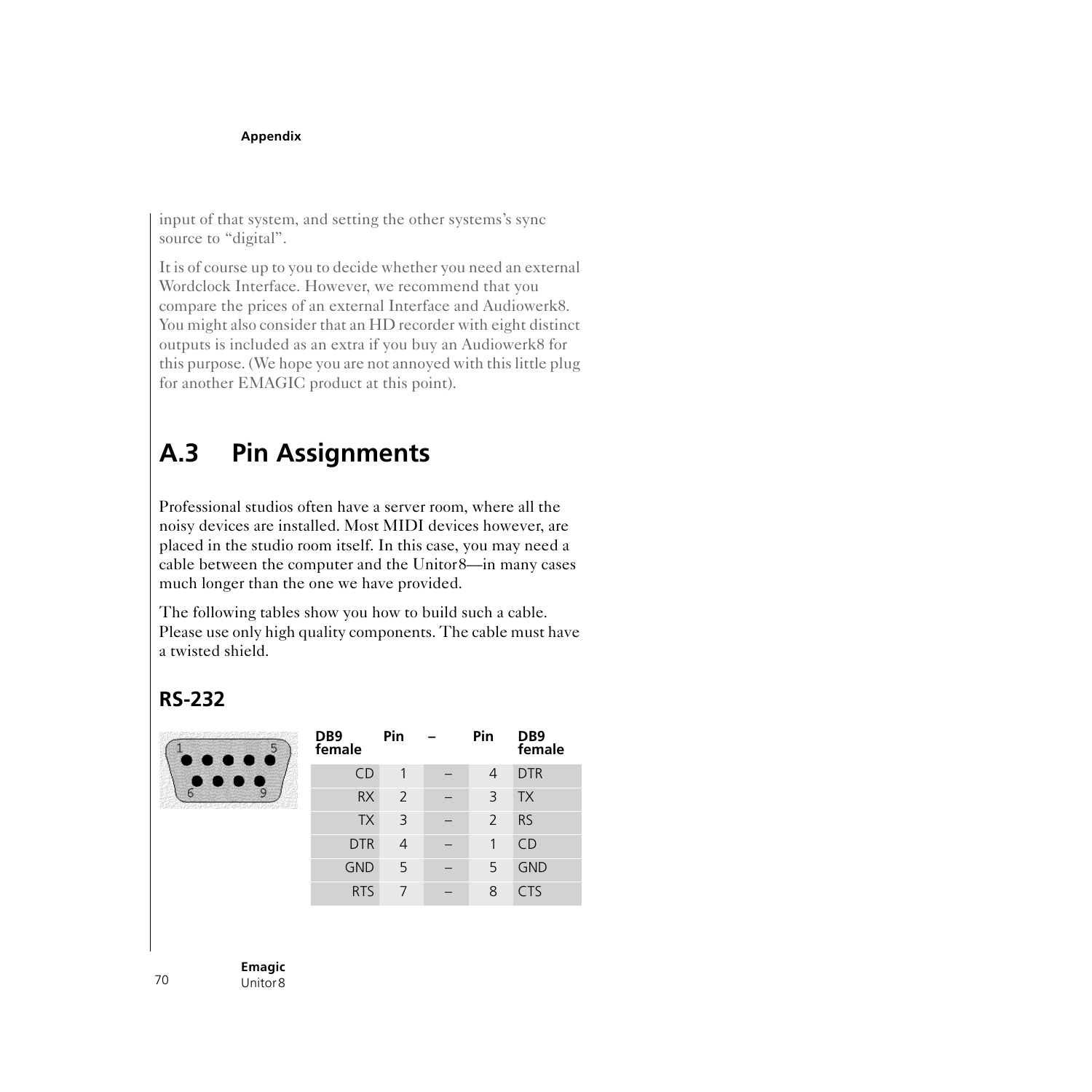input of that system, and setting the other systems's sync source to "digital".

It is of course up to you to decide whether you need an external Wordclock Interface. However, we recommend that you compare the prices of an external Interface and Audiowerk8. You might also consider that an HD recorder with eight distinct outputs is included as an extra if you buy an Audiowerk8 for this purpose. (We hope you are not annoyed with this little plug for another EMAGIC product at this point).

## A.3 Pin Assignments

Professional studios often have a server room, where all the noisy devices are installed. Most MIDI devices however, are placed in the studio room itself. In this case, you may need a cable between the computer and the Unitor8—in many cases much longer than the one we have provided.

The following tables show you how to build such a cable. Please use only high quality components. The cable must have a twisted shield.

### RS-232

| DB9 female | Pin | – | Pin | DB9 female |
|---|---|---|---|---|
| CD | 1 | – | 4 | DTR |
| RX | 2 | – | 3 | TX |
| TX | 3 | – | 2 | RS |
| DTR | 4 | – | 1 | CD |
| GND | 5 | – | 5 | GND |
| RTS | 7 | – | 8 | CTS |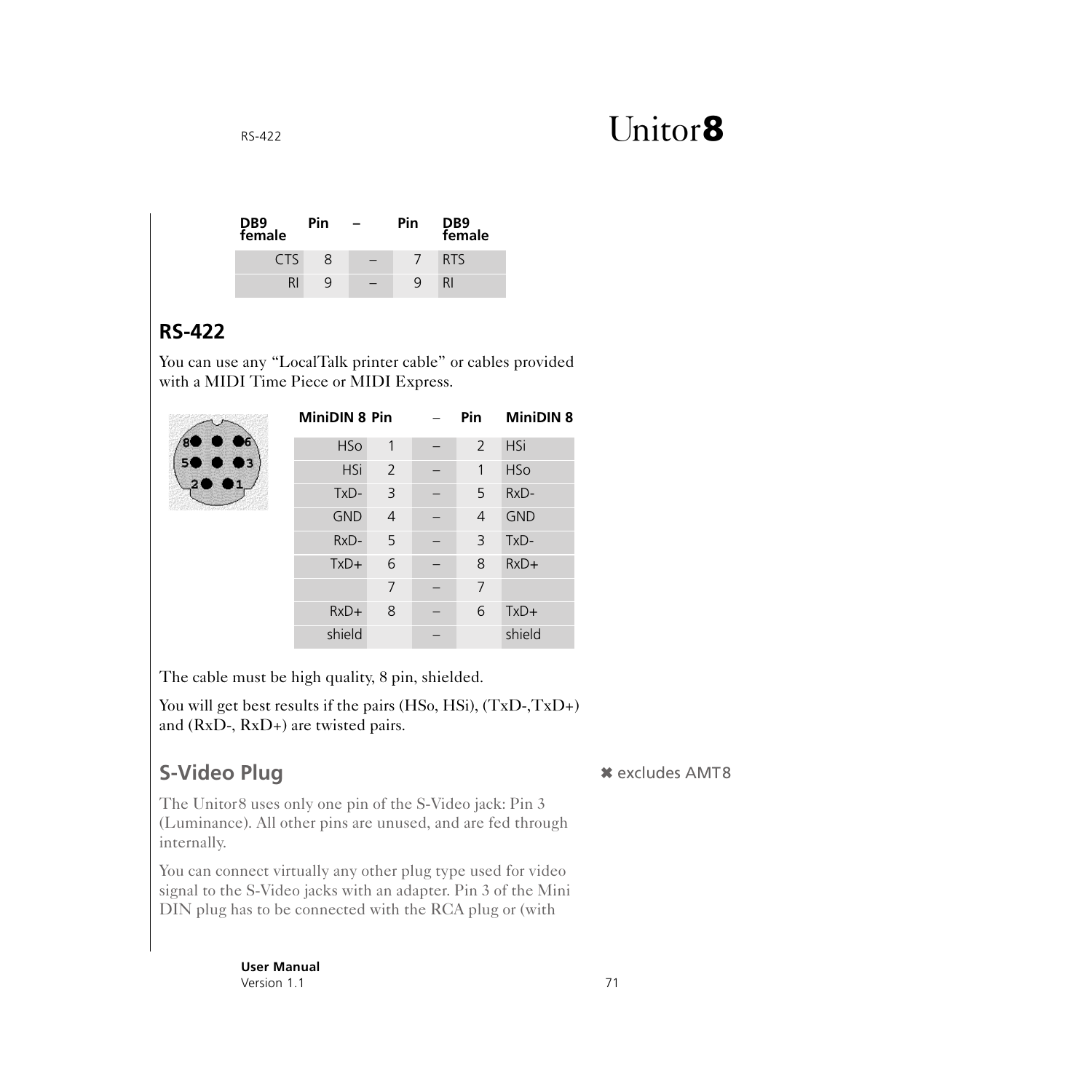| DB9 female | Pin | – | Pin | DB9 female |
|---|---|---|---|---|
| CTS | 8 | – | 7 | RTS |
| RI | 9 | – | 9 | RI |

## RS-422

You can use any “LocalTalk printer cable” or cables provided with a MIDI Time Piece or MIDI Express.

| MiniDIN 8 | Pin | – | Pin | MiniDIN 8 |
|---|---|---|---|---|
| HSo | 1 | – | 2 | HSi |
| HSi | 2 | – | 1 | HSo |
| TxD- | 3 | – | 5 | RxD- |
| GND | 4 | – | 4 | GND |
| RxD- | 5 | – | 3 | TxD- |
| TxD+ | 6 | – | 8 | RxD+ |
| | 7 | – | 7 | |
| RxD+ | 8 | – | 6 | TxD+ |
| shield | | – | | shield |

The cable must be high quality, 8 pin, shielded.

You will get best results if the pairs (HSo, HSi), (TxD-,TxD+) and (RxD-, RxD+) are twisted pairs.

## S-Video Plug

✖ excludes AMT8

The Unitor8 uses only one pin of the S-Video jack: Pin 3 (Luminance). All other pins are unused, and are fed through internally.

You can connect virtually any other plug type used for video signal to the S-Video jacks with an adapter. Pin 3 of the Mini DIN plug has to be connected with the RCA plug or (with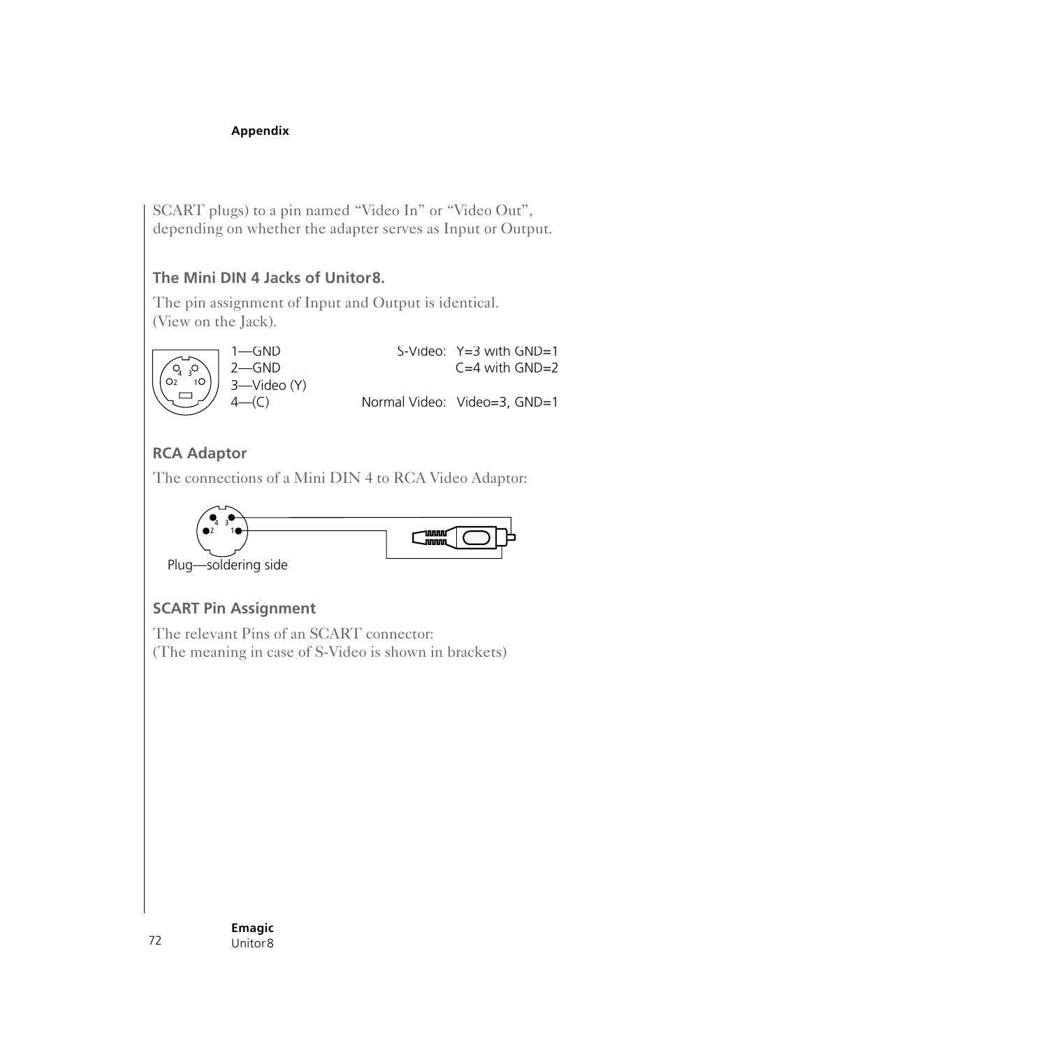SCART plugs) to a pin named "Video In" or "Video Out", depending on whether the adapter serves as Input or Output.

### The Mini DIN 4 Jacks of Unitor8.

The pin assignment of Input and Output is identical. (View on the Jack).

1—GND
2—GND
3—Video (Y)
4—(C)

S-Video: Y=3 with GND=1
C=4 with GND=2

Normal Video: Video=3, GND=1

### RCA Adaptor

The connections of a Mini DIN 4 to RCA Video Adaptor:

Plug—soldering side

### SCART Pin Assignment

The relevant Pins of an SCART connector:
(The meaning in case of S-Video is shown in brackets)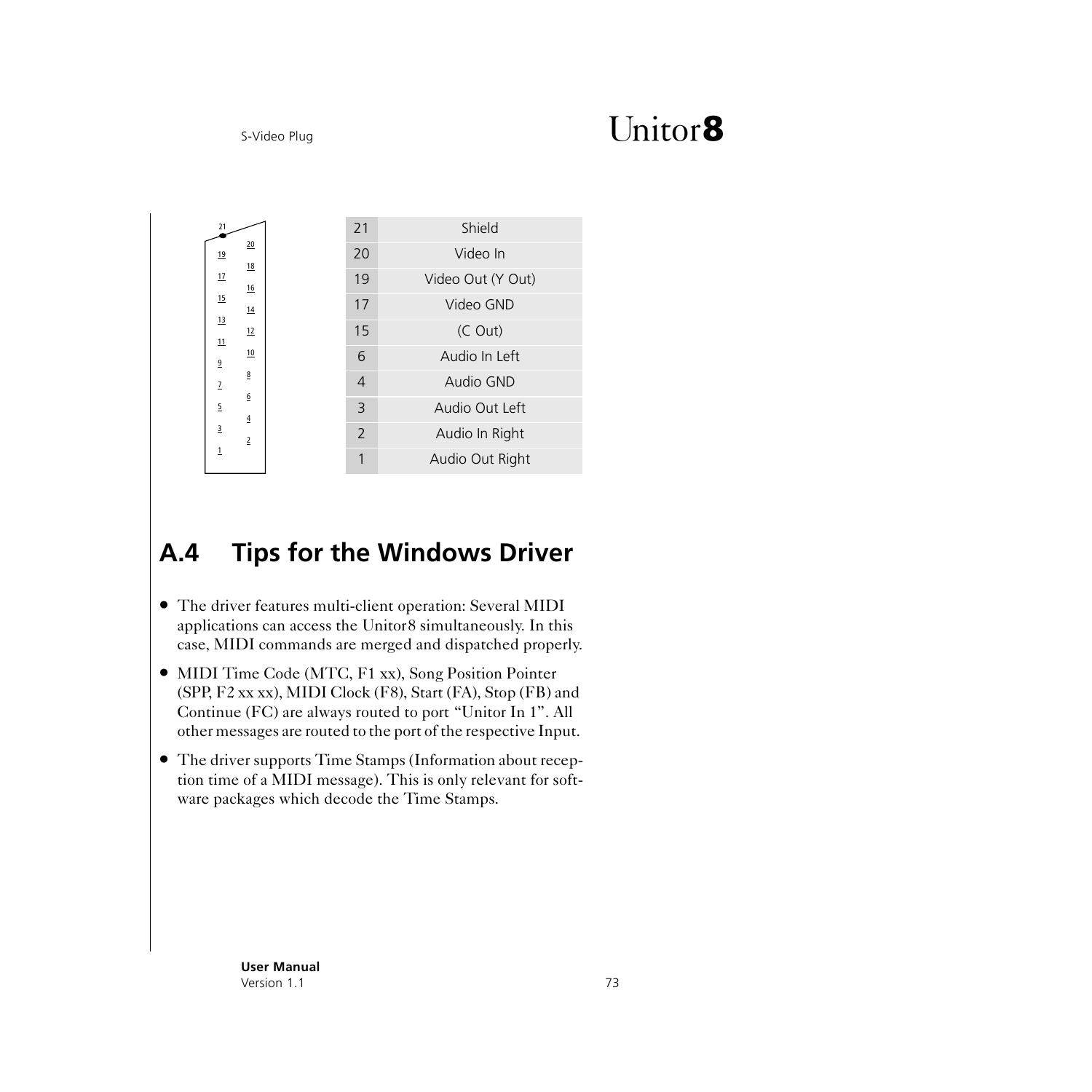S-Video Plug

| 21 | Shield |
|---|---|
| 20 | Video In |
| 19 | Video Out (Y Out) |
| 17 | Video GND |
| 15 | (C Out) |
| 6 | Audio In Left |
| 4 | Audio GND |
| 3 | Audio Out Left |
| 2 | Audio In Right |
| 1 | Audio Out Right |

## A.4 Tips for the Windows Driver

- The driver features multi-client operation: Several MIDI applications can access the Unitor8 simultaneously. In this case, MIDI commands are merged and dispatched properly.
- MIDI Time Code (MTC, F1 xx), Song Position Pointer (SPP, F2 xx xx), MIDI Clock (F8), Start (FA), Stop (FB) and Continue (FC) are always routed to port "Unitor In 1". All other messages are routed to the port of the respective Input.
- The driver supports Time Stamps (Information about reception time of a MIDI message). This is only relevant for software packages which decode the Time Stamps.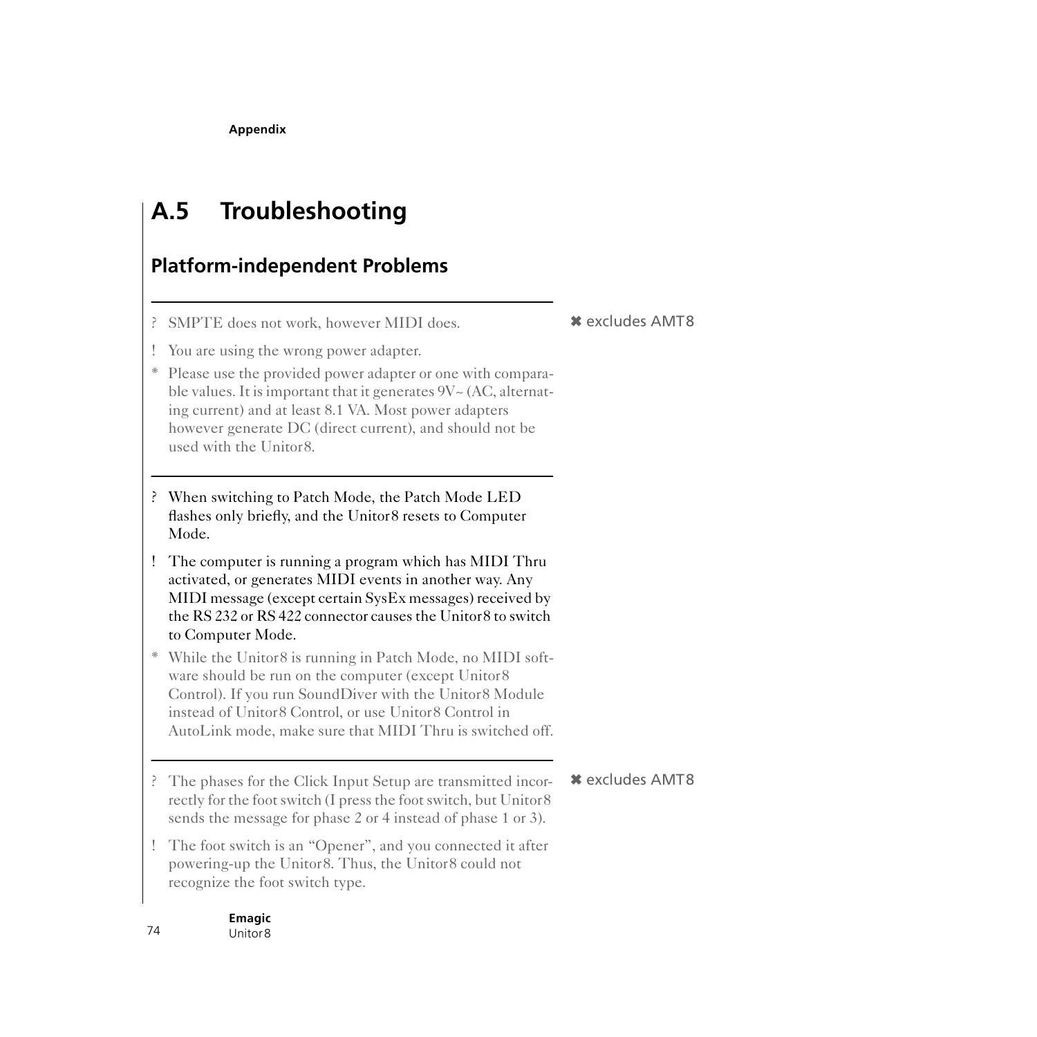# A.5 Troubleshooting

## Platform-independent Problems

---

? SMPTE does not work, however MIDI does.

✖ excludes AMT8

! You are using the wrong power adapter.

* Please use the provided power adapter or one with comparable values. It is important that it generates 9V~ (AC, alternating current) and at least 8.1 VA. Most power adapters however generate DC (direct current), and should not be used with the Unitor8.

---

? When switching to Patch Mode, the Patch Mode LED flashes only briefly, and the Unitor8 resets to Computer Mode.

! The computer is running a program which has MIDI Thru activated, or generates MIDI events in another way. Any MIDI message (except certain SysEx messages) received by the RS 232 or RS 422 connector causes the Unitor8 to switch to Computer Mode.

* While the Unitor8 is running in Patch Mode, no MIDI software should be run on the computer (except Unitor8 Control). If you run SoundDiver with the Unitor8 Module instead of Unitor8 Control, or use Unitor8 Control in AutoLink mode, make sure that MIDI Thru is switched off.

---

? The phases for the Click Input Setup are transmitted incorrectly for the foot switch (I press the foot switch, but Unitor8 sends the message for phase 2 or 4 instead of phase 1 or 3).

✖ excludes AMT8

! The foot switch is an “Opener”, and you connected it after powering-up the Unitor8. Thus, the Unitor8 could not recognize the foot switch type.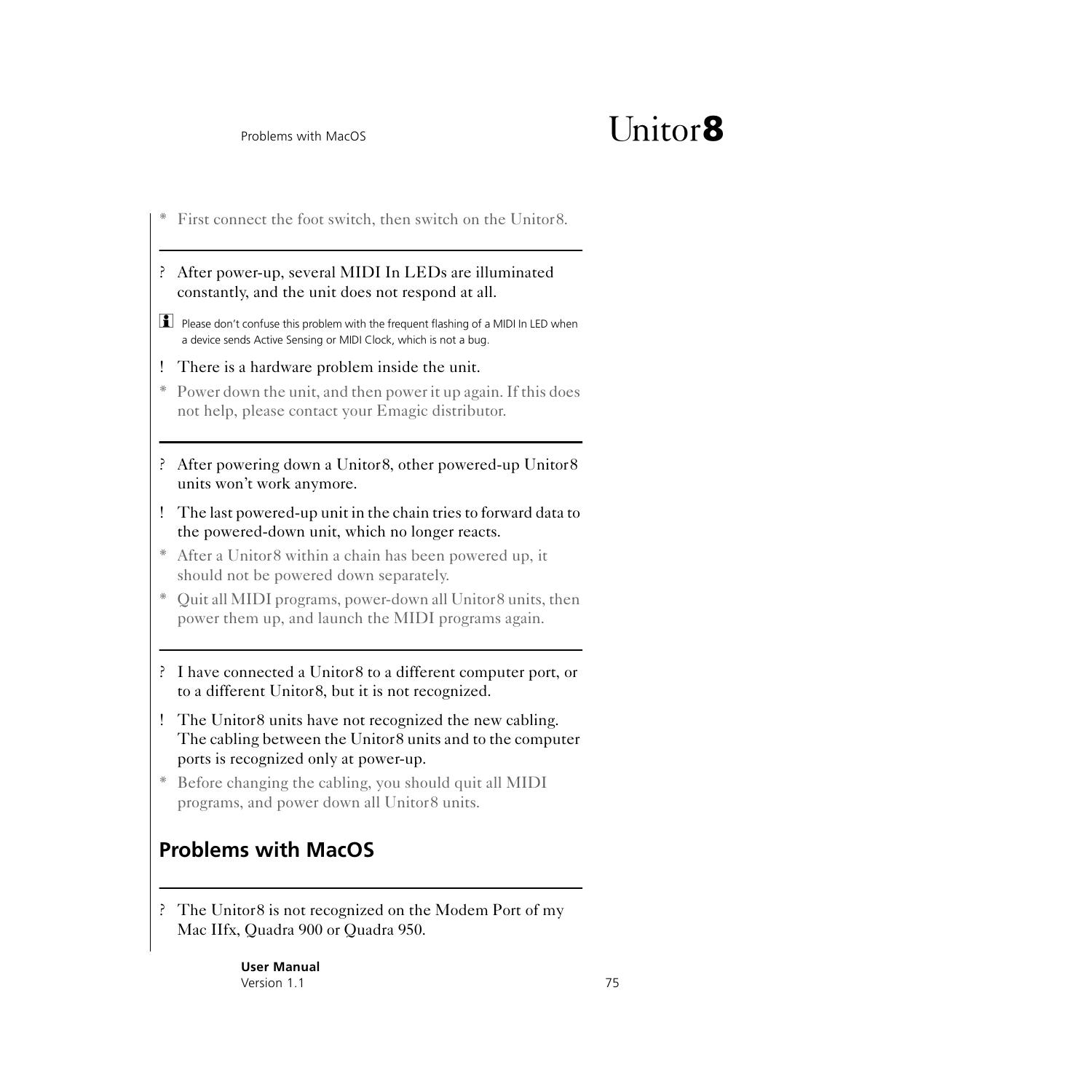* First connect the foot switch, then switch on the Unitor8.

---

? After power-up, several MIDI In LEDs are illuminated constantly, and the unit does not respond at all.

Please don't confuse this problem with the frequent flashing of a MIDI In LED when a device sends Active Sensing or MIDI Clock, which is not a bug.

! There is a hardware problem inside the unit.

* Power down the unit, and then power it up again. If this does not help, please contact your Emagic distributor.

---

? After powering down a Unitor8, other powered-up Unitor8 units won't work anymore.

! The last powered-up unit in the chain tries to forward data to the powered-down unit, which no longer reacts.

* After a Unitor8 within a chain has been powered up, it should not be powered down separately.

* Quit all MIDI programs, power-down all Unitor8 units, then power them up, and launch the MIDI programs again.

---

? I have connected a Unitor8 to a different computer port, or to a different Unitor8, but it is not recognized.

! The Unitor8 units have not recognized the new cabling. The cabling between the Unitor8 units and to the computer ports is recognized only at power-up.

* Before changing the cabling, you should quit all MIDI programs, and power down all Unitor8 units.

## Problems with MacOS

---

? The Unitor8 is not recognized on the Modem Port of my Mac IIfx, Quadra 900 or Quadra 950.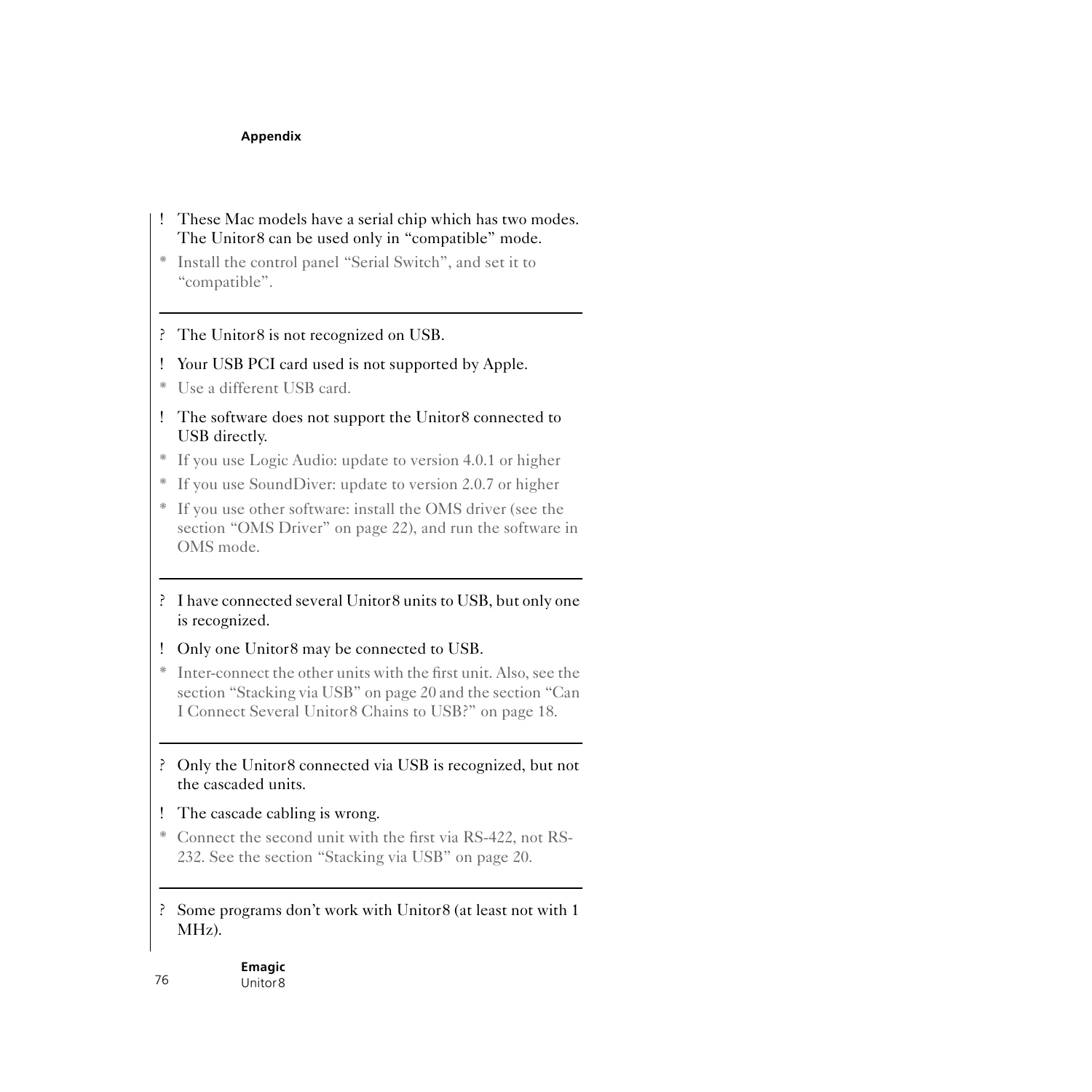! These Mac models have a serial chip which has two modes. The Unitor8 can be used only in “compatible” mode.

* Install the control panel “Serial Switch”, and set it to “compatible”.

---

? The Unitor8 is not recognized on USB.

! Your USB PCI card used is not supported by Apple.

* Use a different USB card.

! The software does not support the Unitor8 connected to USB directly.

* If you use Logic Audio: update to version 4.0.1 or higher

* If you use SoundDiver: update to version 2.0.7 or higher

* If you use other software: install the OMS driver (see the section “OMS Driver” on page 22), and run the software in OMS mode.

---

? I have connected several Unitor8 units to USB, but only one is recognized.

! Only one Unitor8 may be connected to USB.

* Inter-connect the other units with the first unit. Also, see the section “Stacking via USB” on page 20 and the section “Can I Connect Several Unitor8 Chains to USB?” on page 18.

---

? Only the Unitor8 connected via USB is recognized, but not the cascaded units.

! The cascade cabling is wrong.

* Connect the second unit with the first via RS-422, not RS-232. See the section “Stacking via USB” on page 20.

---

? Some programs don’t work with Unitor8 (at least not with 1 MHz).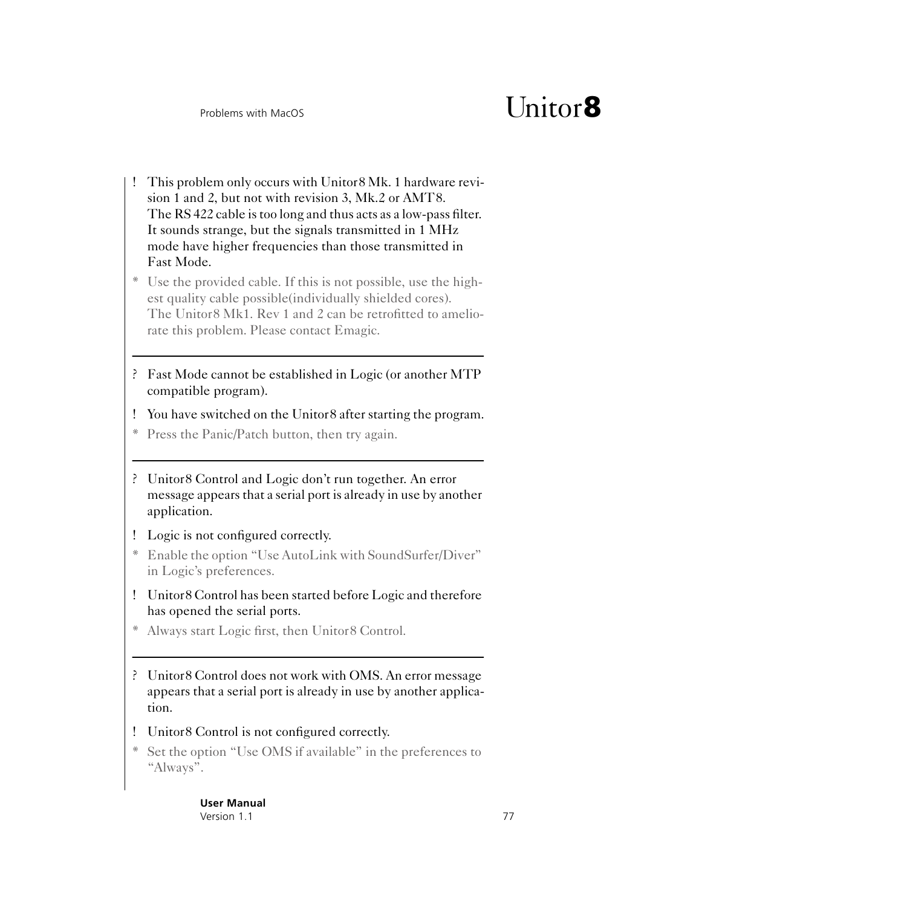! This problem only occurs with Unitor8 Mk. 1 hardware revision 1 and 2, but not with revision 3, Mk.2 or AMT8. The RS 422 cable is too long and thus acts as a low-pass filter. It sounds strange, but the signals transmitted in 1 MHz mode have higher frequencies than those transmitted in Fast Mode.

* Use the provided cable. If this is not possible, use the highest quality cable possible(individually shielded cores). The Unitor8 Mk1. Rev 1 and 2 can be retrofitted to ameliorate this problem. Please contact Emagic.

---

? Fast Mode cannot be established in Logic (or another MTP compatible program).

! You have switched on the Unitor8 after starting the program.

* Press the Panic/Patch button, then try again.

---

? Unitor8 Control and Logic don't run together. An error message appears that a serial port is already in use by another application.

! Logic is not configured correctly.

* Enable the option "Use AutoLink with SoundSurfer/Diver" in Logic's preferences.

! Unitor8 Control has been started before Logic and therefore has opened the serial ports.

* Always start Logic first, then Unitor8 Control.

---

? Unitor8 Control does not work with OMS. An error message appears that a serial port is already in use by another application.

! Unitor8 Control is not configured correctly.

* Set the option "Use OMS if available" in the preferences to "Always".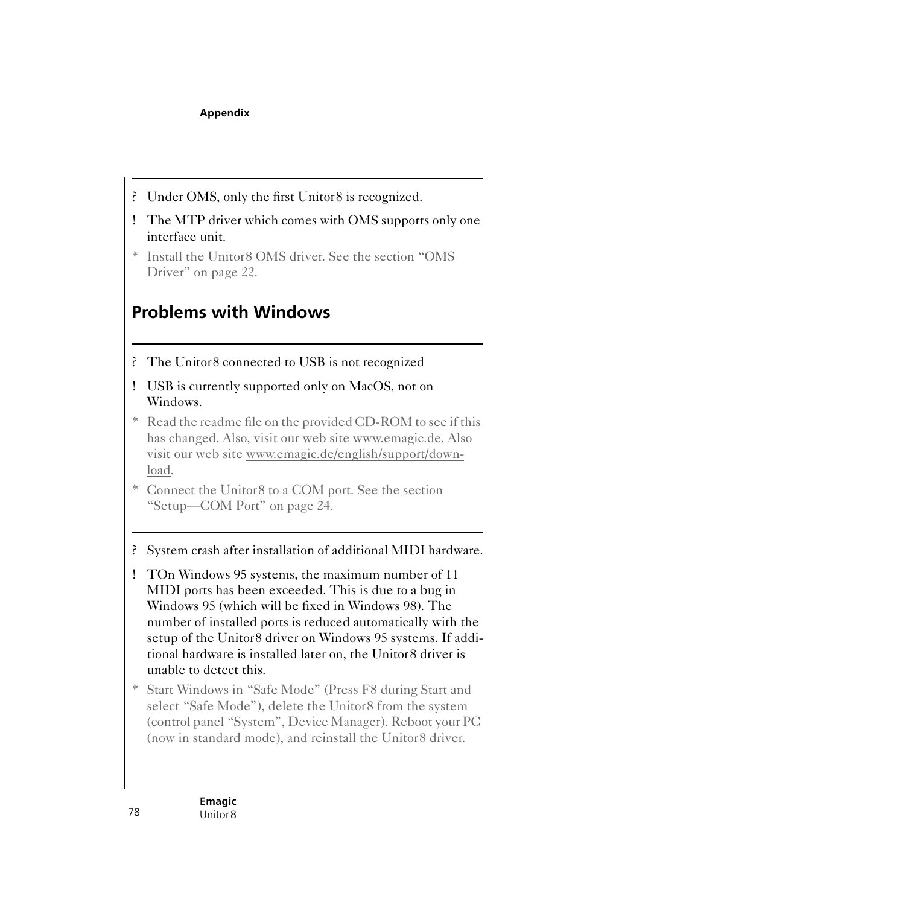? Under OMS, only the first Unitor8 is recognized.

! The MTP driver which comes with OMS supports only one interface unit.

* Install the Unitor8 OMS driver. See the section “OMS Driver” on page 22.

## Problems with Windows

? The Unitor8 connected to USB is not recognized

! USB is currently supported only on MacOS, not on Windows.

* Read the readme file on the provided CD-ROM to see if this has changed. Also, visit our web site www.emagic.de. Also visit our web site www.emagic.de/english/support/download.

* Connect the Unitor8 to a COM port. See the section “Setup—COM Port” on page 24.

? System crash after installation of additional MIDI hardware.

! TOn Windows 95 systems, the maximum number of 11 MIDI ports has been exceeded. This is due to a bug in Windows 95 (which will be fixed in Windows 98). The number of installed ports is reduced automatically with the setup of the Unitor8 driver on Windows 95 systems. If additional hardware is installed later on, the Unitor8 driver is unable to detect this.

* Start Windows in “Safe Mode” (Press F8 during Start and select “Safe Mode”), delete the Unitor8 from the system (control panel “System”, Device Manager). Reboot your PC (now in standard mode), and reinstall the Unitor8 driver.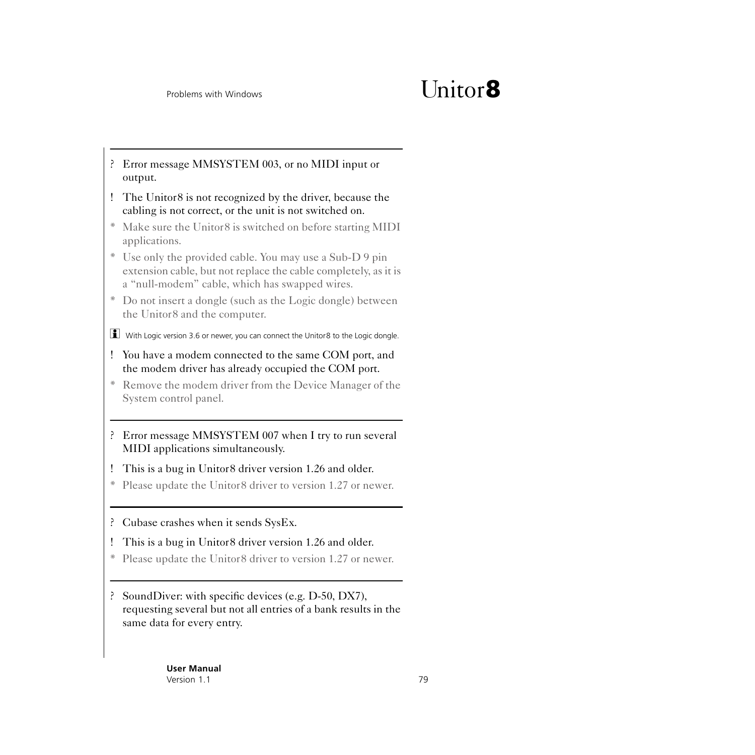---

? Error message MMSYSTEM 003, or no MIDI input or output.

! The Unitor8 is not recognized by the driver, because the cabling is not correct, or the unit is not switched on.

* Make sure the Unitor8 is switched on before starting MIDI applications.
* Use only the provided cable. You may use a Sub-D 9 pin extension cable, but not replace the cable completely, as it is a "null-modem" cable, which has swapped wires.
* Do not insert a dongle (such as the Logic dongle) between the Unitor8 and the computer.

With Logic version 3.6 or newer, you can connect the Unitor8 to the Logic dongle.

! You have a modem connected to the same COM port, and the modem driver has already occupied the COM port.

* Remove the modem driver from the Device Manager of the System control panel.

---

? Error message MMSYSTEM 007 when I try to run several MIDI applications simultaneously.

! This is a bug in Unitor8 driver version 1.26 and older.

* Please update the Unitor8 driver to version 1.27 or newer.

---

? Cubase crashes when it sends SysEx.

! This is a bug in Unitor8 driver version 1.26 and older.

* Please update the Unitor8 driver to version 1.27 or newer.

---

? SoundDiver: with specific devices (e.g. D-50, DX7), requesting several but not all entries of a bank results in the same data for every entry.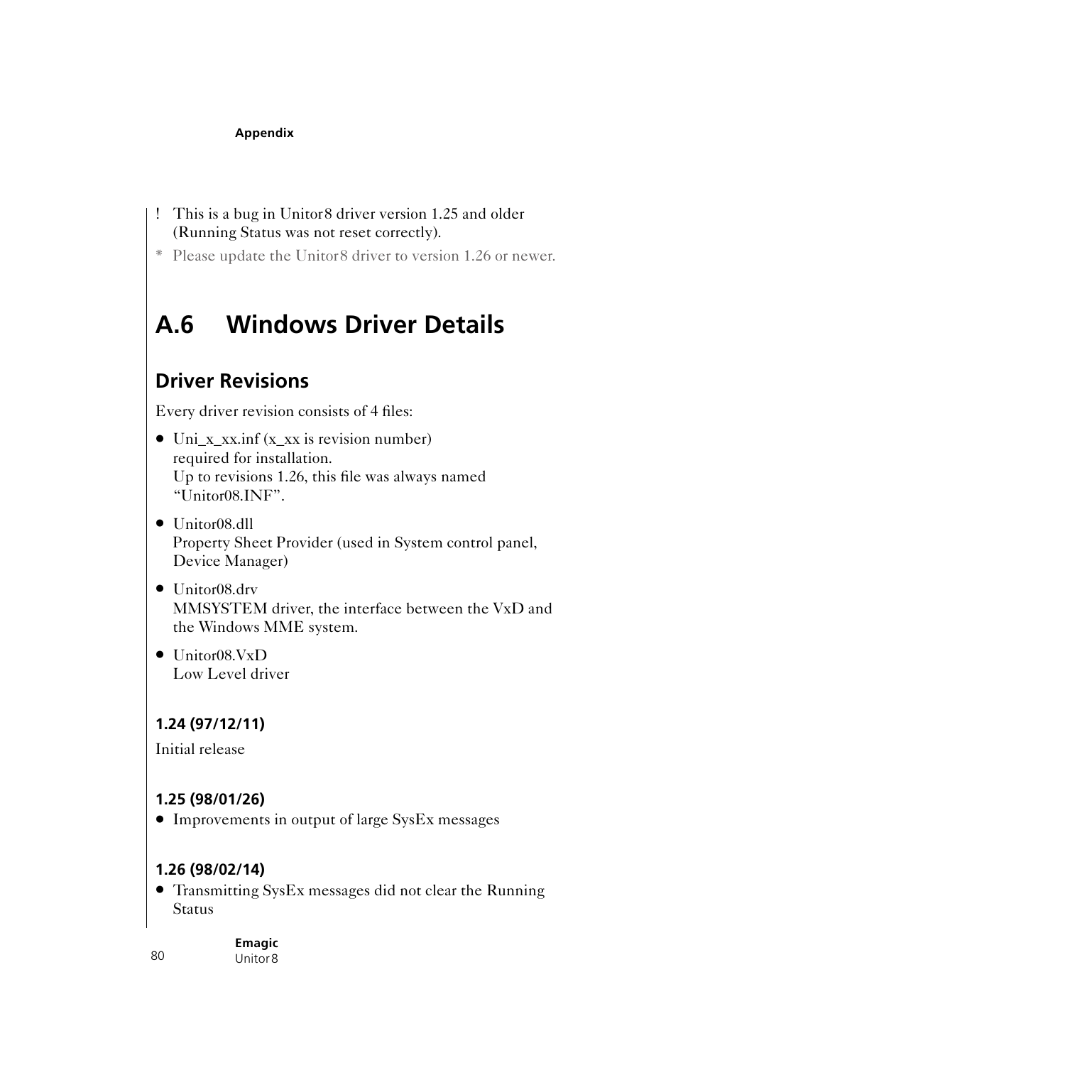! This is a bug in Unitor8 driver version 1.25 and older (Running Status was not reset correctly).

* Please update the Unitor8 driver to version 1.26 or newer.

## A.6 Windows Driver Details

### Driver Revisions

Every driver revision consists of 4 files:

- Uni_x_xx.inf (x_xx is revision number)
  required for installation.
  Up to revisions 1.26, this file was always named "Unitor08.INF".
- Unitor08.dll
  Property Sheet Provider (used in System control panel, Device Manager)
- Unitor08.drv
  MMSYSTEM driver, the interface between the VxD and the Windows MME system.
- Unitor08.VxD
  Low Level driver

#### 1.24 (97/12/11)

Initial release

#### 1.25 (98/01/26)

- Improvements in output of large SysEx messages

#### 1.26 (98/02/14)

- Transmitting SysEx messages did not clear the Running Status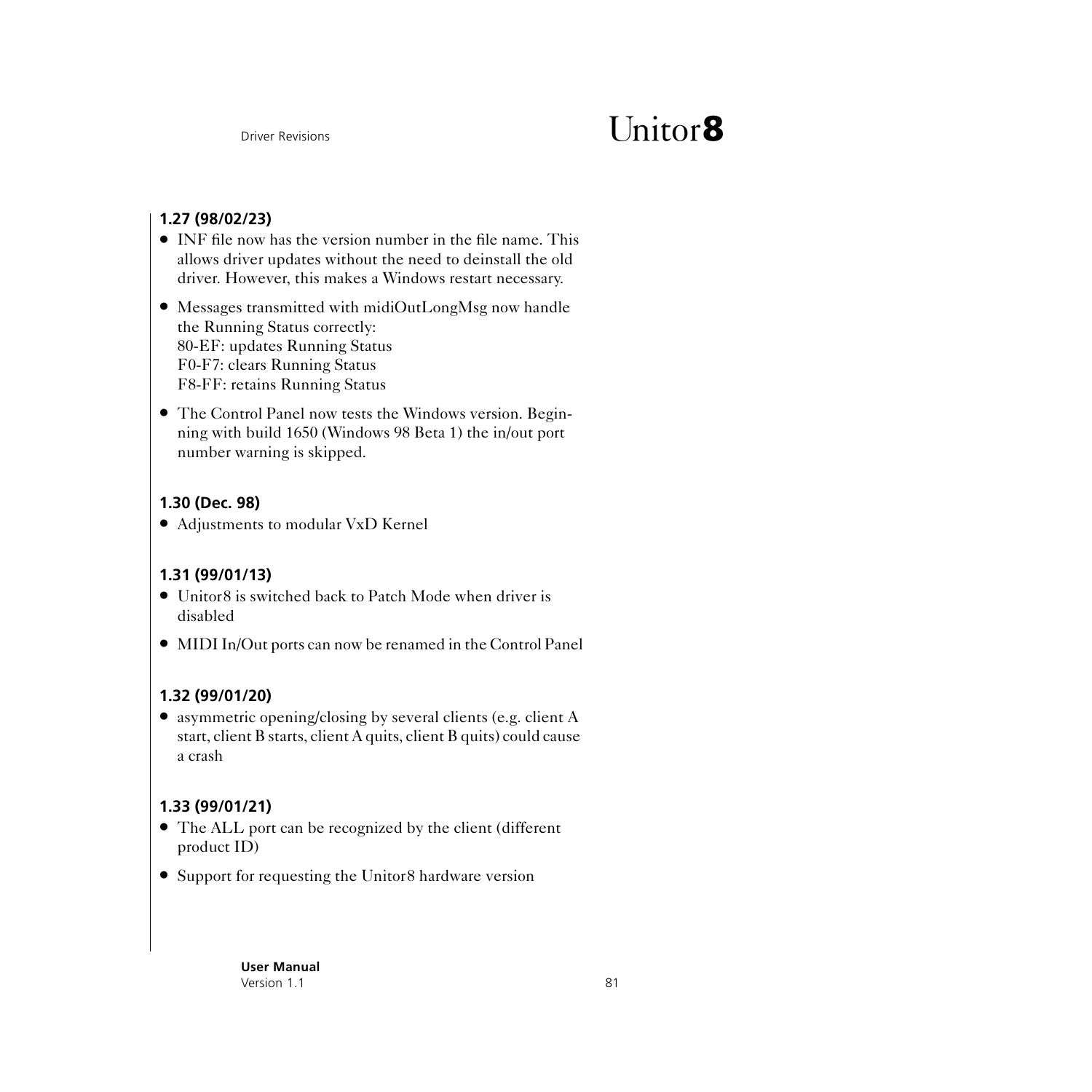### 1.27 (98/02/23)

- INF file now has the version number in the file name. This allows driver updates without the need to deinstall the old driver. However, this makes a Windows restart necessary.
- Messages transmitted with midiOutLongMsg now handle the Running Status correctly:
  80-EF: updates Running Status
  F0-F7: clears Running Status
  F8-FF: retains Running Status
- The Control Panel now tests the Windows version. Beginning with build 1650 (Windows 98 Beta 1) the in/out port number warning is skipped.

### 1.30 (Dec. 98)

- Adjustments to modular VxD Kernel

### 1.31 (99/01/13)

- Unitor8 is switched back to Patch Mode when driver is disabled
- MIDI In/Out ports can now be renamed in the Control Panel

### 1.32 (99/01/20)

- asymmetric opening/closing by several clients (e.g. client A start, client B starts, client A quits, client B quits) could cause a crash

### 1.33 (99/01/21)

- The ALL port can be recognized by the client (different product ID)
- Support for requesting the Unitor8 hardware version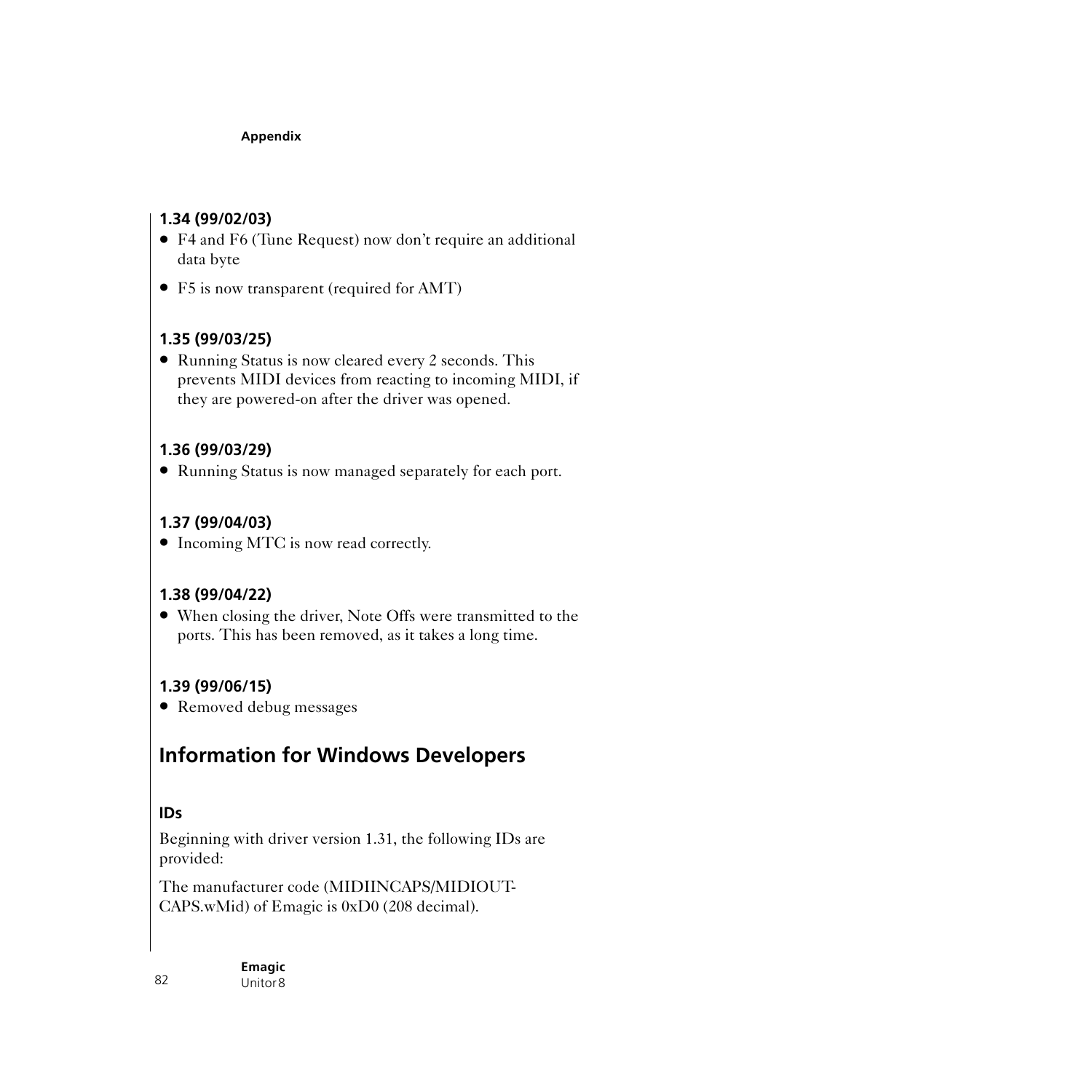### 1.34 (99/02/03)

- F4 and F6 (Tune Request) now don't require an additional data byte
- F5 is now transparent (required for AMT)

### 1.35 (99/03/25)

- Running Status is now cleared every 2 seconds. This prevents MIDI devices from reacting to incoming MIDI, if they are powered-on after the driver was opened.

### 1.36 (99/03/29)

- Running Status is now managed separately for each port.

### 1.37 (99/04/03)

- Incoming MTC is now read correctly.

### 1.38 (99/04/22)

- When closing the driver, Note Offs were transmitted to the ports. This has been removed, as it takes a long time.

### 1.39 (99/06/15)

- Removed debug messages

## Information for Windows Developers

### IDs

Beginning with driver version 1.31, the following IDs are provided:

The manufacturer code (MIDIINCAPS/MIDIOUT-CAPS.wMid) of Emagic is 0xD0 (208 decimal).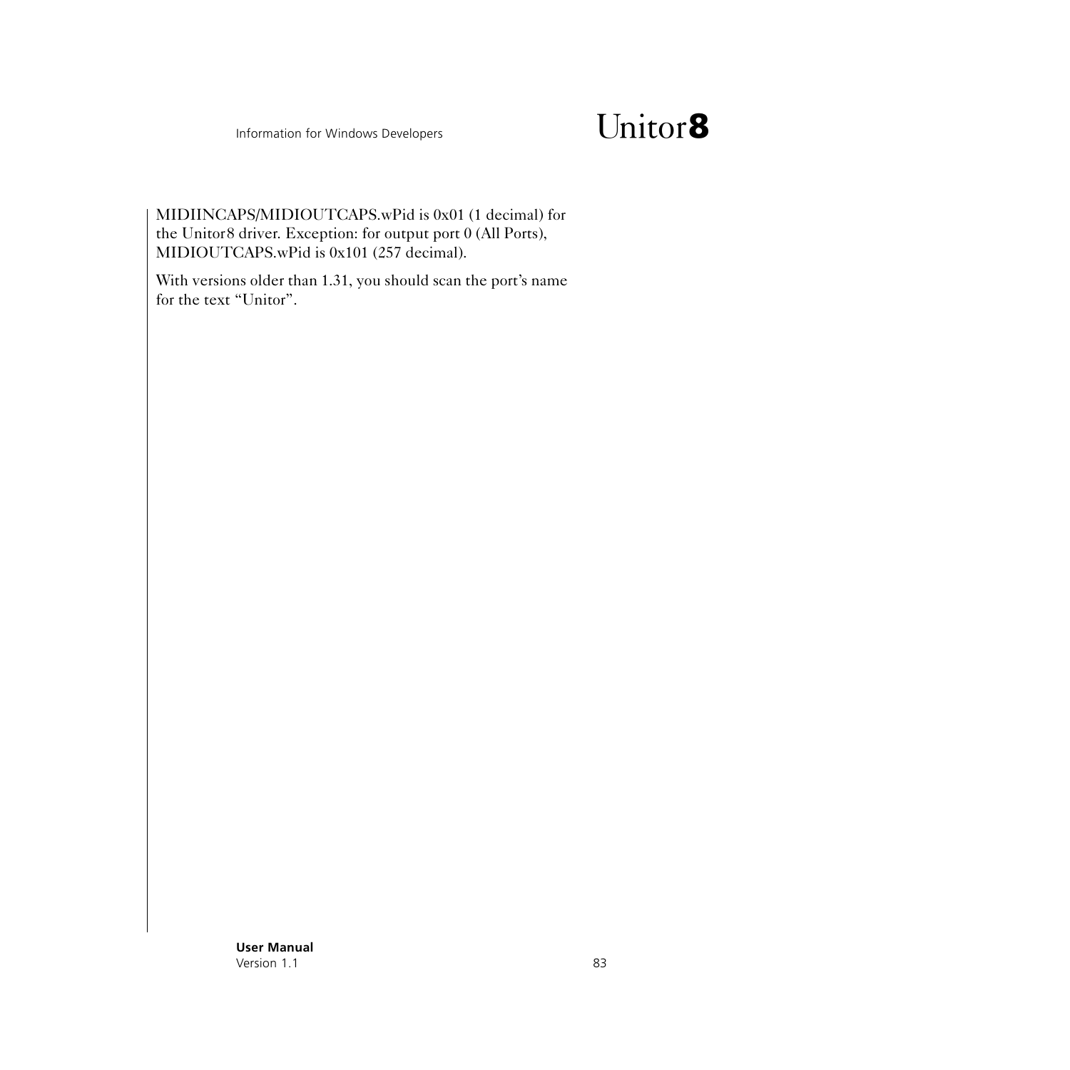MIDIINCAPS/MIDIOUTCAPS.wPid is 0x01 (1 decimal) for the Unitor8 driver. Exception: for output port 0 (All Ports), MIDIOUTCAPS.wPid is 0x101 (257 decimal).

With versions older than 1.31, you should scan the port's name for the text "Unitor".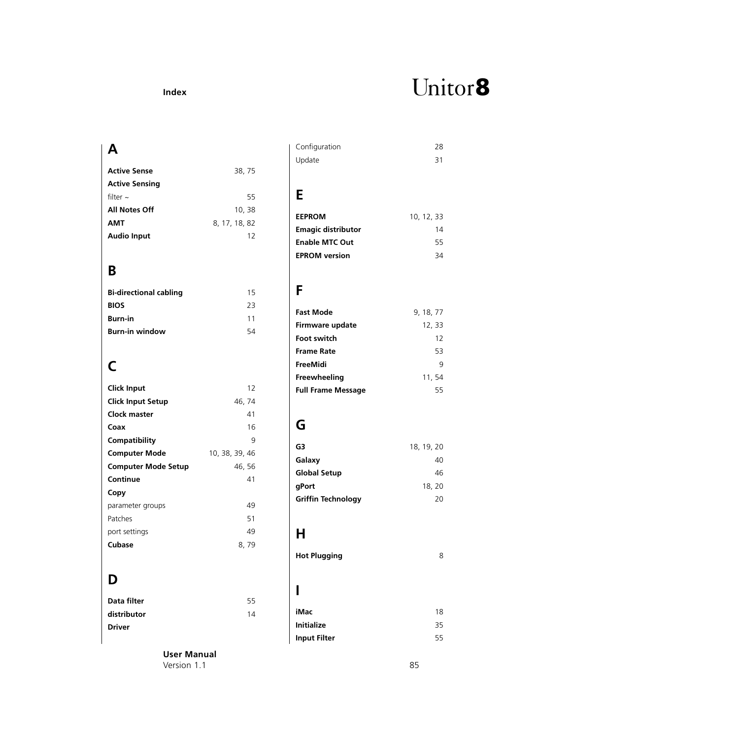## A

**Active Sense** 38, 75
**Active Sensing**
filter ~ 55
**All Notes Off** 10, 38
**AMT** 8, 17, 18, 82
**Audio Input** 12

## B

**Bi-directional cabling** 15
**BIOS** 23
**Burn-in** 11
**Burn-in window** 54

## C

**Click Input** 12
**Click Input Setup** 46, 74
**Clock master** 41
**Coax** 16
**Compatibility** 9
**Computer Mode** 10, 38, 39, 46
**Computer Mode Setup** 46, 56
**Continue** 41
**Copy**
parameter groups 49
Patches 51
port settings 49
**Cubase** 8, 79

## D

**Data filter** 55
**distributor** 14
**Driver**
Configuration 28
Update 31

## E

**EEPROM** 10, 12, 33
**Emagic distributor** 14
**Enable MTC Out** 55
**EPROM version** 34

## F

**Fast Mode** 9, 18, 77
**Firmware update** 12, 33
**Foot switch** 12
**Frame Rate** 53
**FreeMidi** 9
**Freewheeling** 11, 54
**Full Frame Message** 55

## G

**G3** 18, 19, 20
**Galaxy** 40
**Global Setup** 46
**gPort** 18, 20
**Griffin Technology** 20

## H

**Hot Plugging** 8

## I

**iMac** 18
**Initialize** 35
**Input Filter** 55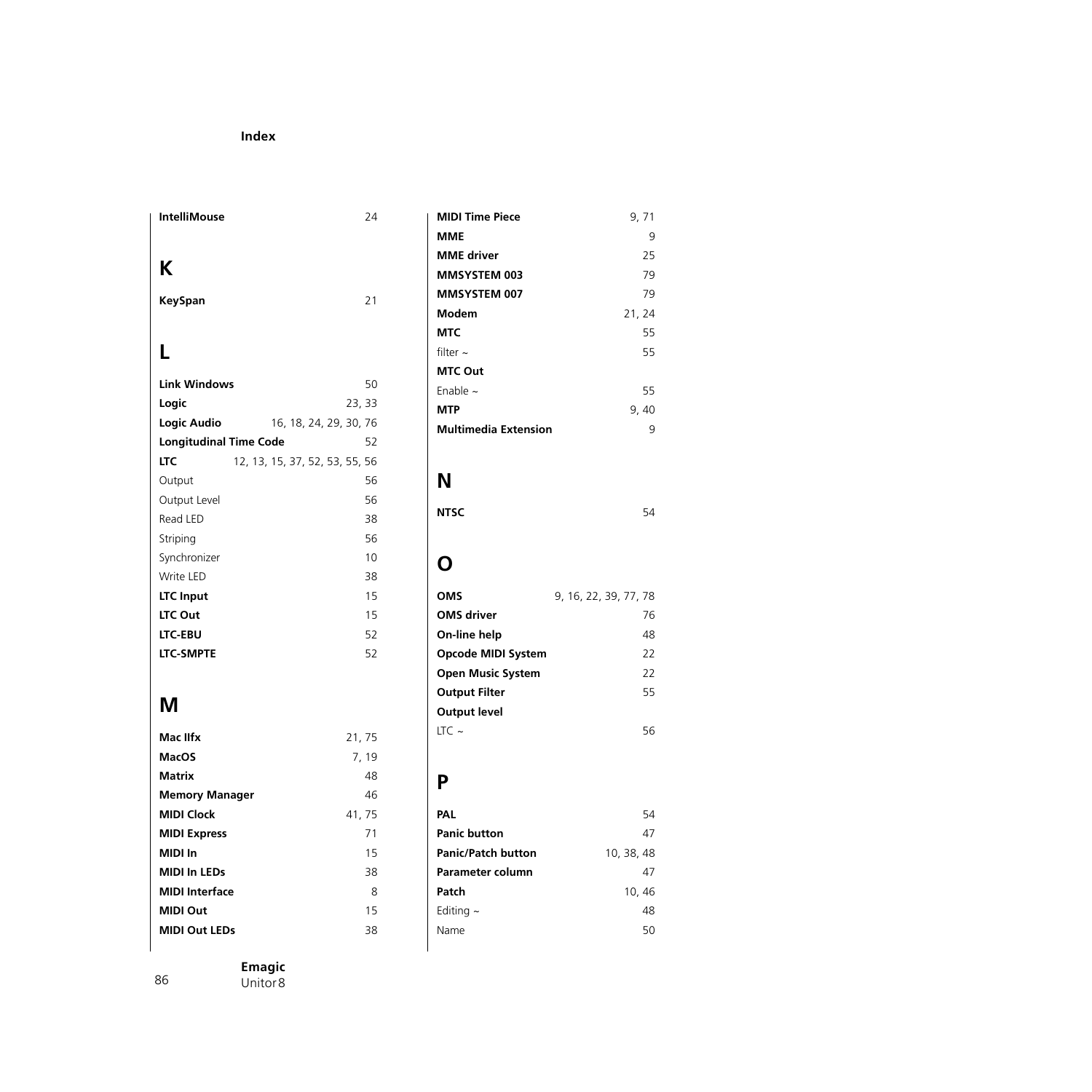**IntelliMouse** 24

## K

**KeySpan** 21

## L

**Link Windows** 50
**Logic** 23, 33
**Logic Audio** 16, 18, 24, 29, 30, 76
**Longitudinal Time Code** 52
**LTC** 12, 13, 15, 37, 52, 53, 55, 56
Output 56
Output Level 56
Read LED 38
Striping 56
Synchronizer 10
Write LED 38
**LTC Input** 15
**LTC Out** 15
**LTC-EBU** 52
**LTC-SMPTE** 52

## M

**Mac IIfx** 21, 75
**MacOS** 7, 19
**Matrix** 48
**Memory Manager** 46
**MIDI Clock** 41, 75
**MIDI Express** 71
**MIDI In** 15
**MIDI In LEDs** 38
**MIDI Interface** 8
**MIDI Out** 15
**MIDI Out LEDs** 38
**MIDI Time Piece** 9, 71
**MME** 9
**MME driver** 25
**MMSYSTEM 003** 79
**MMSYSTEM 007** 79
**Modem** 21, 24
**MTC** 55
filter ~ 55
**MTC Out**
Enable ~ 55
**MTP** 9, 40
**Multimedia Extension** 9

## N

**NTSC** 54

## O

**OMS** 9, 16, 22, 39, 77, 78
**OMS driver** 76
**On-line help** 48
**Opcode MIDI System** 22
**Open Music System** 22
**Output Filter** 55
**Output level**
LTC ~ 56

## P

**PAL** 54
**Panic button** 47
**Panic/Patch button** 10, 38, 48
**Parameter column** 47
**Patch** 10, 46
Editing ~ 48
Name 50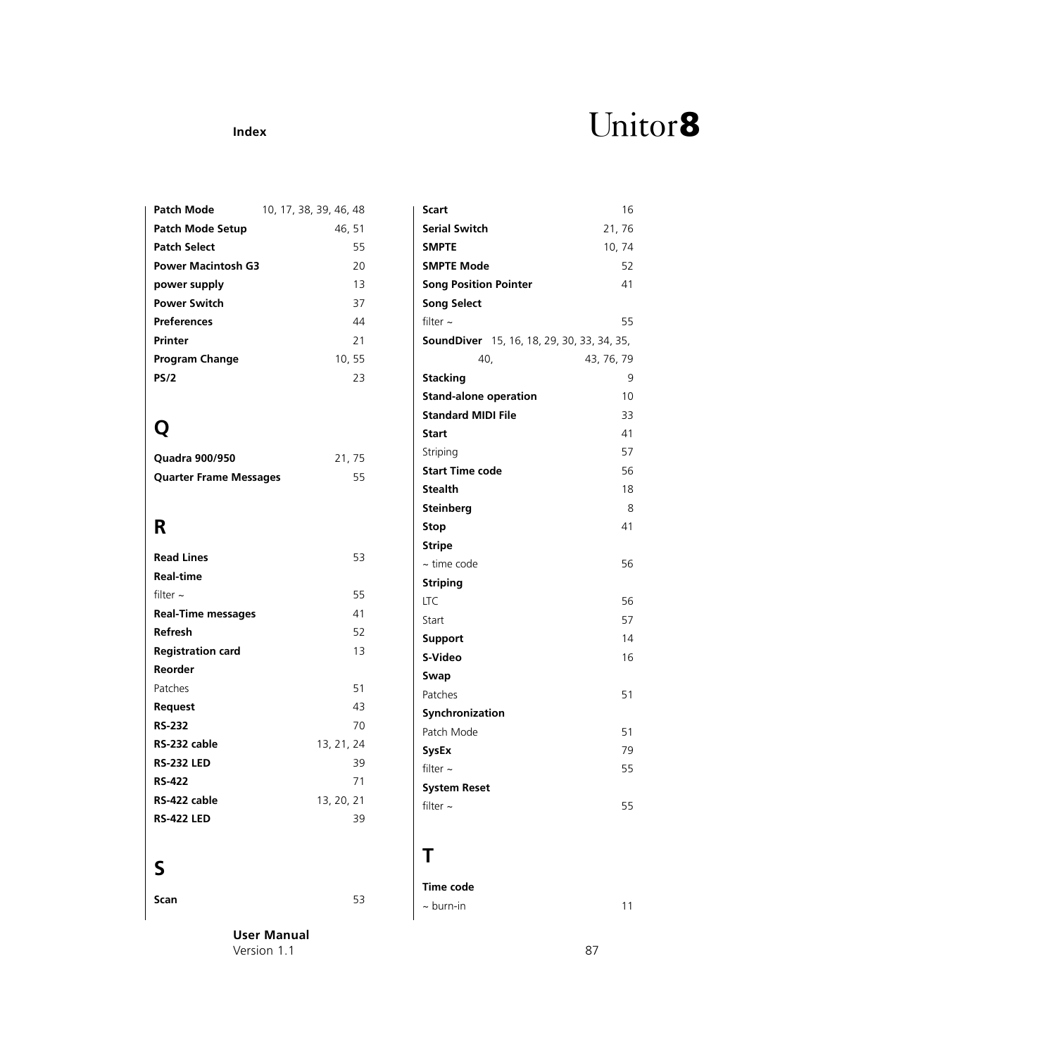**Patch Mode** 10, 17, 38, 39, 46, 48
**Patch Mode Setup** 46, 51
**Patch Select** 55
**Power Macintosh G3** 20
**power supply** 13
**Power Switch** 37
**Preferences** 44
**Printer** 21
**Program Change** 10, 55
**PS/2** 23

## Q

**Quadra 900/950** 21, 75
**Quarter Frame Messages** 55

## R

**Read Lines** 53
**Real-time**
filter ~ 55
**Real-Time messages** 41
**Refresh** 52
**Registration card** 13
**Reorder**
Patches 51
**Request** 43
**RS-232** 70
**RS-232 cable** 13, 21, 24
**RS-232 LED** 39
**RS-422** 71
**RS-422 cable** 13, 20, 21
**RS-422 LED** 39

## S

**Scan** 53
**Scart** 16
**Serial Switch** 21, 76
**SMPTE** 10, 74
**SMPTE Mode** 52
**Song Position Pointer** 41
**Song Select**
filter ~ 55
**SoundDiver** 15, 16, 18, 29, 30, 33, 34, 35, 40, 43, 76, 79
**Stacking** 9
**Stand-alone operation** 10
**Standard MIDI File** 33
**Start** 41
Striping 57
**Start Time code** 56
**Stealth** 18
**Steinberg** 8
**Stop** 41
**Stripe**
~ time code 56
**Striping**
LTC 56
Start 57
**Support** 14
**S-Video** 16
**Swap**
Patches 51
**Synchronization**
Patch Mode 51
**SysEx** 79
filter ~ 55
**System Reset**
filter ~ 55

## T

**Time code**
~ burn-in 11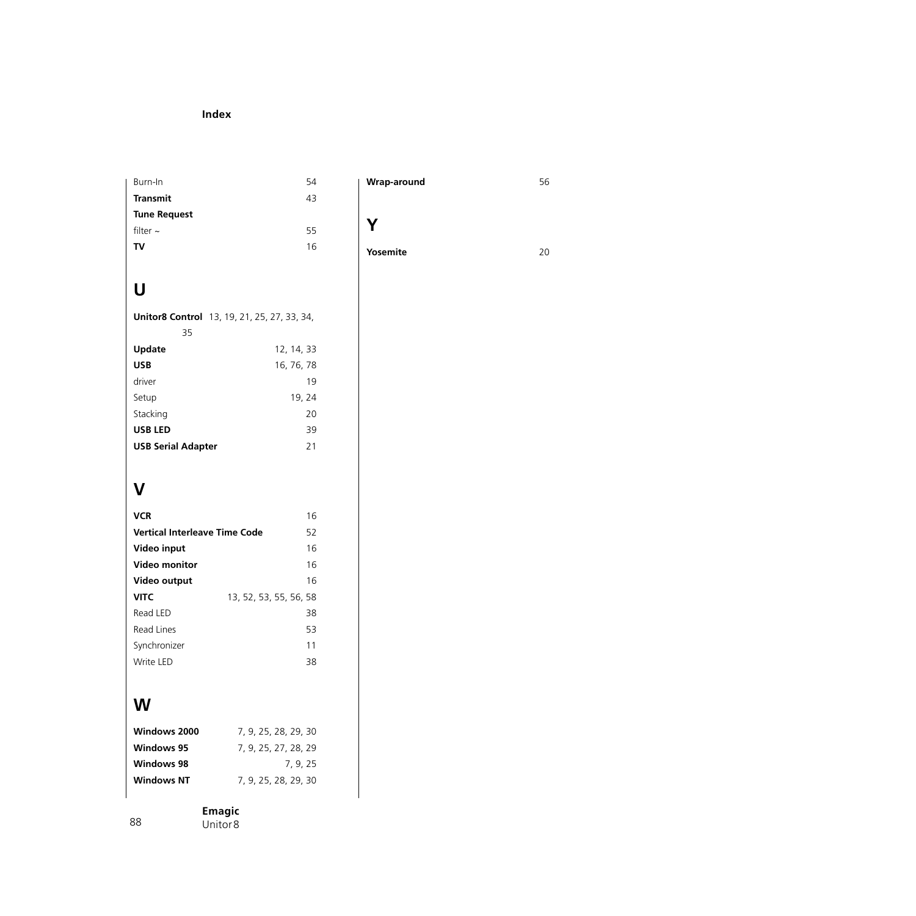Burn-In 54

**Transmit** 43

**Tune Request**

filter ~ 55

**TV** 16

## U

**Unitor8 Control** 13, 19, 21, 25, 27, 33, 34, 35

**Update** 12, 14, 33

**USB** 16, 76, 78

driver 19

Setup 19, 24

Stacking 20

**USB LED** 39

**USB Serial Adapter** 21

## V

**VCR** 16

**Vertical Interleave Time Code** 52

**Video input** 16

**Video monitor** 16

**Video output** 16

**VITC** 13, 52, 53, 55, 56, 58

Read LED 38

Read Lines 53

Synchronizer 11

Write LED 38

## W

**Windows 2000** 7, 9, 25, 28, 29, 30

**Windows 95** 7, 9, 25, 27, 28, 29

**Windows 98** 7, 9, 25

**Windows NT** 7, 9, 25, 28, 29, 30

**Wrap-around** 56

## Y

**Yosemite** 20